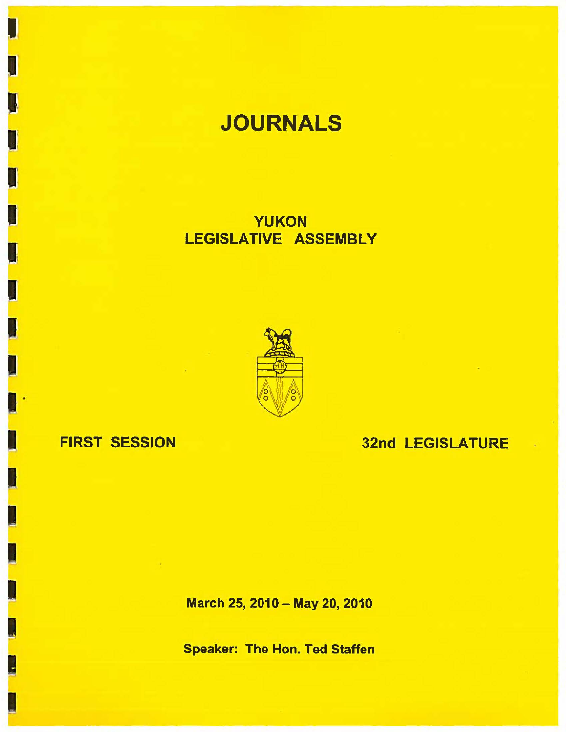# JOURNALS

## YUKON
## LEGISLATIVE ASSEMBLY

**FIRST SESSION** **32nd LEGISLATURE**

**March 25, 2010 – May 20, 2010**

**Speaker: The Hon. Ted Staffen**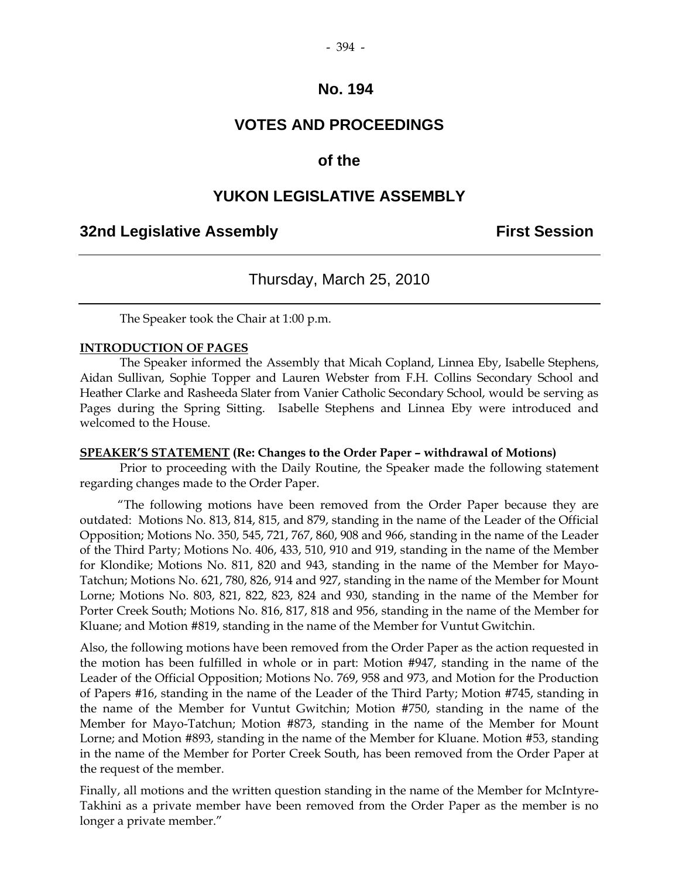# No. 194

# VOTES AND PROCEEDINGS

# of the

# YUKON LEGISLATIVE ASSEMBLY

## 32nd Legislative Assembly — First Session

---

Thursday, March 25, 2010

---

The Speaker took the Chair at 1:00 p.m.

**INTRODUCTION OF PAGES**

The Speaker informed the Assembly that Micah Copland, Linnea Eby, Isabelle Stephens, Aidan Sullivan, Sophie Topper and Lauren Webster from F.H. Collins Secondary School and Heather Clarke and Rasheeda Slater from Vanier Catholic Secondary School, would be serving as Pages during the Spring Sitting. Isabelle Stephens and Linnea Eby were introduced and welcomed to the House.

**SPEAKER'S STATEMENT (Re: Changes to the Order Paper – withdrawal of Motions)**

Prior to proceeding with the Daily Routine, the Speaker made the following statement regarding changes made to the Order Paper.

"The following motions have been removed from the Order Paper because they are outdated: Motions No. 813, 814, 815, and 879, standing in the name of the Leader of the Official Opposition; Motions No. 350, 545, 721, 767, 860, 908 and 966, standing in the name of the Leader of the Third Party; Motions No. 406, 433, 510, 910 and 919, standing in the name of the Member for Klondike; Motions No. 811, 820 and 943, standing in the name of the Member for Mayo-Tatchun; Motions No. 621, 780, 826, 914 and 927, standing in the name of the Member for Mount Lorne; Motions No. 803, 821, 822, 823, 824 and 930, standing in the name of the Member for Porter Creek South; Motions No. 816, 817, 818 and 956, standing in the name of the Member for Kluane; and Motion #819, standing in the name of the Member for Vuntut Gwitchin.

Also, the following motions have been removed from the Order Paper as the action requested in the motion has been fulfilled in whole or in part: Motion #947, standing in the name of the Leader of the Official Opposition; Motions No. 769, 958 and 973, and Motion for the Production of Papers #16, standing in the name of the Leader of the Third Party; Motion #745, standing in the name of the Member for Vuntut Gwitchin; Motion #750, standing in the name of the Member for Mayo-Tatchun; Motion #873, standing in the name of the Member for Mount Lorne; and Motion #893, standing in the name of the Member for Kluane. Motion #53, standing in the name of the Member for Porter Creek South, has been removed from the Order Paper at the request of the member.

Finally, all motions and the written question standing in the name of the Member for McIntyre-Takhini as a private member have been removed from the Order Paper as the member is no longer a private member."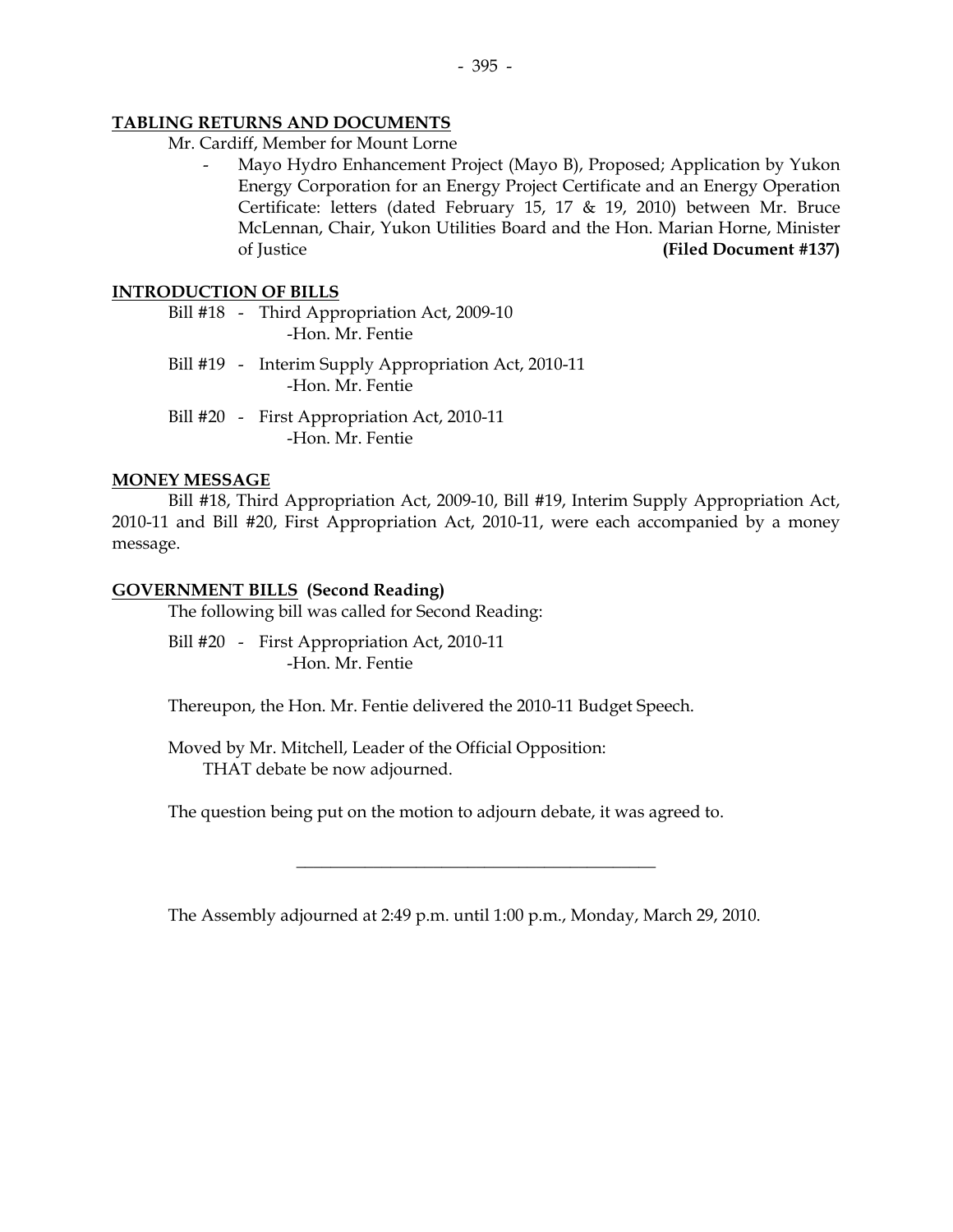## TABLING RETURNS AND DOCUMENTS

Mr. Cardiff, Member for Mount Lorne

- Mayo Hydro Enhancement Project (Mayo B), Proposed; Application by Yukon Energy Corporation for an Energy Project Certificate and an Energy Operation Certificate: letters (dated February 15, 17 & 19, 2010) between Mr. Bruce McLennan, Chair, Yukon Utilities Board and the Hon. Marian Horne, Minister of Justice **(Filed Document #137)**

## INTRODUCTION OF BILLS

Bill #18 - Third Appropriation Act, 2009-10
-Hon. Mr. Fentie

Bill #19 - Interim Supply Appropriation Act, 2010-11
-Hon. Mr. Fentie

Bill #20 - First Appropriation Act, 2010-11
-Hon. Mr. Fentie

## MONEY MESSAGE

Bill #18, Third Appropriation Act, 2009-10, Bill #19, Interim Supply Appropriation Act, 2010-11 and Bill #20, First Appropriation Act, 2010-11, were each accompanied by a money message.

## GOVERNMENT BILLS (Second Reading)

The following bill was called for Second Reading:

Bill #20 - First Appropriation Act, 2010-11
-Hon. Mr. Fentie

Thereupon, the Hon. Mr. Fentie delivered the 2010-11 Budget Speech.

Moved by Mr. Mitchell, Leader of the Official Opposition:
THAT debate be now adjourned.

The question being put on the motion to adjourn debate, it was agreed to.

---

The Assembly adjourned at 2:49 p.m. until 1:00 p.m., Monday, March 29, 2010.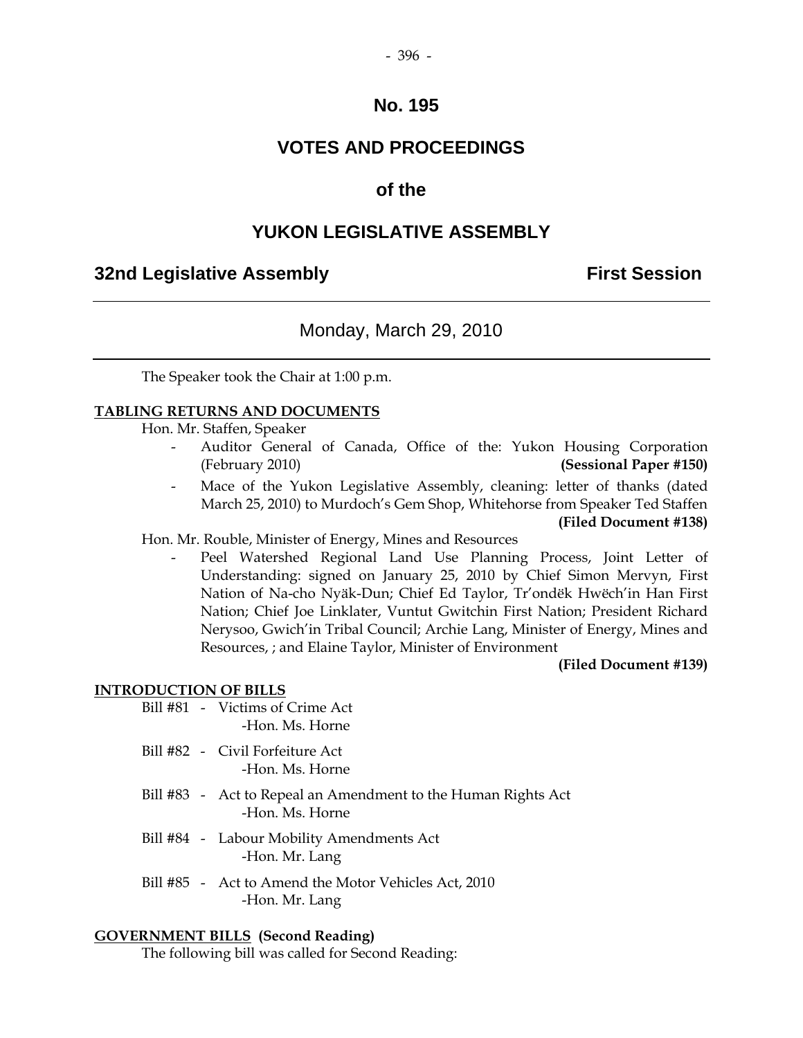# No. 195

## VOTES AND PROCEEDINGS

## of the

## YUKON LEGISLATIVE ASSEMBLY

**32nd Legislative Assembly** **First Session**

---

Monday, March 29, 2010

---

The Speaker took the Chair at 1:00 p.m.

**TABLING RETURNS AND DOCUMENTS**

Hon. Mr. Staffen, Speaker

- Auditor General of Canada, Office of the: Yukon Housing Corporation (February 2010) **(Sessional Paper #150)**
- Mace of the Yukon Legislative Assembly, cleaning: letter of thanks (dated March 25, 2010) to Murdoch's Gem Shop, Whitehorse from Speaker Ted Staffen **(Filed Document #138)**

Hon. Mr. Rouble, Minister of Energy, Mines and Resources

- Peel Watershed Regional Land Use Planning Process, Joint Letter of Understanding: signed on January 25, 2010 by Chief Simon Mervyn, First Nation of Na-cho Nyäk-Dun; Chief Ed Taylor, Tr'ondëk Hwëch'in Han First Nation; Chief Joe Linklater, Vuntut Gwitchin First Nation; President Richard Nerysoo, Gwich'in Tribal Council; Archie Lang, Minister of Energy, Mines and Resources, ; and Elaine Taylor, Minister of Environment **(Filed Document #139)**

**INTRODUCTION OF BILLS**

Bill #81 - Victims of Crime Act
-Hon. Ms. Horne

Bill #82 - Civil Forfeiture Act
-Hon. Ms. Horne

Bill #83 - Act to Repeal an Amendment to the Human Rights Act
-Hon. Ms. Horne

Bill #84 - Labour Mobility Amendments Act
-Hon. Mr. Lang

Bill #85 - Act to Amend the Motor Vehicles Act, 2010
-Hon. Mr. Lang

**GOVERNMENT BILLS (Second Reading)**

The following bill was called for Second Reading: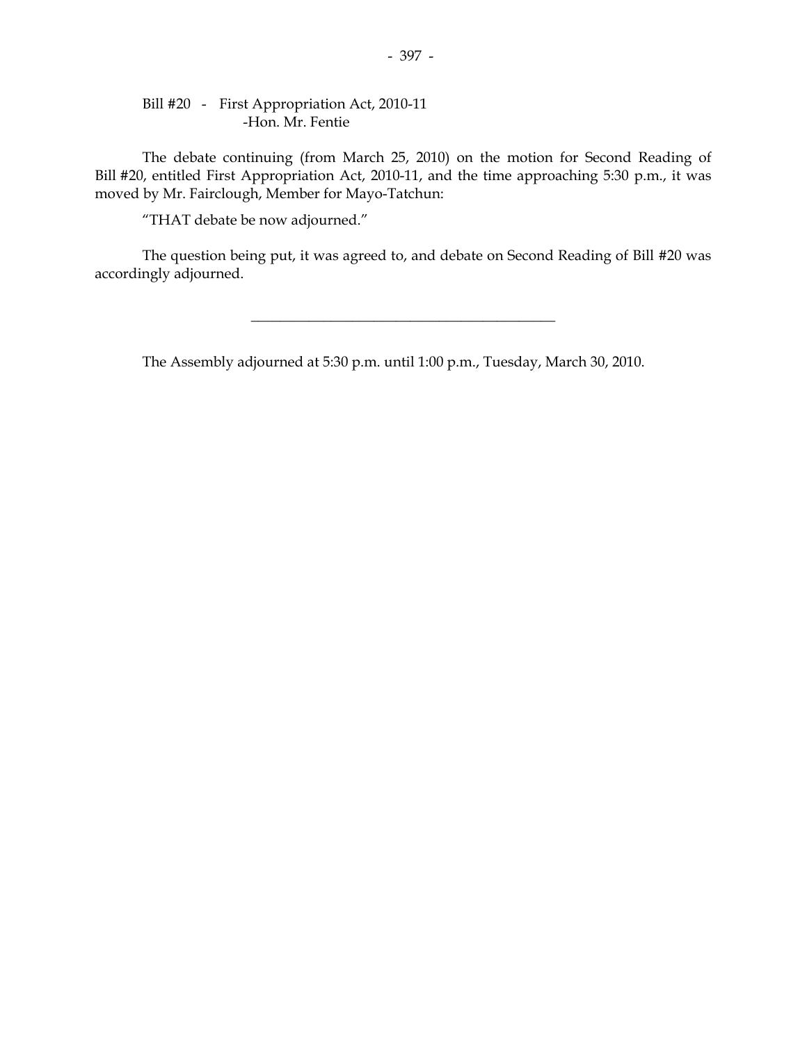Bill #20 - First Appropriation Act, 2010-11
-Hon. Mr. Fentie

The debate continuing (from March 25, 2010) on the motion for Second Reading of Bill #20, entitled First Appropriation Act, 2010-11, and the time approaching 5:30 p.m., it was moved by Mr. Fairclough, Member for Mayo-Tatchun:

"THAT debate be now adjourned."

The question being put, it was agreed to, and debate on Second Reading of Bill #20 was accordingly adjourned.

---

The Assembly adjourned at 5:30 p.m. until 1:00 p.m., Tuesday, March 30, 2010.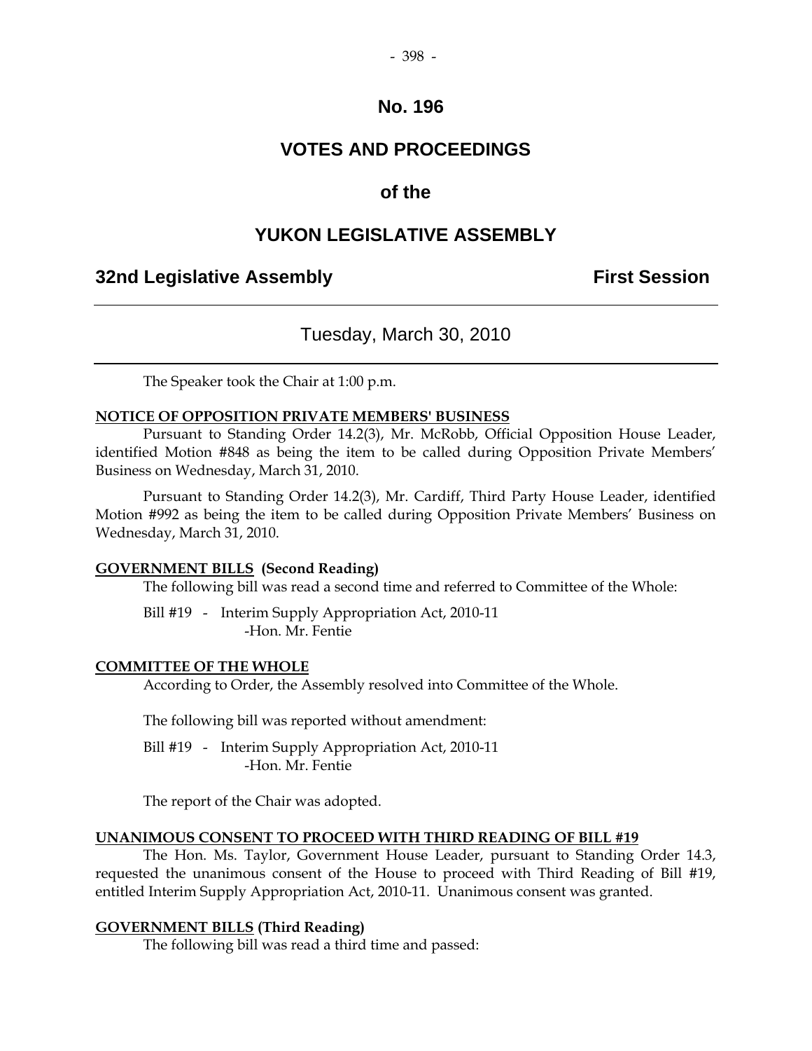# No. 196

# VOTES AND PROCEEDINGS

## of the

# YUKON LEGISLATIVE ASSEMBLY

**32nd Legislative Assembly** **First Session**

---

Tuesday, March 30, 2010

---

The Speaker took the Chair at 1:00 p.m.

**NOTICE OF OPPOSITION PRIVATE MEMBERS' BUSINESS**

Pursuant to Standing Order 14.2(3), Mr. McRobb, Official Opposition House Leader, identified Motion #848 as being the item to be called during Opposition Private Members' Business on Wednesday, March 31, 2010.

Pursuant to Standing Order 14.2(3), Mr. Cardiff, Third Party House Leader, identified Motion #992 as being the item to be called during Opposition Private Members' Business on Wednesday, March 31, 2010.

**GOVERNMENT BILLS (Second Reading)**

The following bill was read a second time and referred to Committee of the Whole:

Bill #19 - Interim Supply Appropriation Act, 2010-11
-Hon. Mr. Fentie

**COMMITTEE OF THE WHOLE**

According to Order, the Assembly resolved into Committee of the Whole.

The following bill was reported without amendment:

Bill #19 - Interim Supply Appropriation Act, 2010-11
-Hon. Mr. Fentie

The report of the Chair was adopted.

**UNANIMOUS CONSENT TO PROCEED WITH THIRD READING OF BILL #19**

The Hon. Ms. Taylor, Government House Leader, pursuant to Standing Order 14.3, requested the unanimous consent of the House to proceed with Third Reading of Bill #19, entitled Interim Supply Appropriation Act, 2010-11. Unanimous consent was granted.

**GOVERNMENT BILLS (Third Reading)**

The following bill was read a third time and passed: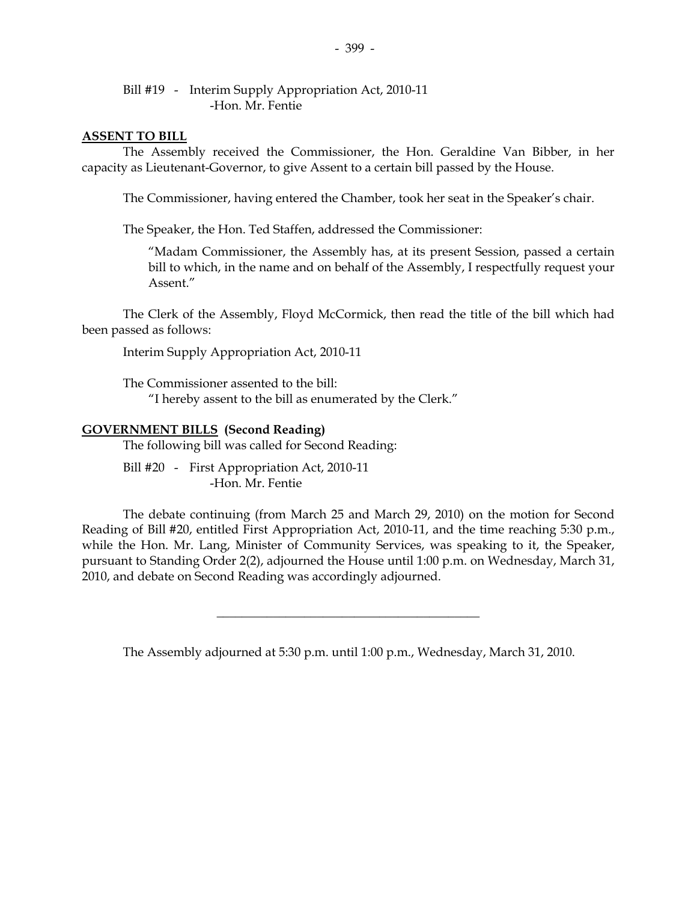Bill #19 - Interim Supply Appropriation Act, 2010-11
-Hon. Mr. Fentie

**ASSENT TO BILL**

The Assembly received the Commissioner, the Hon. Geraldine Van Bibber, in her capacity as Lieutenant-Governor, to give Assent to a certain bill passed by the House.

The Commissioner, having entered the Chamber, took her seat in the Speaker's chair.

The Speaker, the Hon. Ted Staffen, addressed the Commissioner:

> "Madam Commissioner, the Assembly has, at its present Session, passed a certain bill to which, in the name and on behalf of the Assembly, I respectfully request your Assent."

The Clerk of the Assembly, Floyd McCormick, then read the title of the bill which had been passed as follows:

Interim Supply Appropriation Act, 2010-11

The Commissioner assented to the bill:
"I hereby assent to the bill as enumerated by the Clerk."

**GOVERNMENT BILLS (Second Reading)**

The following bill was called for Second Reading:

Bill #20 - First Appropriation Act, 2010-11
-Hon. Mr. Fentie

The debate continuing (from March 25 and March 29, 2010) on the motion for Second Reading of Bill #20, entitled First Appropriation Act, 2010-11, and the time reaching 5:30 p.m., while the Hon. Mr. Lang, Minister of Community Services, was speaking to it, the Speaker, pursuant to Standing Order 2(2), adjourned the House until 1:00 p.m. on Wednesday, March 31, 2010, and debate on Second Reading was accordingly adjourned.

---

The Assembly adjourned at 5:30 p.m. until 1:00 p.m., Wednesday, March 31, 2010.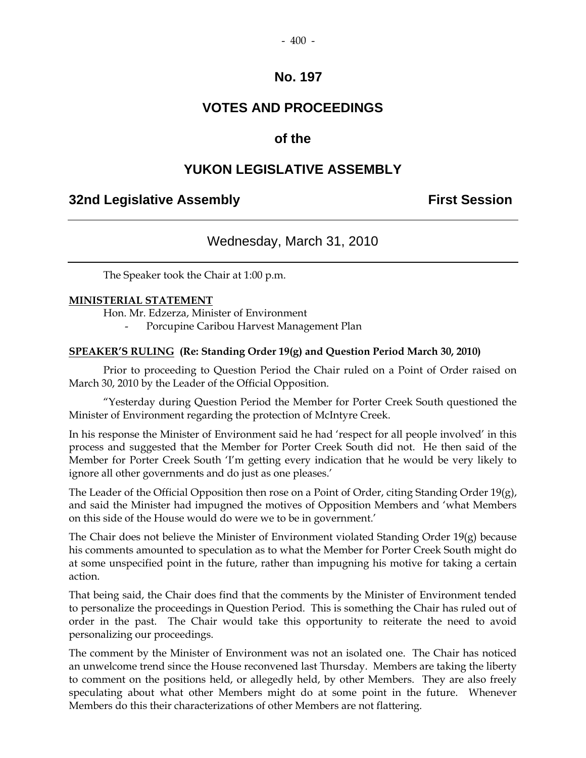# No. 197

# VOTES AND PROCEEDINGS

## of the

# YUKON LEGISLATIVE ASSEMBLY

**32nd Legislative Assembly** **First Session**

---

Wednesday, March 31, 2010

---

The Speaker took the Chair at 1:00 p.m.

**MINISTERIAL STATEMENT**

Hon. Mr. Edzerza, Minister of Environment

- Porcupine Caribou Harvest Management Plan

**SPEAKER'S RULING (Re: Standing Order 19(g) and Question Period March 30, 2010)**

Prior to proceeding to Question Period the Chair ruled on a Point of Order raised on March 30, 2010 by the Leader of the Official Opposition.

"Yesterday during Question Period the Member for Porter Creek South questioned the Minister of Environment regarding the protection of McIntyre Creek.

In his response the Minister of Environment said he had 'respect for all people involved' in this process and suggested that the Member for Porter Creek South did not. He then said of the Member for Porter Creek South 'I'm getting every indication that he would be very likely to ignore all other governments and do just as one pleases.'

The Leader of the Official Opposition then rose on a Point of Order, citing Standing Order 19(g), and said the Minister had impugned the motives of Opposition Members and 'what Members on this side of the House would do were we to be in government.'

The Chair does not believe the Minister of Environment violated Standing Order 19(g) because his comments amounted to speculation as to what the Member for Porter Creek South might do at some unspecified point in the future, rather than impugning his motive for taking a certain action.

That being said, the Chair does find that the comments by the Minister of Environment tended to personalize the proceedings in Question Period. This is something the Chair has ruled out of order in the past. The Chair would take this opportunity to reiterate the need to avoid personalizing our proceedings.

The comment by the Minister of Environment was not an isolated one. The Chair has noticed an unwelcome trend since the House reconvened last Thursday. Members are taking the liberty to comment on the positions held, or allegedly held, by other Members. They are also freely speculating about what other Members might do at some point in the future. Whenever Members do this their characterizations of other Members are not flattering.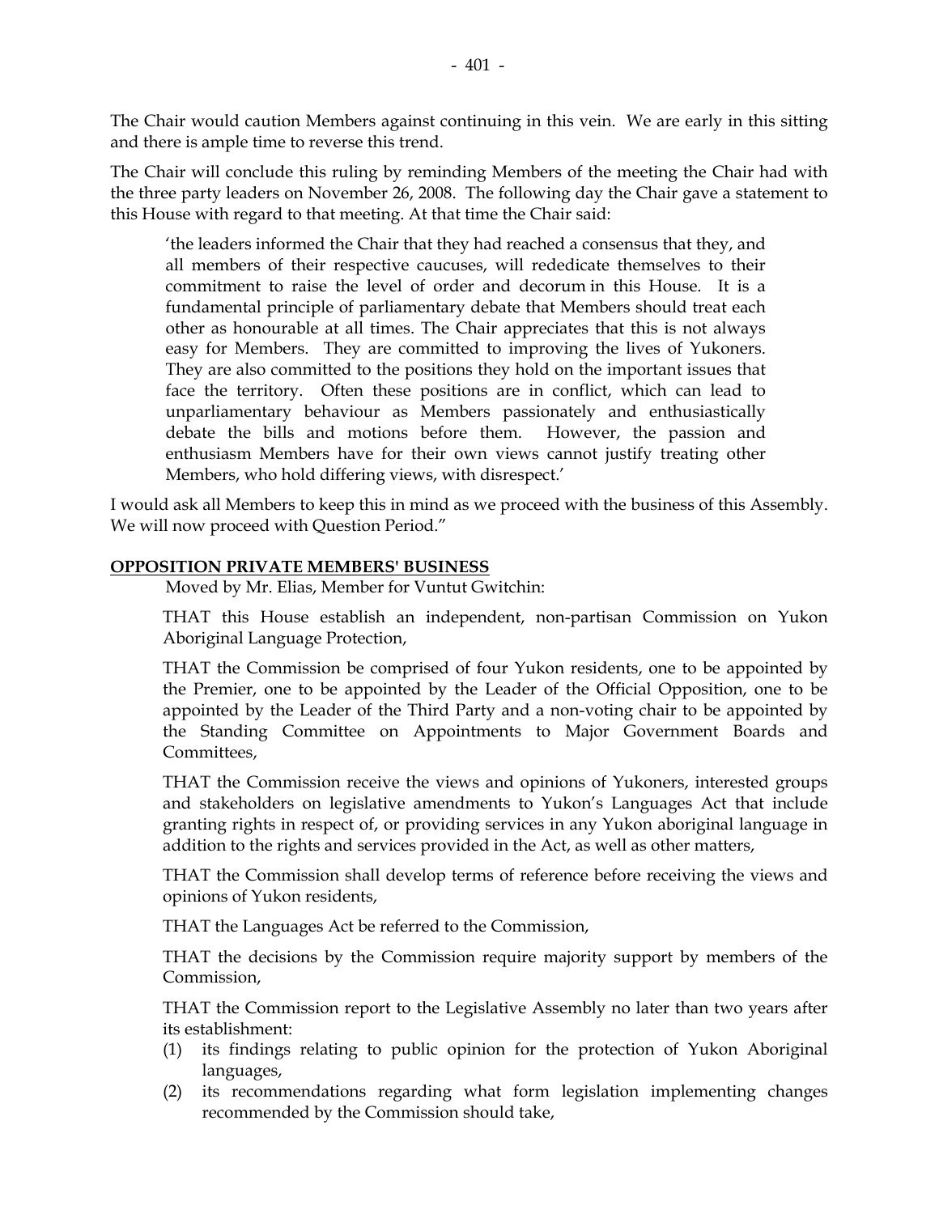The Chair would caution Members against continuing in this vein. We are early in this sitting and there is ample time to reverse this trend.

The Chair will conclude this ruling by reminding Members of the meeting the Chair had with the three party leaders on November 26, 2008. The following day the Chair gave a statement to this House with regard to that meeting. At that time the Chair said:

> 'the leaders informed the Chair that they had reached a consensus that they, and all members of their respective caucuses, will rededicate themselves to their commitment to raise the level of order and decorum in this House. It is a fundamental principle of parliamentary debate that Members should treat each other as honourable at all times. The Chair appreciates that this is not always easy for Members. They are committed to improving the lives of Yukoners. They are also committed to the positions they hold on the important issues that face the territory. Often these positions are in conflict, which can lead to unparliamentary behaviour as Members passionately and enthusiastically debate the bills and motions before them. However, the passion and enthusiasm Members have for their own views cannot justify treating other Members, who hold differing views, with disrespect.'

I would ask all Members to keep this in mind as we proceed with the business of this Assembly. We will now proceed with Question Period."

**OPPOSITION PRIVATE MEMBERS' BUSINESS**

Moved by Mr. Elias, Member for Vuntut Gwitchin:

THAT this House establish an independent, non-partisan Commission on Yukon Aboriginal Language Protection,

THAT the Commission be comprised of four Yukon residents, one to be appointed by the Premier, one to be appointed by the Leader of the Official Opposition, one to be appointed by the Leader of the Third Party and a non-voting chair to be appointed by the Standing Committee on Appointments to Major Government Boards and Committees,

THAT the Commission receive the views and opinions of Yukoners, interested groups and stakeholders on legislative amendments to Yukon's Languages Act that include granting rights in respect of, or providing services in any Yukon aboriginal language in addition to the rights and services provided in the Act, as well as other matters,

THAT the Commission shall develop terms of reference before receiving the views and opinions of Yukon residents,

THAT the Languages Act be referred to the Commission,

THAT the decisions by the Commission require majority support by members of the Commission,

THAT the Commission report to the Legislative Assembly no later than two years after its establishment:

(1) its findings relating to public opinion for the protection of Yukon Aboriginal languages,
(2) its recommendations regarding what form legislation implementing changes recommended by the Commission should take,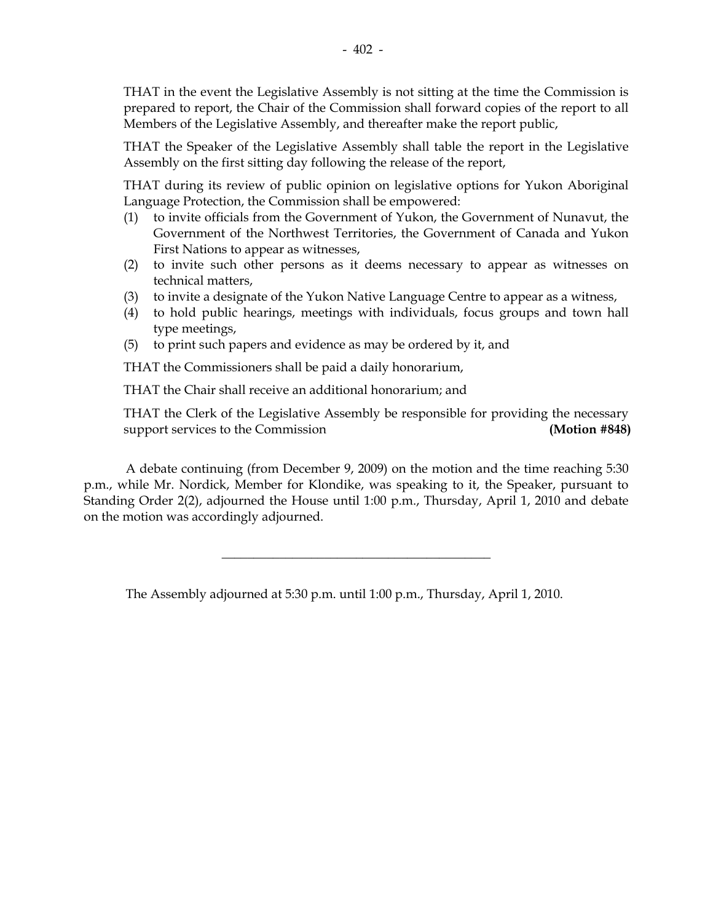THAT in the event the Legislative Assembly is not sitting at the time the Commission is prepared to report, the Chair of the Commission shall forward copies of the report to all Members of the Legislative Assembly, and thereafter make the report public,

THAT the Speaker of the Legislative Assembly shall table the report in the Legislative Assembly on the first sitting day following the release of the report,

THAT during its review of public opinion on legislative options for Yukon Aboriginal Language Protection, the Commission shall be empowered:

(1) to invite officials from the Government of Yukon, the Government of Nunavut, the Government of the Northwest Territories, the Government of Canada and Yukon First Nations to appear as witnesses,
(2) to invite such other persons as it deems necessary to appear as witnesses on technical matters,
(3) to invite a designate of the Yukon Native Language Centre to appear as a witness,
(4) to hold public hearings, meetings with individuals, focus groups and town hall type meetings,
(5) to print such papers and evidence as may be ordered by it, and

THAT the Commissioners shall be paid a daily honorarium,

THAT the Chair shall receive an additional honorarium; and

THAT the Clerk of the Legislative Assembly be responsible for providing the necessary support services to the Commission **(Motion #848)**

A debate continuing (from December 9, 2009) on the motion and the time reaching 5:30 p.m., while Mr. Nordick, Member for Klondike, was speaking to it, the Speaker, pursuant to Standing Order 2(2), adjourned the House until 1:00 p.m., Thursday, April 1, 2010 and debate on the motion was accordingly adjourned.

---

The Assembly adjourned at 5:30 p.m. until 1:00 p.m., Thursday, April 1, 2010.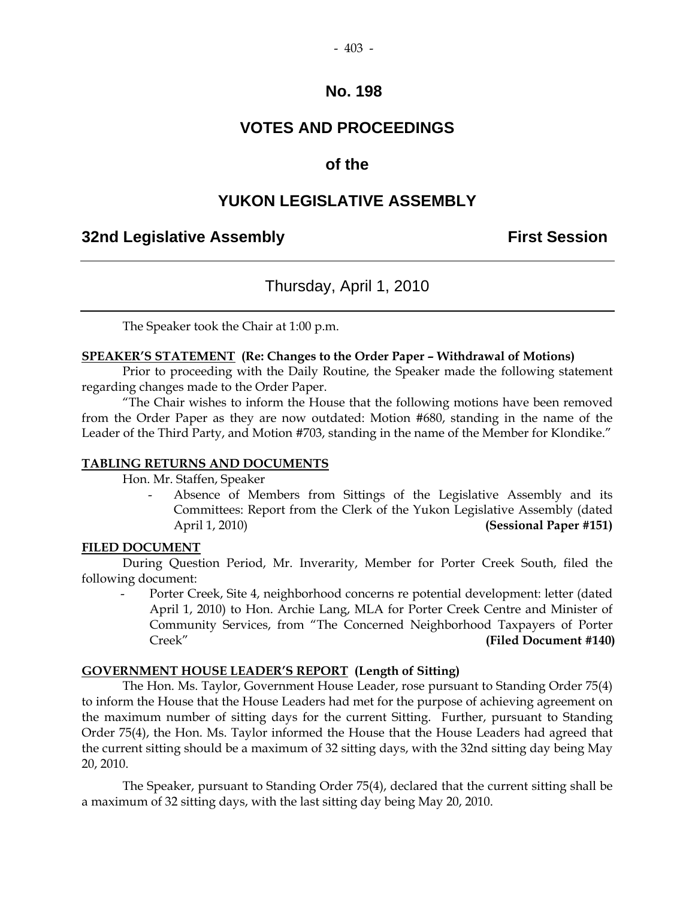# No. 198

# VOTES AND PROCEEDINGS

## of the

# YUKON LEGISLATIVE ASSEMBLY

**32nd Legislative Assembly** **First Session**

---

Thursday, April 1, 2010

---

The Speaker took the Chair at 1:00 p.m.

**SPEAKER'S STATEMENT (Re: Changes to the Order Paper – Withdrawal of Motions)**

Prior to proceeding with the Daily Routine, the Speaker made the following statement regarding changes made to the Order Paper.

"The Chair wishes to inform the House that the following motions have been removed from the Order Paper as they are now outdated: Motion #680, standing in the name of the Leader of the Third Party, and Motion #703, standing in the name of the Member for Klondike."

**TABLING RETURNS AND DOCUMENTS**

Hon. Mr. Staffen, Speaker

- Absence of Members from Sittings of the Legislative Assembly and its Committees: Report from the Clerk of the Yukon Legislative Assembly (dated April 1, 2010) **(Sessional Paper #151)**

**FILED DOCUMENT**

During Question Period, Mr. Inverarity, Member for Porter Creek South, filed the following document:

- Porter Creek, Site 4, neighborhood concerns re potential development: letter (dated April 1, 2010) to Hon. Archie Lang, MLA for Porter Creek Centre and Minister of Community Services, from "The Concerned Neighborhood Taxpayers of Porter Creek" **(Filed Document #140)**

**GOVERNMENT HOUSE LEADER'S REPORT (Length of Sitting)**

The Hon. Ms. Taylor, Government House Leader, rose pursuant to Standing Order 75(4) to inform the House that the House Leaders had met for the purpose of achieving agreement on the maximum number of sitting days for the current Sitting. Further, pursuant to Standing Order 75(4), the Hon. Ms. Taylor informed the House that the House Leaders had agreed that the current sitting should be a maximum of 32 sitting days, with the 32nd sitting day being May 20, 2010.

The Speaker, pursuant to Standing Order 75(4), declared that the current sitting shall be a maximum of 32 sitting days, with the last sitting day being May 20, 2010.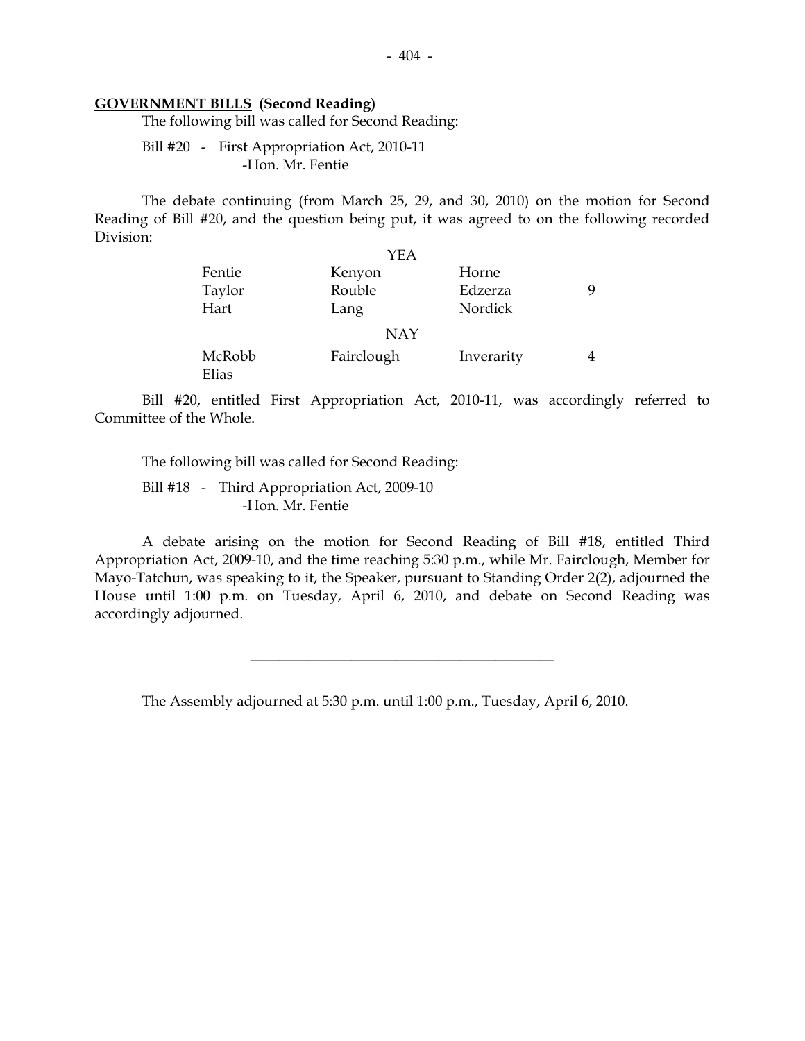**GOVERNMENT BILLS (Second Reading)**

The following bill was called for Second Reading:

Bill #20 - First Appropriation Act, 2010-11
-Hon. Mr. Fentie

The debate continuing (from March 25, 29, and 30, 2010) on the motion for Second Reading of Bill #20, and the question being put, it was agreed to on the following recorded Division:

| | YEA | | |
|---|---|---|---|
| Fentie | Kenyon | Horne | |
| Taylor | Rouble | Edzerza | 9 |
| Hart | Lang | Nordick | |
| | **NAY** | | |
| McRobb | Fairclough | Inverarity | 4 |
| Elias | | | |

Bill #20, entitled First Appropriation Act, 2010-11, was accordingly referred to Committee of the Whole.

The following bill was called for Second Reading:

Bill #18 - Third Appropriation Act, 2009-10
-Hon. Mr. Fentie

A debate arising on the motion for Second Reading of Bill #18, entitled Third Appropriation Act, 2009-10, and the time reaching 5:30 p.m., while Mr. Fairclough, Member for Mayo-Tatchun, was speaking to it, the Speaker, pursuant to Standing Order 2(2), adjourned the House until 1:00 p.m. on Tuesday, April 6, 2010, and debate on Second Reading was accordingly adjourned.

---

The Assembly adjourned at 5:30 p.m. until 1:00 p.m., Tuesday, April 6, 2010.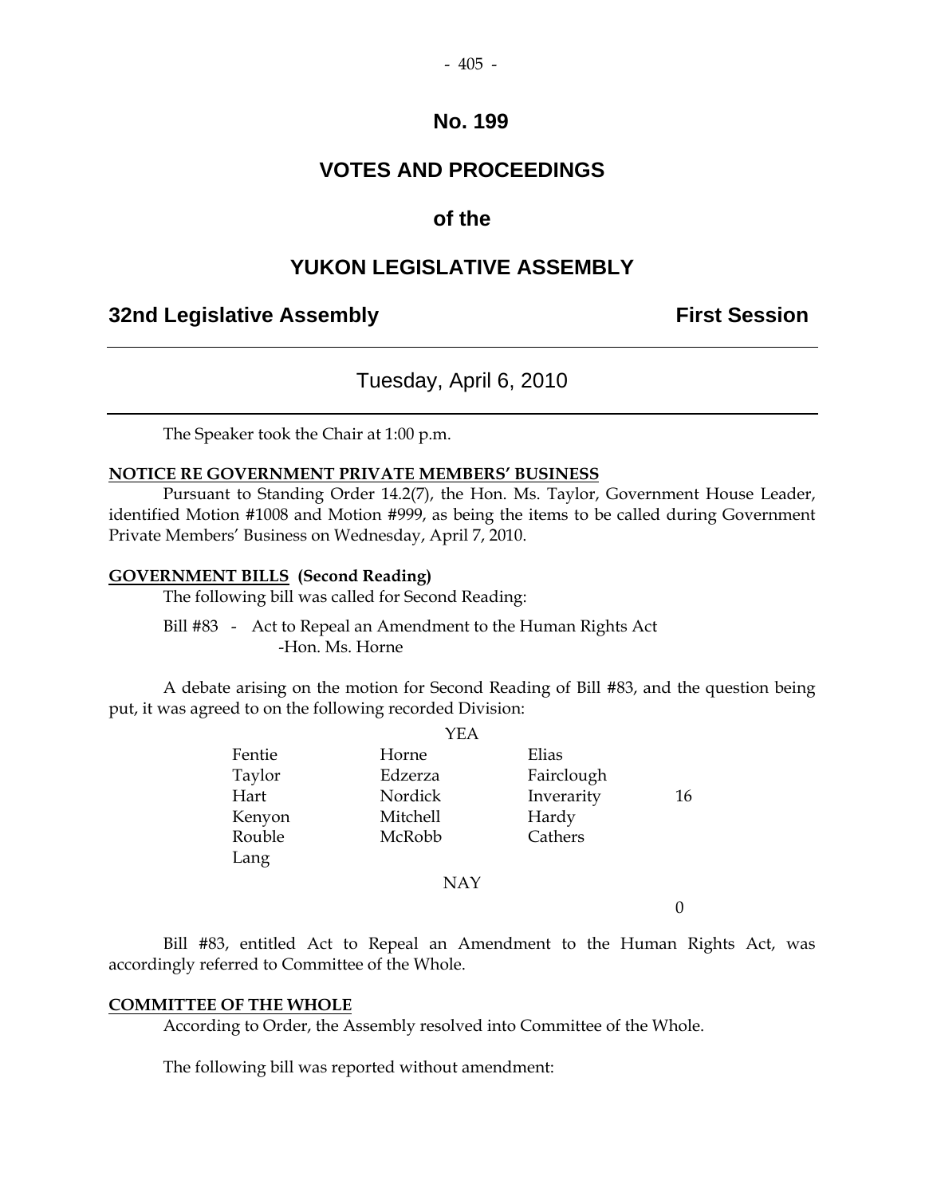# No. 199

# VOTES AND PROCEEDINGS

## of the

# YUKON LEGISLATIVE ASSEMBLY

**32nd Legislative Assembly** **First Session**

---

Tuesday, April 6, 2010

---

The Speaker took the Chair at 1:00 p.m.

**NOTICE RE GOVERNMENT PRIVATE MEMBERS' BUSINESS**

Pursuant to Standing Order 14.2(7), the Hon. Ms. Taylor, Government House Leader, identified Motion #1008 and Motion #999, as being the items to be called during Government Private Members' Business on Wednesday, April 7, 2010.

**GOVERNMENT BILLS (Second Reading)**

The following bill was called for Second Reading:

Bill #83 - Act to Repeal an Amendment to the Human Rights Act -Hon. Ms. Horne

A debate arising on the motion for Second Reading of Bill #83, and the question being put, it was agreed to on the following recorded Division:

YEA

| | | | |
|---|---|---|---|
| Fentie | Horne | Elias | |
| Taylor | Edzerza | Fairclough | |
| Hart | Nordick | Inverarity | 16 |
| Kenyon | Mitchell | Hardy | |
| Rouble | McRobb | Cathers | |
| Lang | | | |

NAY

0

Bill #83, entitled Act to Repeal an Amendment to the Human Rights Act, was accordingly referred to Committee of the Whole.

**COMMITTEE OF THE WHOLE**

According to Order, the Assembly resolved into Committee of the Whole.

The following bill was reported without amendment: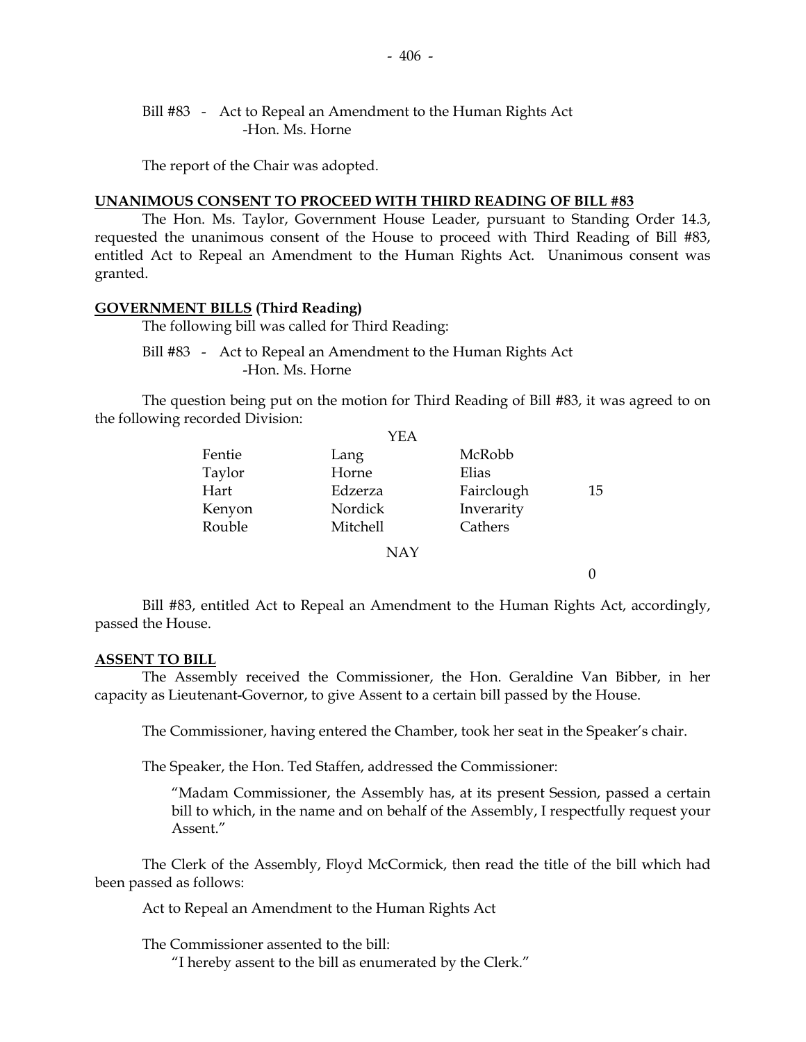Bill #83 - Act to Repeal an Amendment to the Human Rights Act
-Hon. Ms. Horne

The report of the Chair was adopted.

**UNANIMOUS CONSENT TO PROCEED WITH THIRD READING OF BILL #83**

The Hon. Ms. Taylor, Government House Leader, pursuant to Standing Order 14.3, requested the unanimous consent of the House to proceed with Third Reading of Bill #83, entitled Act to Repeal an Amendment to the Human Rights Act. Unanimous consent was granted.

**GOVERNMENT BILLS (Third Reading)**

The following bill was called for Third Reading:

Bill #83 - Act to Repeal an Amendment to the Human Rights Act
-Hon. Ms. Horne

The question being put on the motion for Third Reading of Bill #83, it was agreed to on the following recorded Division:

YEA

| | | | |
|---|---|---|---|
| Fentie | Lang | McRobb | |
| Taylor | Horne | Elias | |
| Hart | Edzerza | Fairclough | 15 |
| Kenyon | Nordick | Inverarity | |
| Rouble | Mitchell | Cathers | |

NAY

0

Bill #83, entitled Act to Repeal an Amendment to the Human Rights Act, accordingly, passed the House.

**ASSENT TO BILL**

The Assembly received the Commissioner, the Hon. Geraldine Van Bibber, in her capacity as Lieutenant-Governor, to give Assent to a certain bill passed by the House.

The Commissioner, having entered the Chamber, took her seat in the Speaker's chair.

The Speaker, the Hon. Ted Staffen, addressed the Commissioner:

> "Madam Commissioner, the Assembly has, at its present Session, passed a certain bill to which, in the name and on behalf of the Assembly, I respectfully request your Assent."

The Clerk of the Assembly, Floyd McCormick, then read the title of the bill which had been passed as follows:

Act to Repeal an Amendment to the Human Rights Act

The Commissioner assented to the bill:

> "I hereby assent to the bill as enumerated by the Clerk."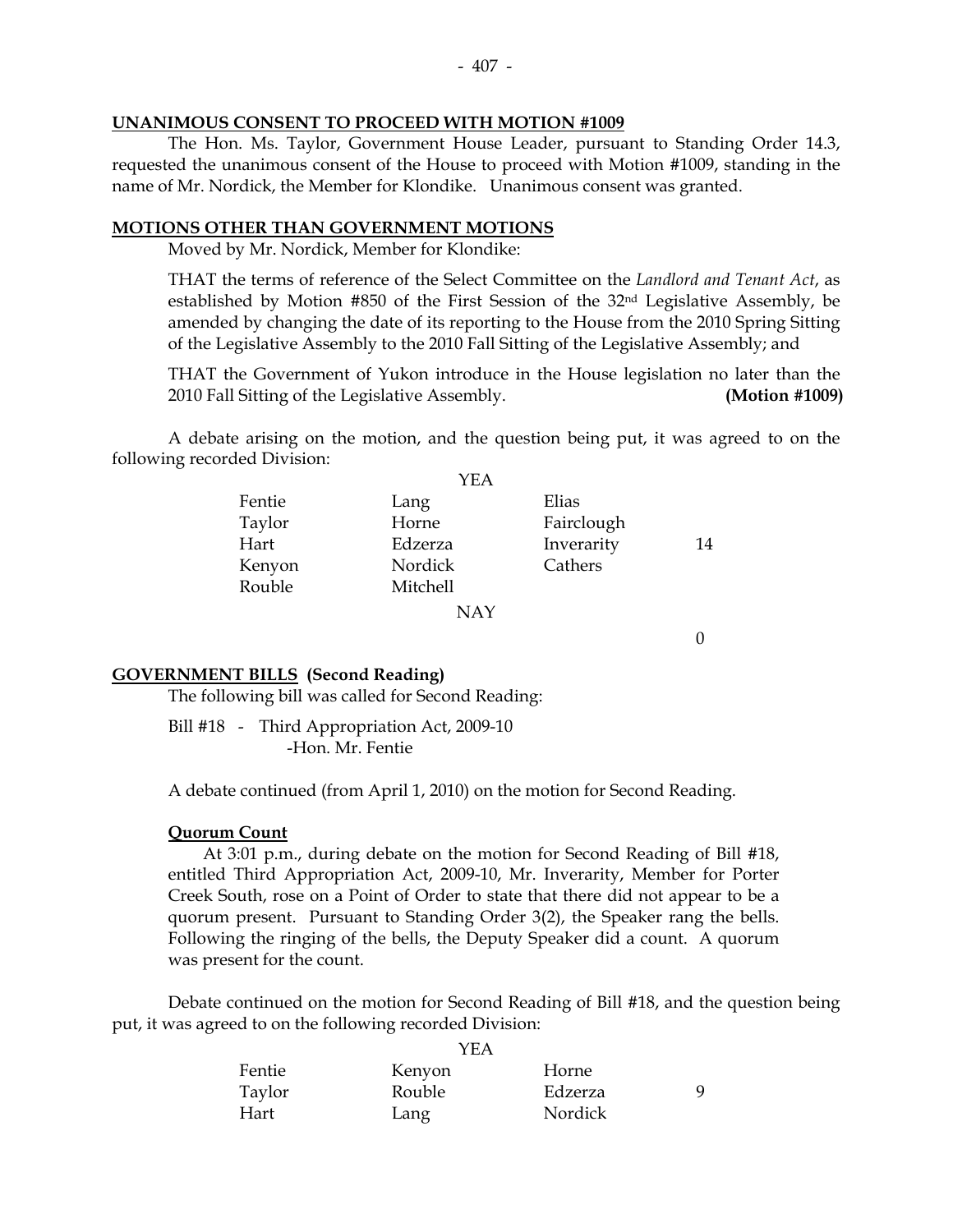**UNANIMOUS CONSENT TO PROCEED WITH MOTION #1009**

The Hon. Ms. Taylor, Government House Leader, pursuant to Standing Order 14.3, requested the unanimous consent of the House to proceed with Motion #1009, standing in the name of Mr. Nordick, the Member for Klondike. Unanimous consent was granted.

**MOTIONS OTHER THAN GOVERNMENT MOTIONS**

Moved by Mr. Nordick, Member for Klondike:

THAT the terms of reference of the Select Committee on the *Landlord and Tenant Act*, as established by Motion #850 of the First Session of the 32nd Legislative Assembly, be amended by changing the date of its reporting to the House from the 2010 Spring Sitting of the Legislative Assembly to the 2010 Fall Sitting of the Legislative Assembly; and

THAT the Government of Yukon introduce in the House legislation no later than the 2010 Fall Sitting of the Legislative Assembly. **(Motion #1009)**

A debate arising on the motion, and the question being put, it was agreed to on the following recorded Division:

YEA

| | | | |
|---|---|---|---|
| Fentie | Lang | Elias | |
| Taylor | Horne | Fairclough | |
| Hart | Edzerza | Inverarity | 14 |
| Kenyon | Nordick | Cathers | |
| Rouble | Mitchell | | |

NAY

0

**GOVERNMENT BILLS (Second Reading)**

The following bill was called for Second Reading:

Bill #18 - Third Appropriation Act, 2009-10
-Hon. Mr. Fentie

A debate continued (from April 1, 2010) on the motion for Second Reading.

**Quorum Count**

At 3:01 p.m., during debate on the motion for Second Reading of Bill #18, entitled Third Appropriation Act, 2009-10, Mr. Inverarity, Member for Porter Creek South, rose on a Point of Order to state that there did not appear to be a quorum present. Pursuant to Standing Order 3(2), the Speaker rang the bells. Following the ringing of the bells, the Deputy Speaker did a count. A quorum was present for the count.

Debate continued on the motion for Second Reading of Bill #18, and the question being put, it was agreed to on the following recorded Division:

YEA

| | | | |
|---|---|---|---|
| Fentie | Kenyon | Horne | |
| Taylor | Rouble | Edzerza | 9 |
| Hart | Lang | Nordick | |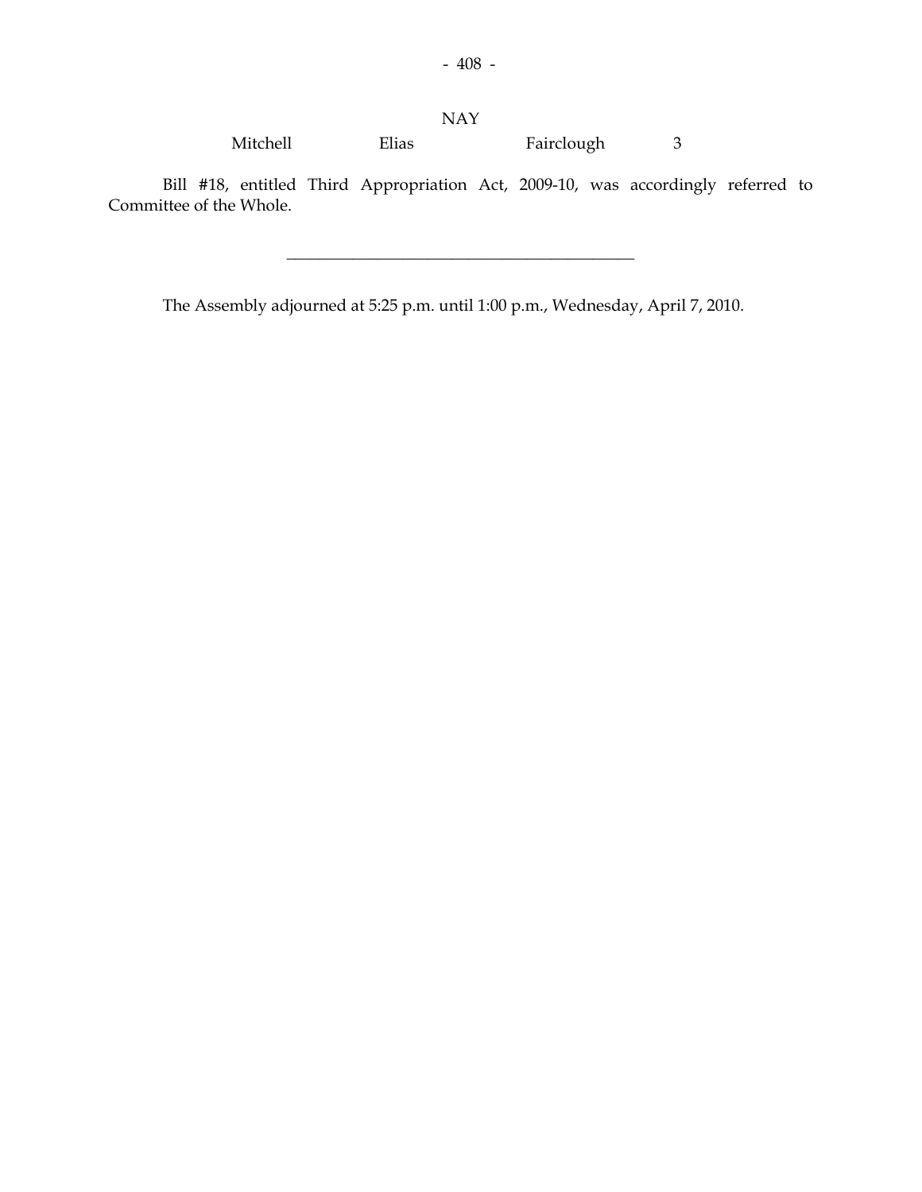NAY

| Mitchell | Elias | Fairclough | 3 |
|---|---|---|---|

Bill #18, entitled Third Appropriation Act, 2009-10, was accordingly referred to Committee of the Whole.

---

The Assembly adjourned at 5:25 p.m. until 1:00 p.m., Wednesday, April 7, 2010.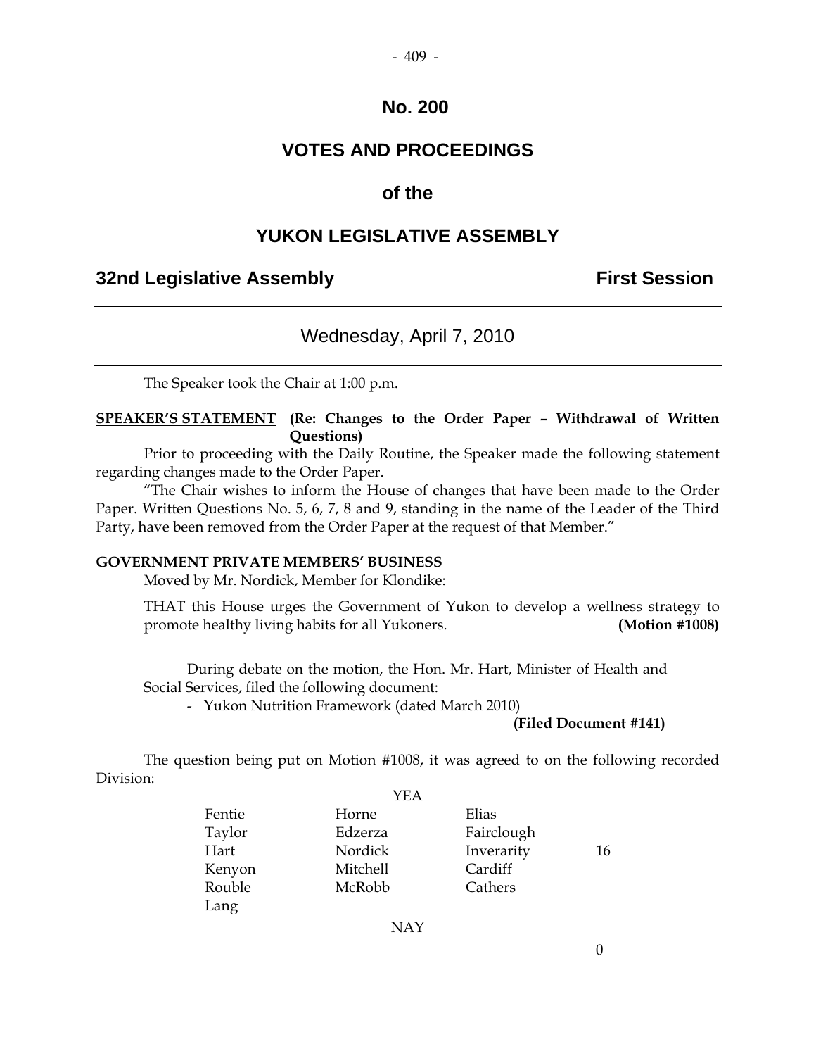# No. 200

# VOTES AND PROCEEDINGS

# of the

# YUKON LEGISLATIVE ASSEMBLY

## 32nd Legislative Assembly — First Session

### Wednesday, April 7, 2010

The Speaker took the Chair at 1:00 p.m.

**SPEAKER'S STATEMENT (Re: Changes to the Order Paper – Withdrawal of Written Questions)**

Prior to proceeding with the Daily Routine, the Speaker made the following statement regarding changes made to the Order Paper.

"The Chair wishes to inform the House of changes that have been made to the Order Paper. Written Questions No. 5, 6, 7, 8 and 9, standing in the name of the Leader of the Third Party, have been removed from the Order Paper at the request of that Member."

**GOVERNMENT PRIVATE MEMBERS' BUSINESS**

Moved by Mr. Nordick, Member for Klondike:

THAT this House urges the Government of Yukon to develop a wellness strategy to promote healthy living habits for all Yukoners. **(Motion #1008)**

During debate on the motion, the Hon. Mr. Hart, Minister of Health and Social Services, filed the following document:

- Yukon Nutrition Framework (dated March 2010)

**(Filed Document #141)**

The question being put on Motion #1008, it was agreed to on the following recorded Division:

YEA

| | | | |
|---|---|---|---|
| Fentie | Horne | Elias | |
| Taylor | Edzerza | Fairclough | |
| Hart | Nordick | Inverarity | 16 |
| Kenyon | Mitchell | Cardiff | |
| Rouble | McRobb | Cathers | |
| Lang | | | |

NAY

0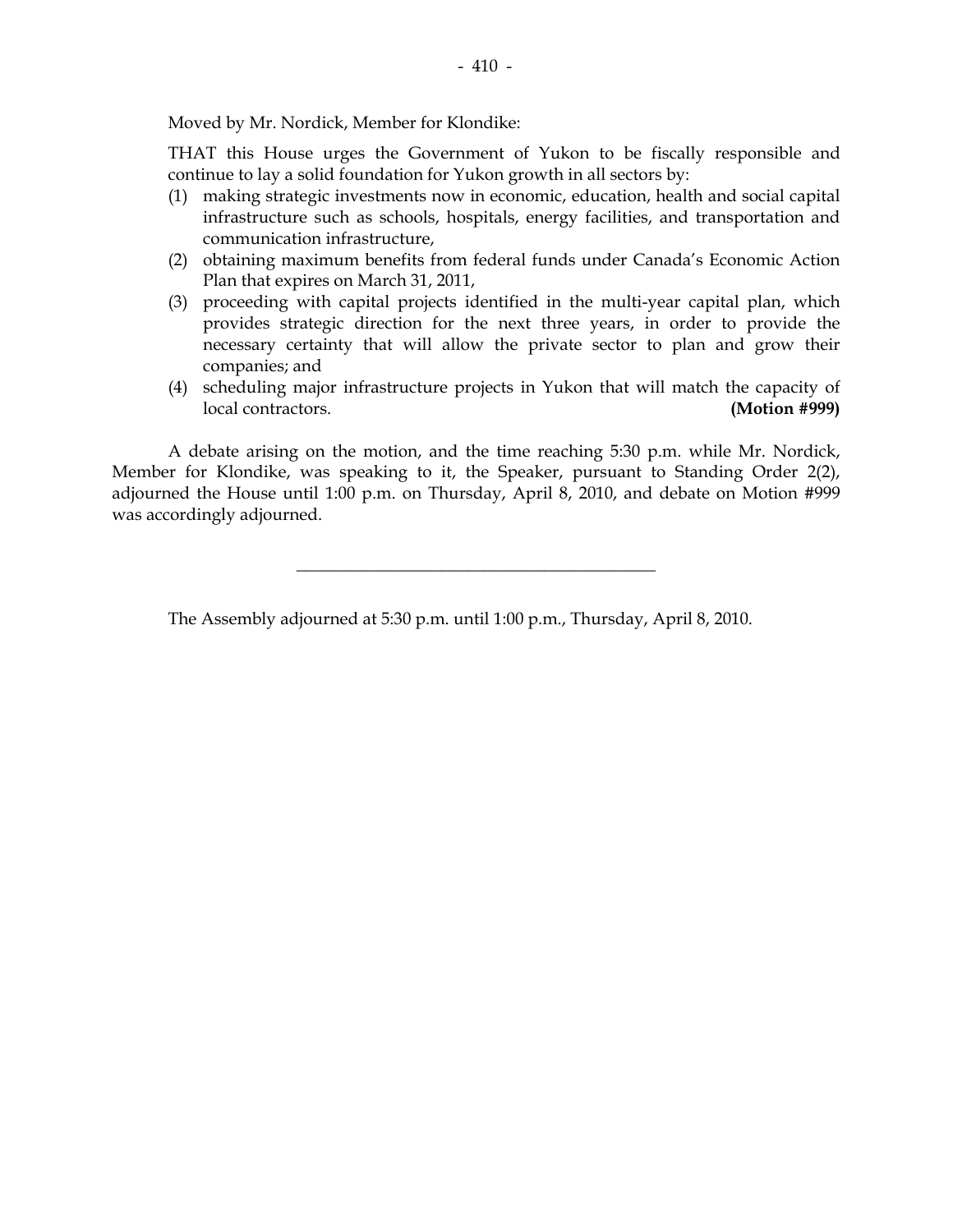Moved by Mr. Nordick, Member for Klondike:

THAT this House urges the Government of Yukon to be fiscally responsible and continue to lay a solid foundation for Yukon growth in all sectors by:

(1) making strategic investments now in economic, education, health and social capital infrastructure such as schools, hospitals, energy facilities, and transportation and communication infrastructure,

(2) obtaining maximum benefits from federal funds under Canada's Economic Action Plan that expires on March 31, 2011,

(3) proceeding with capital projects identified in the multi-year capital plan, which provides strategic direction for the next three years, in order to provide the necessary certainty that will allow the private sector to plan and grow their companies; and

(4) scheduling major infrastructure projects in Yukon that will match the capacity of local contractors. **(Motion #999)**

A debate arising on the motion, and the time reaching 5:30 p.m. while Mr. Nordick, Member for Klondike, was speaking to it, the Speaker, pursuant to Standing Order 2(2), adjourned the House until 1:00 p.m. on Thursday, April 8, 2010, and debate on Motion #999 was accordingly adjourned.

---

The Assembly adjourned at 5:30 p.m. until 1:00 p.m., Thursday, April 8, 2010.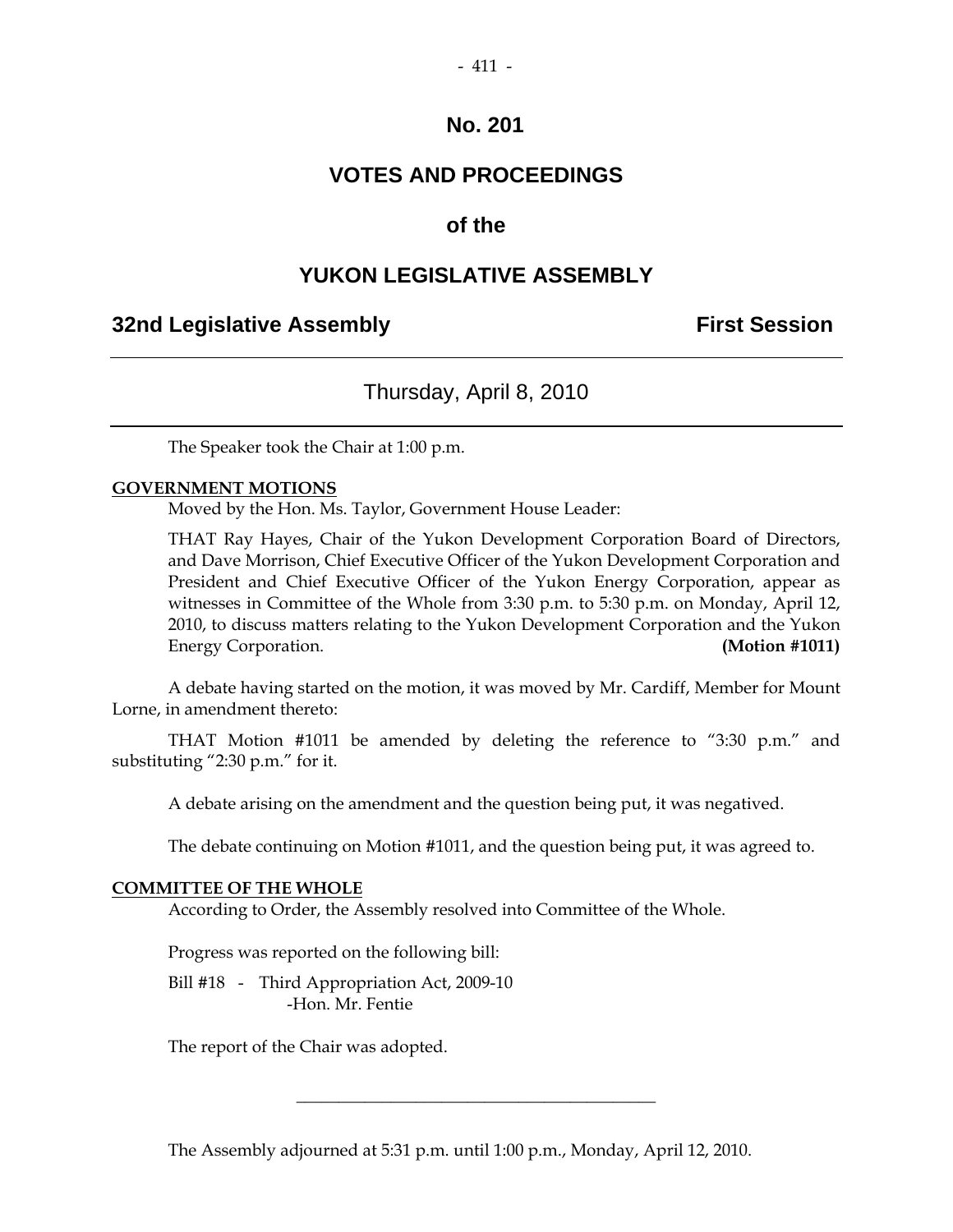# No. 201

# VOTES AND PROCEEDINGS

# of the

# YUKON LEGISLATIVE ASSEMBLY

## 32nd Legislative Assembly — First Session

---

### Thursday, April 8, 2010

---

The Speaker took the Chair at 1:00 p.m.

**GOVERNMENT MOTIONS**

Moved by the Hon. Ms. Taylor, Government House Leader:

THAT Ray Hayes, Chair of the Yukon Development Corporation Board of Directors, and Dave Morrison, Chief Executive Officer of the Yukon Development Corporation and President and Chief Executive Officer of the Yukon Energy Corporation, appear as witnesses in Committee of the Whole from 3:30 p.m. to 5:30 p.m. on Monday, April 12, 2010, to discuss matters relating to the Yukon Development Corporation and the Yukon Energy Corporation. **(Motion #1011)**

A debate having started on the motion, it was moved by Mr. Cardiff, Member for Mount Lorne, in amendment thereto:

THAT Motion #1011 be amended by deleting the reference to "3:30 p.m." and substituting "2:30 p.m." for it.

A debate arising on the amendment and the question being put, it was negatived.

The debate continuing on Motion #1011, and the question being put, it was agreed to.

**COMMITTEE OF THE WHOLE**

According to Order, the Assembly resolved into Committee of the Whole.

Progress was reported on the following bill:

Bill #18 - Third Appropriation Act, 2009-10
-Hon. Mr. Fentie

The report of the Chair was adopted.

---

The Assembly adjourned at 5:31 p.m. until 1:00 p.m., Monday, April 12, 2010.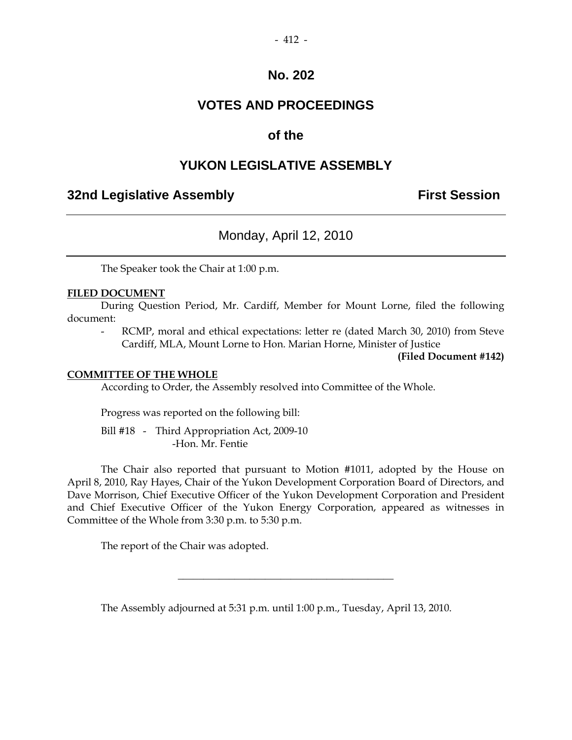# No. 202

## VOTES AND PROCEEDINGS

## of the

## YUKON LEGISLATIVE ASSEMBLY

**32nd Legislative Assembly** **First Session**

---

Monday, April 12, 2010

---

The Speaker took the Chair at 1:00 p.m.

**FILED DOCUMENT**

During Question Period, Mr. Cardiff, Member for Mount Lorne, filed the following document:

- RCMP, moral and ethical expectations: letter re (dated March 30, 2010) from Steve Cardiff, MLA, Mount Lorne to Hon. Marian Horne, Minister of Justice

**(Filed Document #142)**

**COMMITTEE OF THE WHOLE**

According to Order, the Assembly resolved into Committee of the Whole.

Progress was reported on the following bill:

Bill #18 - Third Appropriation Act, 2009-10
-Hon. Mr. Fentie

The Chair also reported that pursuant to Motion #1011, adopted by the House on April 8, 2010, Ray Hayes, Chair of the Yukon Development Corporation Board of Directors, and Dave Morrison, Chief Executive Officer of the Yukon Development Corporation and President and Chief Executive Officer of the Yukon Energy Corporation, appeared as witnesses in Committee of the Whole from 3:30 p.m. to 5:30 p.m.

The report of the Chair was adopted.

---

The Assembly adjourned at 5:31 p.m. until 1:00 p.m., Tuesday, April 13, 2010.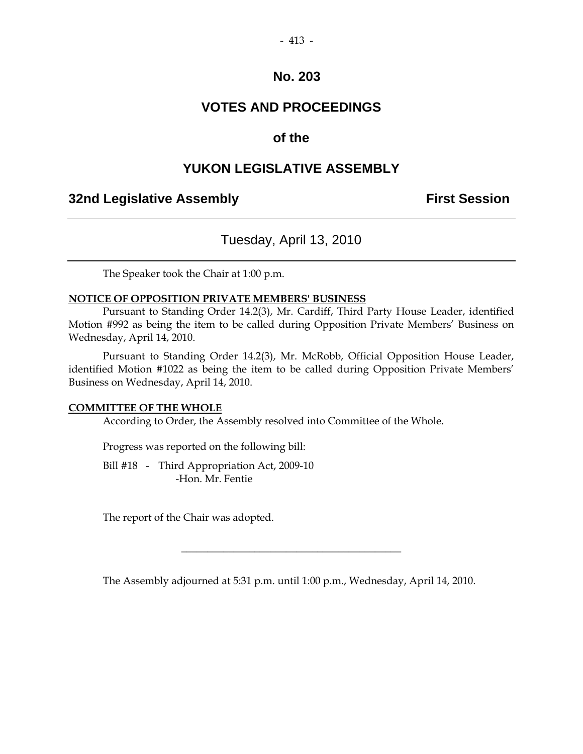# No. 203

# VOTES AND PROCEEDINGS

# of the

# YUKON LEGISLATIVE ASSEMBLY

**32nd Legislative Assembly** **First Session**

---

## Tuesday, April 13, 2010

---

The Speaker took the Chair at 1:00 p.m.

**NOTICE OF OPPOSITION PRIVATE MEMBERS' BUSINESS**

Pursuant to Standing Order 14.2(3), Mr. Cardiff, Third Party House Leader, identified Motion #992 as being the item to be called during Opposition Private Members' Business on Wednesday, April 14, 2010.

Pursuant to Standing Order 14.2(3), Mr. McRobb, Official Opposition House Leader, identified Motion #1022 as being the item to be called during Opposition Private Members' Business on Wednesday, April 14, 2010.

**COMMITTEE OF THE WHOLE**

According to Order, the Assembly resolved into Committee of the Whole.

Progress was reported on the following bill:

Bill #18 - Third Appropriation Act, 2009-10
-Hon. Mr. Fentie

The report of the Chair was adopted.

---

The Assembly adjourned at 5:31 p.m. until 1:00 p.m., Wednesday, April 14, 2010.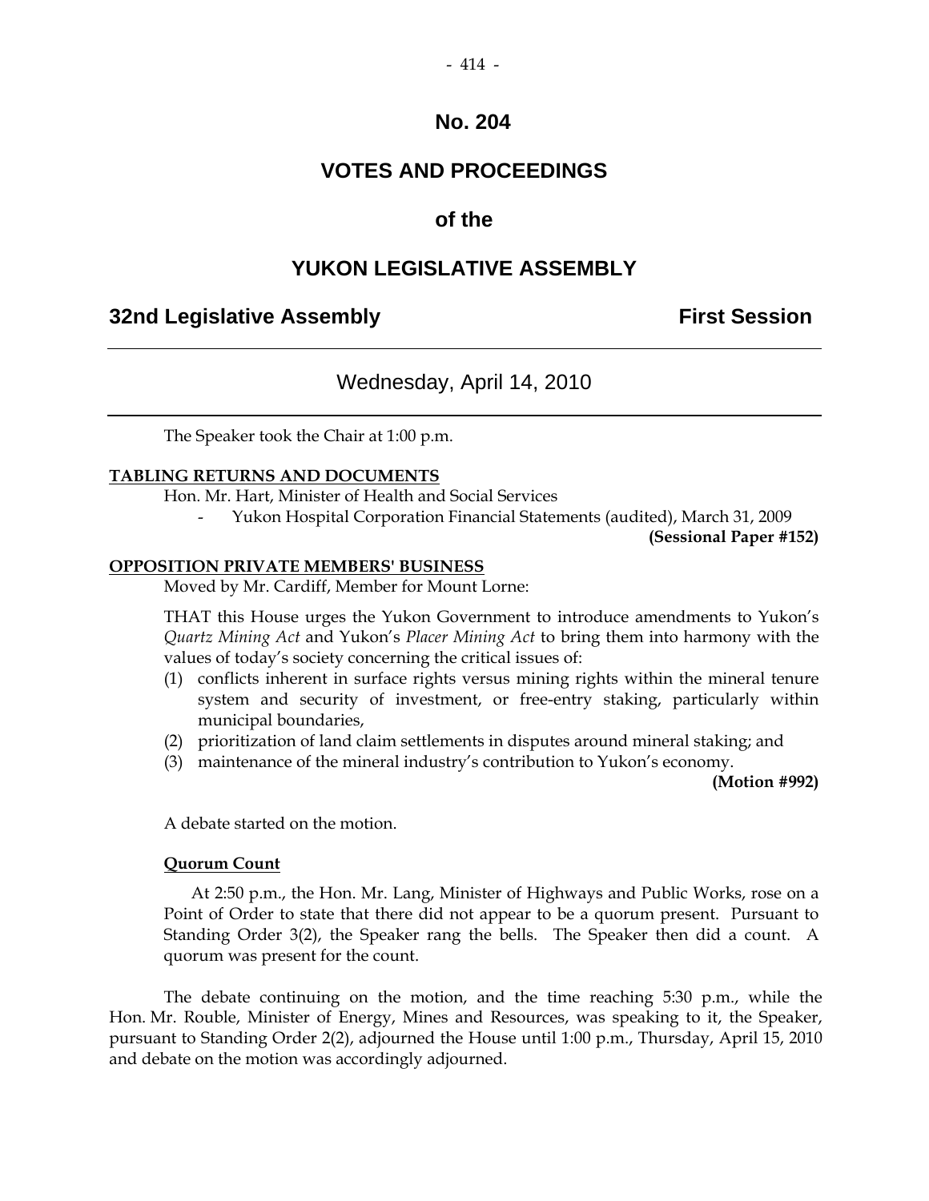# No. 204

# VOTES AND PROCEEDINGS

# of the

# YUKON LEGISLATIVE ASSEMBLY

## 32nd Legislative Assembly — First Session

---

Wednesday, April 14, 2010

---

The Speaker took the Chair at 1:00 p.m.

**TABLING RETURNS AND DOCUMENTS**

Hon. Mr. Hart, Minister of Health and Social Services

- Yukon Hospital Corporation Financial Statements (audited), March 31, 2009

**(Sessional Paper #152)**

**OPPOSITION PRIVATE MEMBERS' BUSINESS**

Moved by Mr. Cardiff, Member for Mount Lorne:

THAT this House urges the Yukon Government to introduce amendments to Yukon's *Quartz Mining Act* and Yukon's *Placer Mining Act* to bring them into harmony with the values of today's society concerning the critical issues of:

(1) conflicts inherent in surface rights versus mining rights within the mineral tenure system and security of investment, or free-entry staking, particularly within municipal boundaries,
(2) prioritization of land claim settlements in disputes around mineral staking; and
(3) maintenance of the mineral industry's contribution to Yukon's economy.

**(Motion #992)**

A debate started on the motion.

**Quorum Count**

At 2:50 p.m., the Hon. Mr. Lang, Minister of Highways and Public Works, rose on a Point of Order to state that there did not appear to be a quorum present. Pursuant to Standing Order 3(2), the Speaker rang the bells. The Speaker then did a count. A quorum was present for the count.

The debate continuing on the motion, and the time reaching 5:30 p.m., while the Hon. Mr. Rouble, Minister of Energy, Mines and Resources, was speaking to it, the Speaker, pursuant to Standing Order 2(2), adjourned the House until 1:00 p.m., Thursday, April 15, 2010 and debate on the motion was accordingly adjourned.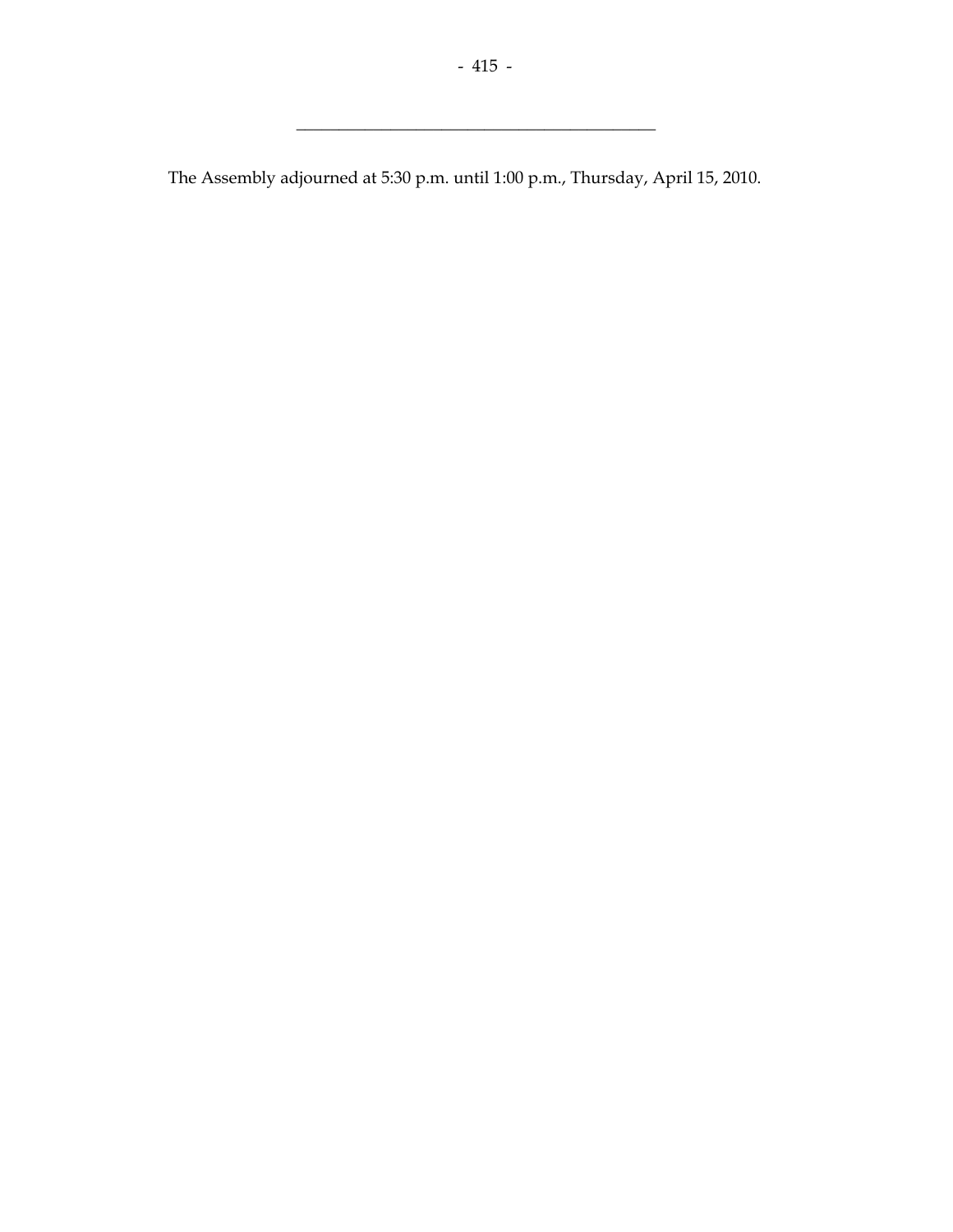---

The Assembly adjourned at 5:30 p.m. until 1:00 p.m., Thursday, April 15, 2010.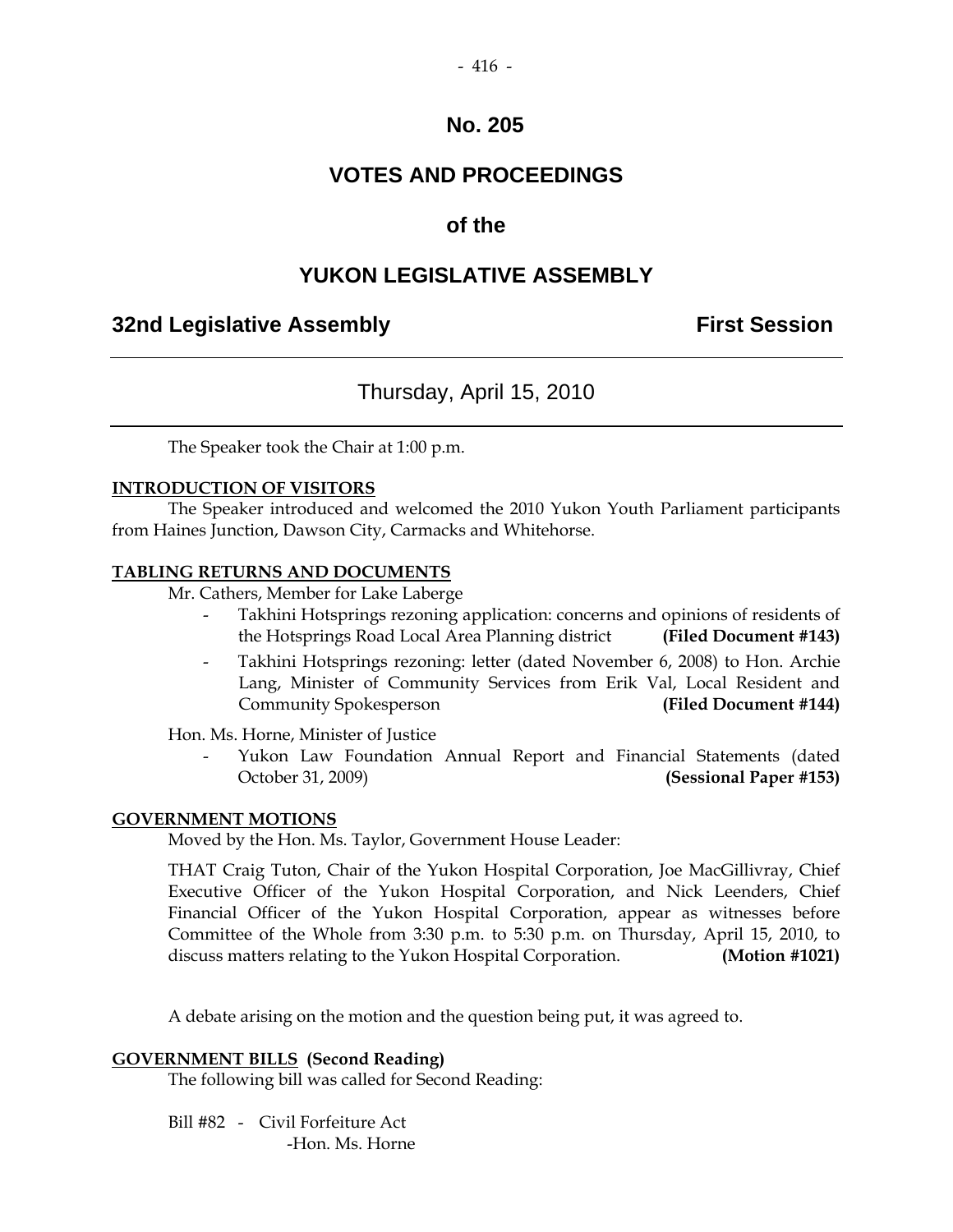# No. 205

# VOTES AND PROCEEDINGS

## of the

# YUKON LEGISLATIVE ASSEMBLY

**32nd Legislative Assembly** **First Session**

Thursday, April 15, 2010

The Speaker took the Chair at 1:00 p.m.

**INTRODUCTION OF VISITORS**

The Speaker introduced and welcomed the 2010 Yukon Youth Parliament participants from Haines Junction, Dawson City, Carmacks and Whitehorse.

**TABLING RETURNS AND DOCUMENTS**

Mr. Cathers, Member for Lake Laberge

- Takhini Hotsprings rezoning application: concerns and opinions of residents of the Hotsprings Road Local Area Planning district **(Filed Document #143)**
- Takhini Hotsprings rezoning: letter (dated November 6, 2008) to Hon. Archie Lang, Minister of Community Services from Erik Val, Local Resident and Community Spokesperson **(Filed Document #144)**

Hon. Ms. Horne, Minister of Justice

- Yukon Law Foundation Annual Report and Financial Statements (dated October 31, 2009) **(Sessional Paper #153)**

**GOVERNMENT MOTIONS**

Moved by the Hon. Ms. Taylor, Government House Leader:

THAT Craig Tuton, Chair of the Yukon Hospital Corporation, Joe MacGillivray, Chief Executive Officer of the Yukon Hospital Corporation, and Nick Leenders, Chief Financial Officer of the Yukon Hospital Corporation, appear as witnesses before Committee of the Whole from 3:30 p.m. to 5:30 p.m. on Thursday, April 15, 2010, to discuss matters relating to the Yukon Hospital Corporation. **(Motion #1021)**

A debate arising on the motion and the question being put, it was agreed to.

**GOVERNMENT BILLS (Second Reading)**

The following bill was called for Second Reading:

Bill #82 - Civil Forfeiture Act
-Hon. Ms. Horne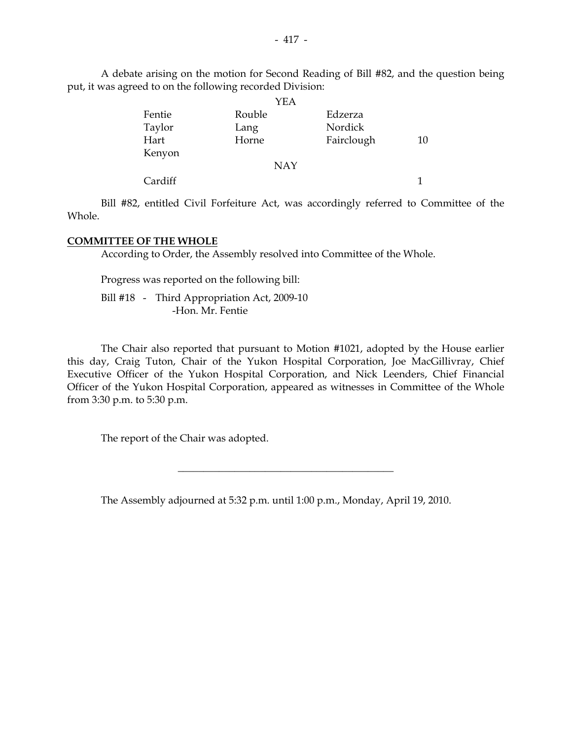A debate arising on the motion for Second Reading of Bill #82, and the question being put, it was agreed to on the following recorded Division:

| | YEA | | |
|---|---|---|---|
| Fentie | Rouble | Edzerza | |
| Taylor | Lang | Nordick | |
| Hart | Horne | Fairclough | 10 |
| Kenyon | | | |
| | NAY | | |
| Cardiff | | | 1 |

Bill #82, entitled Civil Forfeiture Act, was accordingly referred to Committee of the Whole.

**COMMITTEE OF THE WHOLE**

According to Order, the Assembly resolved into Committee of the Whole.

Progress was reported on the following bill:

Bill #18 - Third Appropriation Act, 2009-10
-Hon. Mr. Fentie

The Chair also reported that pursuant to Motion #1021, adopted by the House earlier this day, Craig Tuton, Chair of the Yukon Hospital Corporation, Joe MacGillivray, Chief Executive Officer of the Yukon Hospital Corporation, and Nick Leenders, Chief Financial Officer of the Yukon Hospital Corporation, appeared as witnesses in Committee of the Whole from 3:30 p.m. to 5:30 p.m.

The report of the Chair was adopted.

---

The Assembly adjourned at 5:32 p.m. until 1:00 p.m., Monday, April 19, 2010.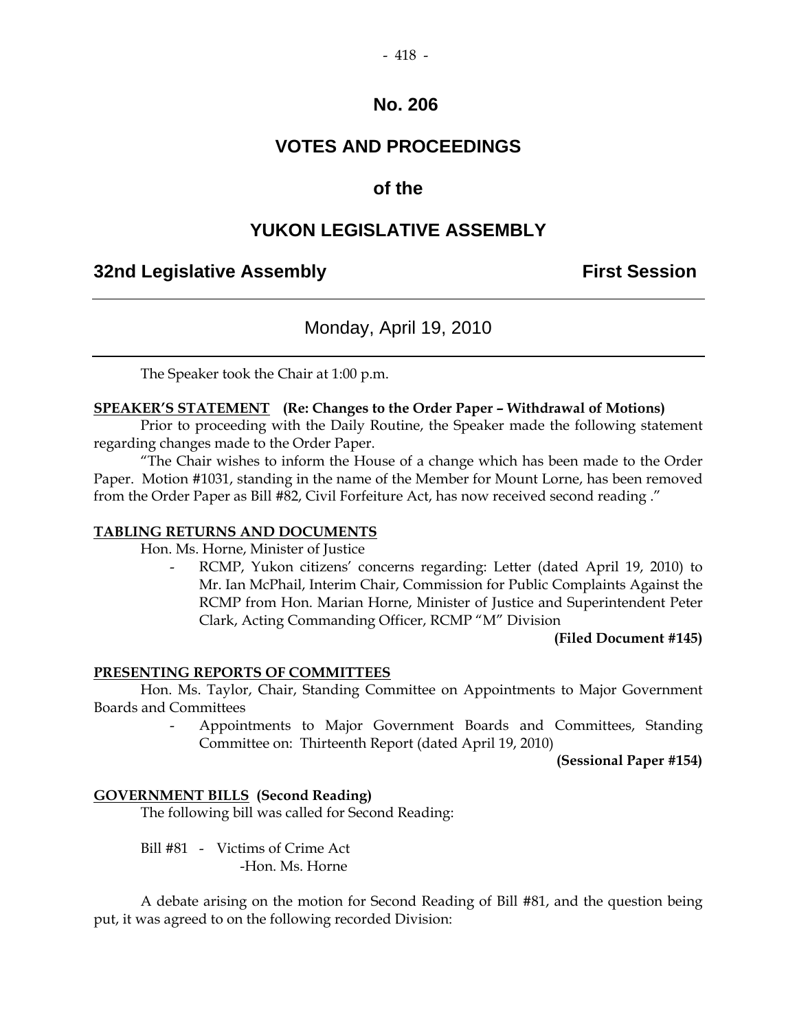# No. 206

# VOTES AND PROCEEDINGS

# of the

# YUKON LEGISLATIVE ASSEMBLY

## 32nd Legislative Assembly — First Session

### Monday, April 19, 2010

The Speaker took the Chair at 1:00 p.m.

**SPEAKER'S STATEMENT** **(Re: Changes to the Order Paper – Withdrawal of Motions)**

Prior to proceeding with the Daily Routine, the Speaker made the following statement regarding changes made to the Order Paper.

"The Chair wishes to inform the House of a change which has been made to the Order Paper. Motion #1031, standing in the name of the Member for Mount Lorne, has been removed from the Order Paper as Bill #82, Civil Forfeiture Act, has now received second reading ."

**TABLING RETURNS AND DOCUMENTS**

Hon. Ms. Horne, Minister of Justice

- RCMP, Yukon citizens' concerns regarding: Letter (dated April 19, 2010) to Mr. Ian McPhail, Interim Chair, Commission for Public Complaints Against the RCMP from Hon. Marian Horne, Minister of Justice and Superintendent Peter Clark, Acting Commanding Officer, RCMP "M" Division

**(Filed Document #145)**

**PRESENTING REPORTS OF COMMITTEES**

Hon. Ms. Taylor, Chair, Standing Committee on Appointments to Major Government Boards and Committees

- Appointments to Major Government Boards and Committees, Standing Committee on: Thirteenth Report (dated April 19, 2010)

**(Sessional Paper #154)**

**GOVERNMENT BILLS** **(Second Reading)**

The following bill was called for Second Reading:

Bill #81 - Victims of Crime Act
-Hon. Ms. Horne

A debate arising on the motion for Second Reading of Bill #81, and the question being put, it was agreed to on the following recorded Division: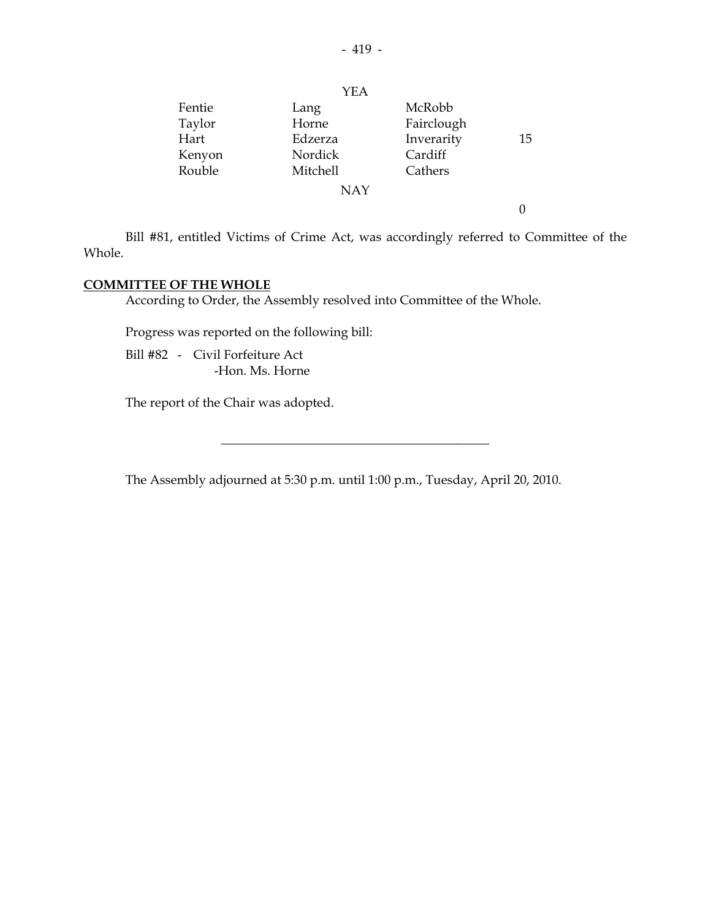YEA

| | | | |
|---|---|---|---|
| Fentie | Lang | McRobb | |
| Taylor | Horne | Fairclough | |
| Hart | Edzerza | Inverarity | 15 |
| Kenyon | Nordick | Cardiff | |
| Rouble | Mitchell | Cathers | |

NAY

0

Bill #81, entitled Victims of Crime Act, was accordingly referred to Committee of the Whole.

**COMMITTEE OF THE WHOLE**

According to Order, the Assembly resolved into Committee of the Whole.

Progress was reported on the following bill:

Bill #82 - Civil Forfeiture Act
-Hon. Ms. Horne

The report of the Chair was adopted.

---

The Assembly adjourned at 5:30 p.m. until 1:00 p.m., Tuesday, April 20, 2010.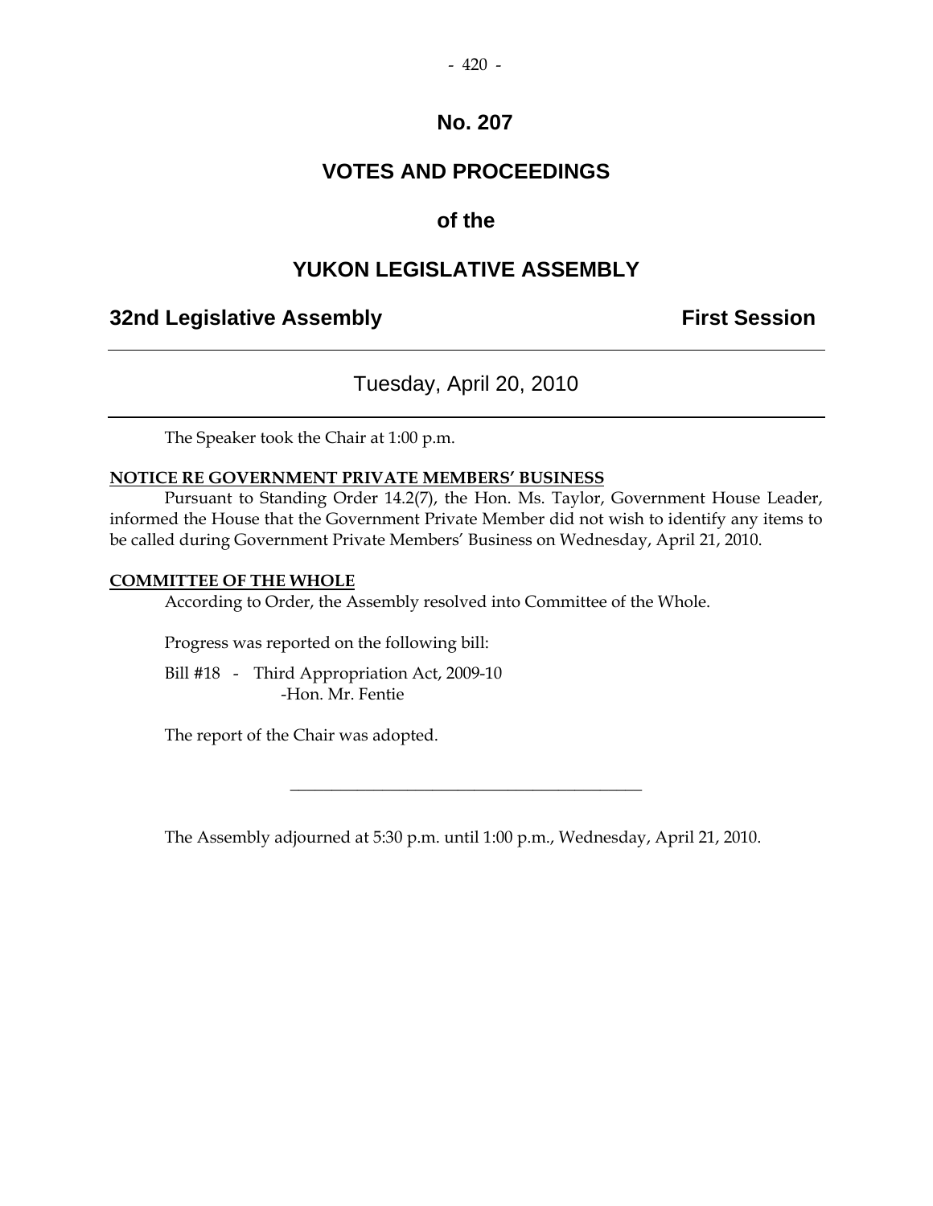# No. 207

# VOTES AND PROCEEDINGS

# of the

# YUKON LEGISLATIVE ASSEMBLY

**32nd Legislative Assembly** **First Session**

---

Tuesday, April 20, 2010

---

The Speaker took the Chair at 1:00 p.m.

**NOTICE RE GOVERNMENT PRIVATE MEMBERS' BUSINESS**

Pursuant to Standing Order 14.2(7), the Hon. Ms. Taylor, Government House Leader, informed the House that the Government Private Member did not wish to identify any items to be called during Government Private Members' Business on Wednesday, April 21, 2010.

**COMMITTEE OF THE WHOLE**

According to Order, the Assembly resolved into Committee of the Whole.

Progress was reported on the following bill:

Bill #18 - Third Appropriation Act, 2009-10
-Hon. Mr. Fentie

The report of the Chair was adopted.

---

The Assembly adjourned at 5:30 p.m. until 1:00 p.m., Wednesday, April 21, 2010.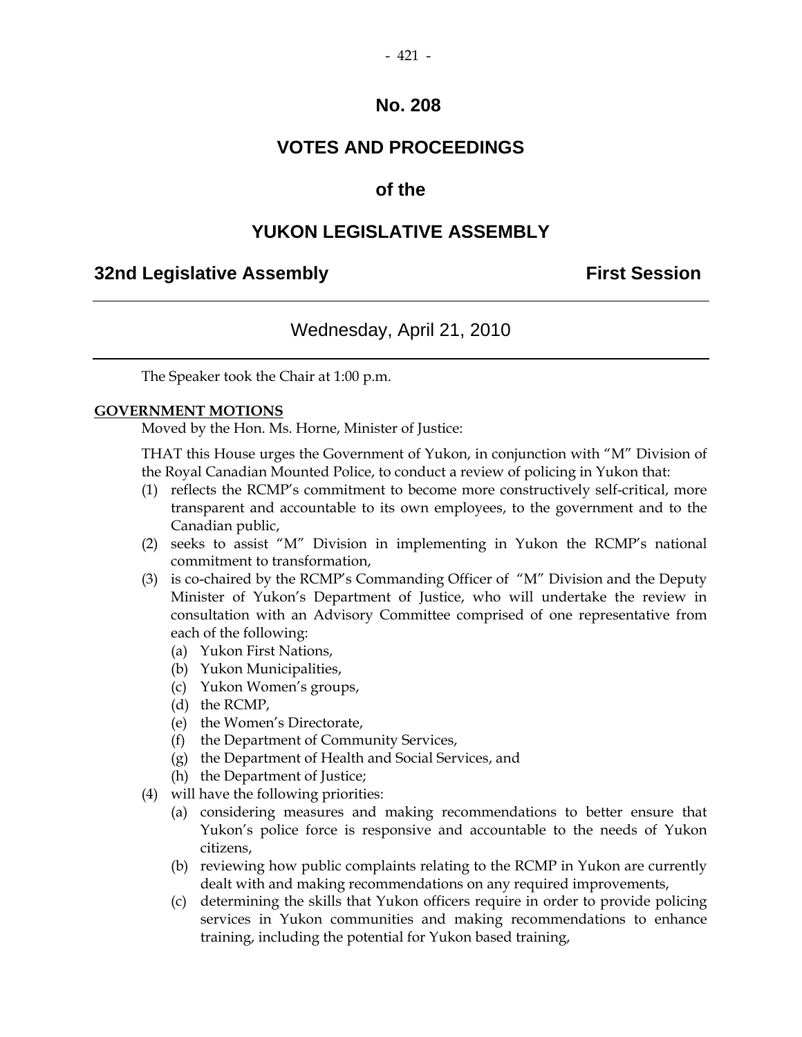# No. 208

# VOTES AND PROCEEDINGS

# of the

# YUKON LEGISLATIVE ASSEMBLY

**32nd Legislative Assembly** **First Session**

---

## Wednesday, April 21, 2010

---

The Speaker took the Chair at 1:00 p.m.

**GOVERNMENT MOTIONS**

Moved by the Hon. Ms. Horne, Minister of Justice:

THAT this House urges the Government of Yukon, in conjunction with "M" Division of the Royal Canadian Mounted Police, to conduct a review of policing in Yukon that:

(1) reflects the RCMP's commitment to become more constructively self-critical, more transparent and accountable to its own employees, to the government and to the Canadian public,

(2) seeks to assist "M" Division in implementing in Yukon the RCMP's national commitment to transformation,

(3) is co-chaired by the RCMP's Commanding Officer of "M" Division and the Deputy Minister of Yukon's Department of Justice, who will undertake the review in consultation with an Advisory Committee comprised of one representative from each of the following:
   - (a) Yukon First Nations,
   - (b) Yukon Municipalities,
   - (c) Yukon Women's groups,
   - (d) the RCMP,
   - (e) the Women's Directorate,
   - (f) the Department of Community Services,
   - (g) the Department of Health and Social Services, and
   - (h) the Department of Justice;

(4) will have the following priorities:
   - (a) considering measures and making recommendations to better ensure that Yukon's police force is responsive and accountable to the needs of Yukon citizens,
   - (b) reviewing how public complaints relating to the RCMP in Yukon are currently dealt with and making recommendations on any required improvements,
   - (c) determining the skills that Yukon officers require in order to provide policing services in Yukon communities and making recommendations to enhance training, including the potential for Yukon based training,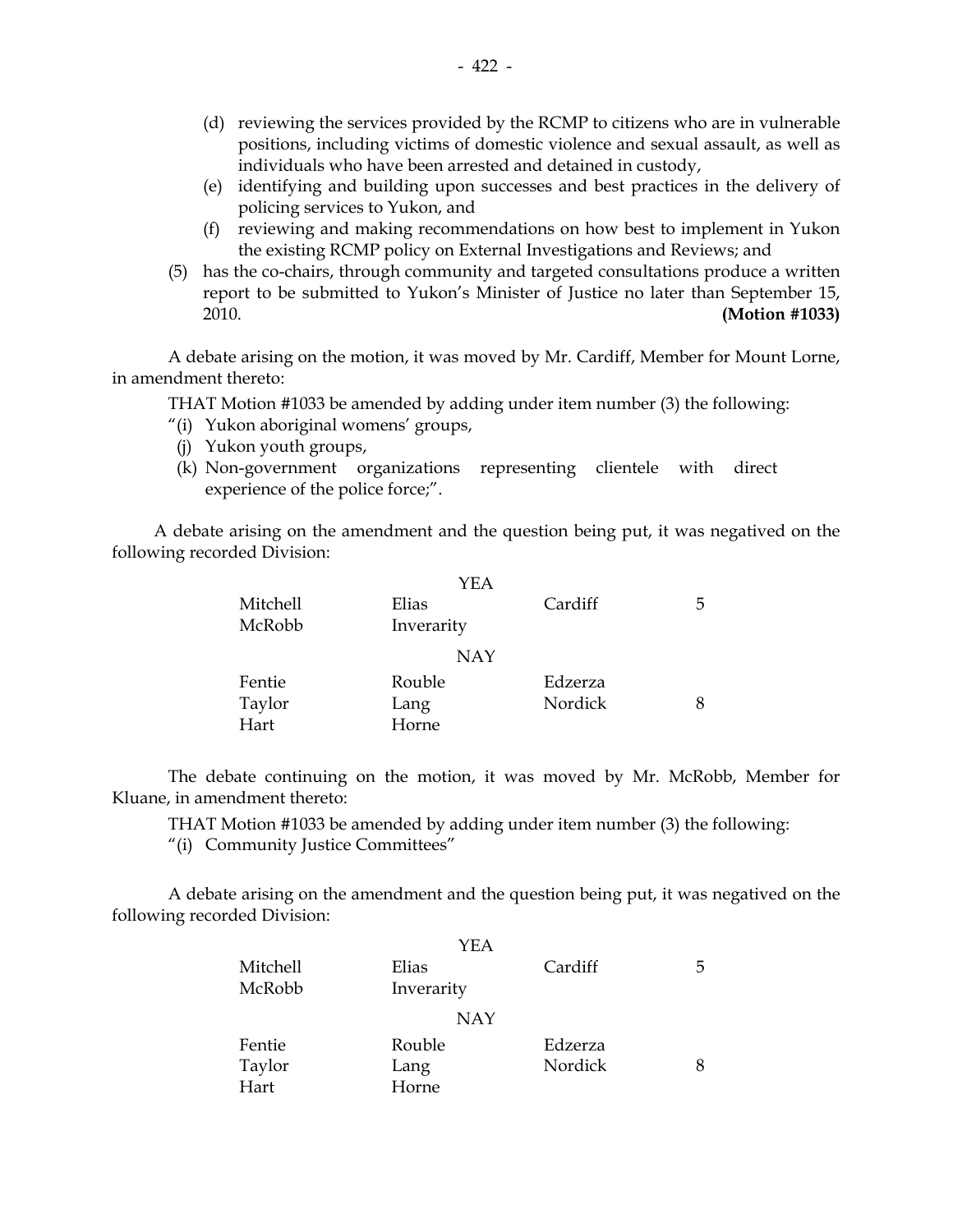(d) reviewing the services provided by the RCMP to citizens who are in vulnerable positions, including victims of domestic violence and sexual assault, as well as individuals who have been arrested and detained in custody,

(e) identifying and building upon successes and best practices in the delivery of policing services to Yukon, and

(f) reviewing and making recommendations on how best to implement in Yukon the existing RCMP policy on External Investigations and Reviews; and

(5) has the co-chairs, through community and targeted consultations produce a written report to be submitted to Yukon's Minister of Justice no later than September 15, 2010. **(Motion #1033)**

A debate arising on the motion, it was moved by Mr. Cardiff, Member for Mount Lorne, in amendment thereto:

THAT Motion #1033 be amended by adding under item number (3) the following:

"(i) Yukon aboriginal womens' groups,

(j) Yukon youth groups,

(k) Non-government organizations representing clientele with direct experience of the police force;".

A debate arising on the amendment and the question being put, it was negatived on the following recorded Division:

| | YEA | | |
|---|---|---|---|
| Mitchell | Elias | Cardiff | 5 |
| McRobb | Inverarity | | |
| | **NAY** | | |
| Fentie | Rouble | Edzerza | |
| Taylor | Lang | Nordick | 8 |
| Hart | Horne | | |

The debate continuing on the motion, it was moved by Mr. McRobb, Member for Kluane, in amendment thereto:

THAT Motion #1033 be amended by adding under item number (3) the following:

"(i) Community Justice Committees"

A debate arising on the amendment and the question being put, it was negatived on the following recorded Division:

| | YEA | | |
|---|---|---|---|
| Mitchell | Elias | Cardiff | 5 |
| McRobb | Inverarity | | |
| | **NAY** | | |
| Fentie | Rouble | Edzerza | |
| Taylor | Lang | Nordick | 8 |
| Hart | Horne | | |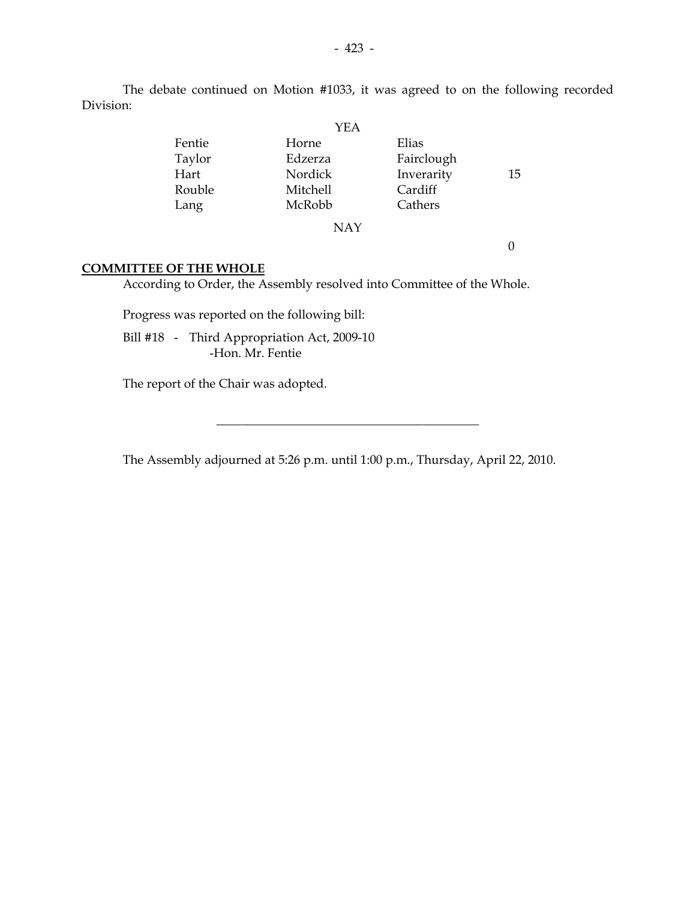The debate continued on Motion #1033, it was agreed to on the following recorded Division:

| | YEA | | |
|---|---|---|---|
| Fentie | Horne | Elias | |
| Taylor | Edzerza | Fairclough | |
| Hart | Nordick | Inverarity | 15 |
| Rouble | Mitchell | Cardiff | |
| Lang | McRobb | Cathers | |
| | NAY | | |
| | | | 0 |

**COMMITTEE OF THE WHOLE**

According to Order, the Assembly resolved into Committee of the Whole.

Progress was reported on the following bill:

Bill #18 - Third Appropriation Act, 2009-10
-Hon. Mr. Fentie

The report of the Chair was adopted.

---

The Assembly adjourned at 5:26 p.m. until 1:00 p.m., Thursday, April 22, 2010.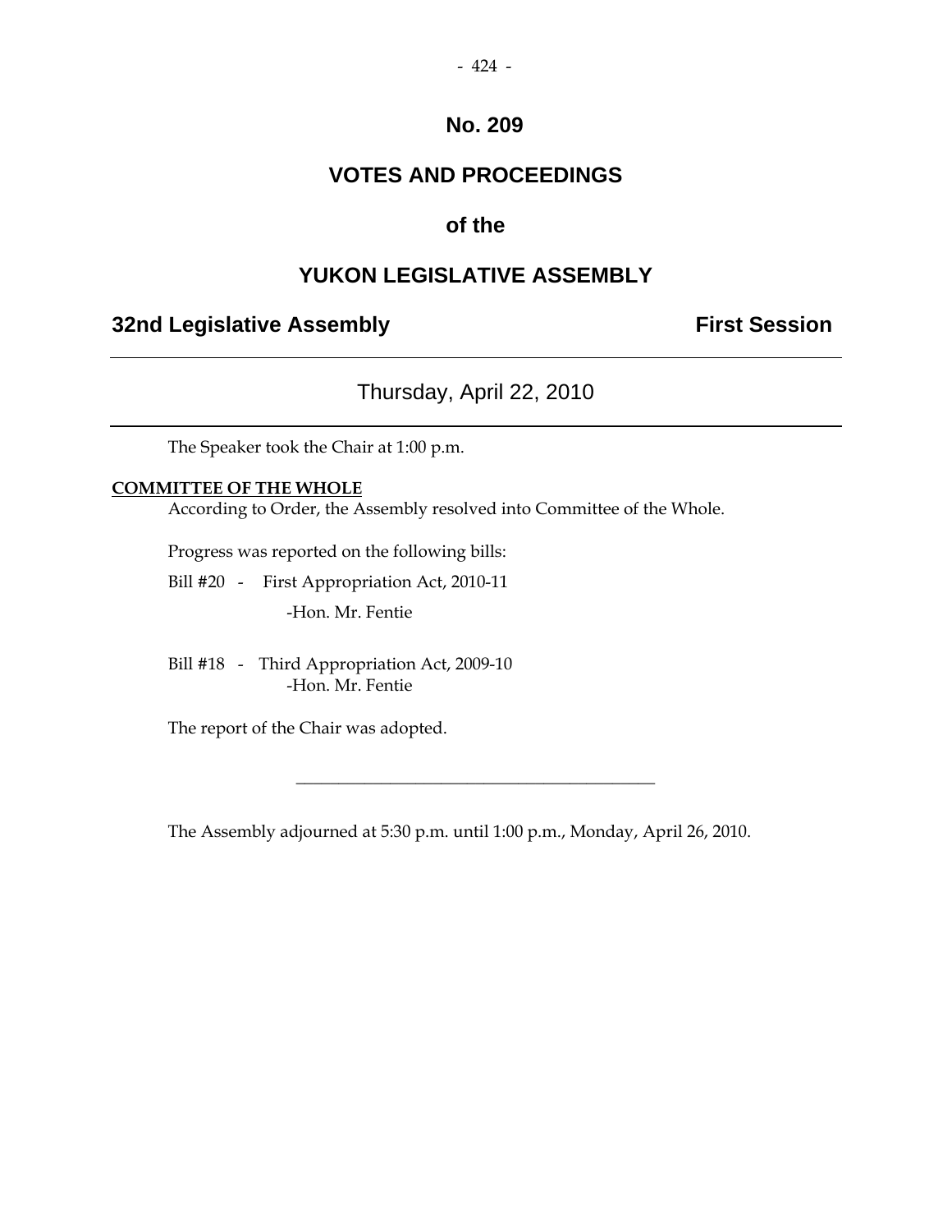# No. 209

# VOTES AND PROCEEDINGS

# of the

# YUKON LEGISLATIVE ASSEMBLY

**32nd Legislative Assembly** **First Session**

---

Thursday, April 22, 2010

---

The Speaker took the Chair at 1:00 p.m.

**COMMITTEE OF THE WHOLE**

According to Order, the Assembly resolved into Committee of the Whole.

Progress was reported on the following bills:

Bill #20 - First Appropriation Act, 2010-11
-Hon. Mr. Fentie

Bill #18 - Third Appropriation Act, 2009-10
-Hon. Mr. Fentie

The report of the Chair was adopted.

---

The Assembly adjourned at 5:30 p.m. until 1:00 p.m., Monday, April 26, 2010.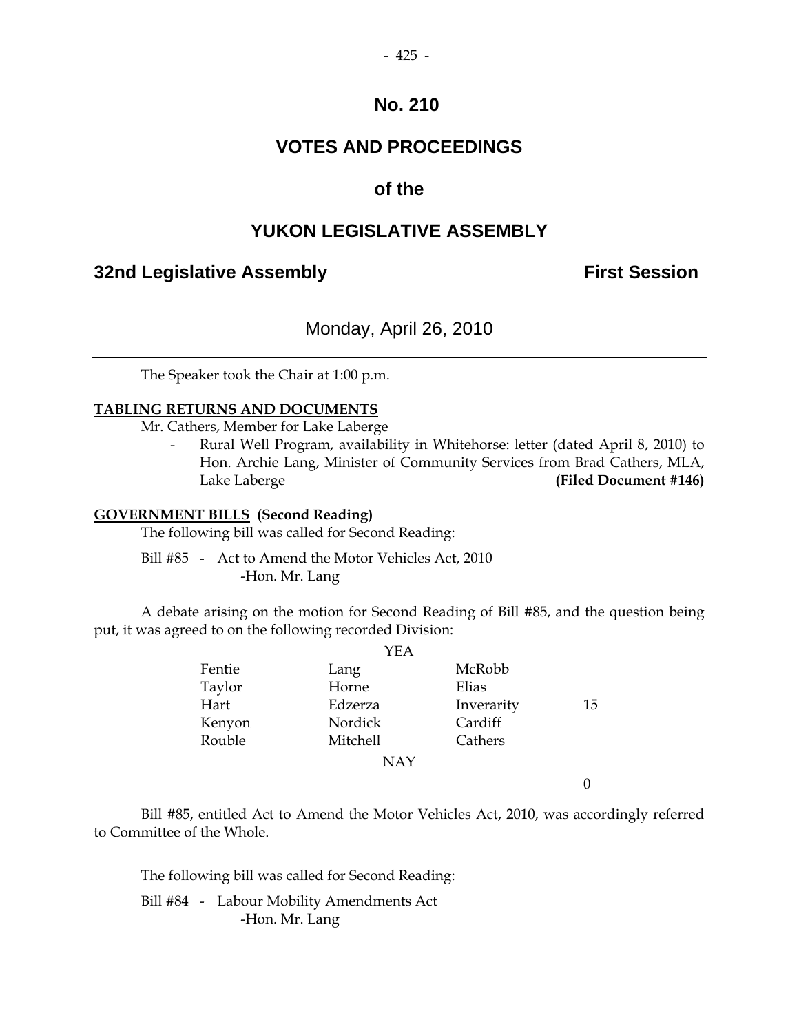# No. 210

# VOTES AND PROCEEDINGS

# of the

# YUKON LEGISLATIVE ASSEMBLY

## 32nd Legislative Assembly — First Session

---

### Monday, April 26, 2010

---

The Speaker took the Chair at 1:00 p.m.

**TABLING RETURNS AND DOCUMENTS**

Mr. Cathers, Member for Lake Laberge

- Rural Well Program, availability in Whitehorse: letter (dated April 8, 2010) to Hon. Archie Lang, Minister of Community Services from Brad Cathers, MLA, Lake Laberge **(Filed Document #146)**

**GOVERNMENT BILLS (Second Reading)**

The following bill was called for Second Reading:

Bill #85 - Act to Amend the Motor Vehicles Act, 2010
-Hon. Mr. Lang

A debate arising on the motion for Second Reading of Bill #85, and the question being put, it was agreed to on the following recorded Division:

YEA

| | | | |
|---|---|---|---|
| Fentie | Lang | McRobb | |
| Taylor | Horne | Elias | |
| Hart | Edzerza | Inverarity | 15 |
| Kenyon | Nordick | Cardiff | |
| Rouble | Mitchell | Cathers | |

NAY

0

Bill #85, entitled Act to Amend the Motor Vehicles Act, 2010, was accordingly referred to Committee of the Whole.

The following bill was called for Second Reading:

Bill #84 - Labour Mobility Amendments Act
-Hon. Mr. Lang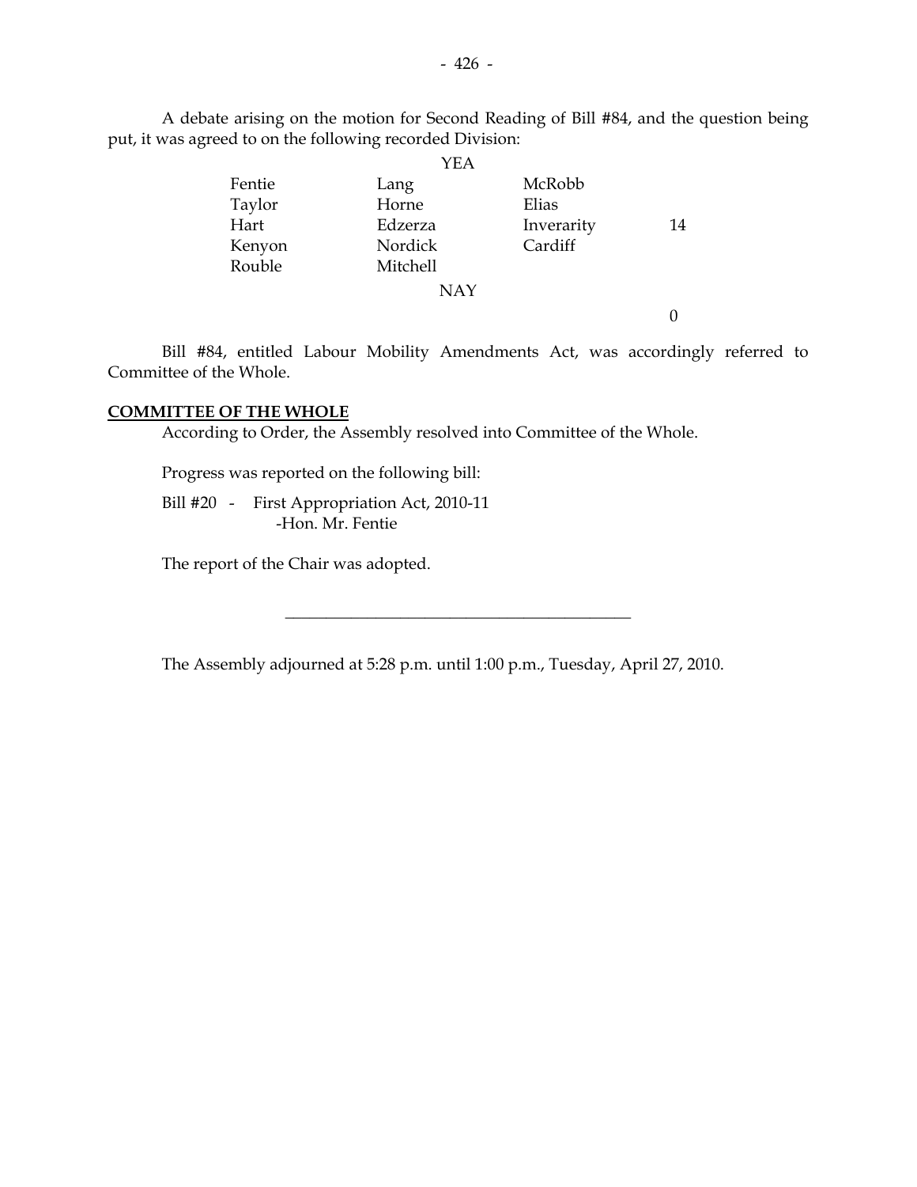A debate arising on the motion for Second Reading of Bill #84, and the question being put, it was agreed to on the following recorded Division:

YEA

| | | | |
|---|---|---|---|
| Fentie | Lang | McRobb | |
| Taylor | Horne | Elias | |
| Hart | Edzerza | Inverarity | 14 |
| Kenyon | Nordick | Cardiff | |
| Rouble | Mitchell | | |

NAY

0

Bill #84, entitled Labour Mobility Amendments Act, was accordingly referred to Committee of the Whole.

## COMMITTEE OF THE WHOLE

According to Order, the Assembly resolved into Committee of the Whole.

Progress was reported on the following bill:

Bill #20 - First Appropriation Act, 2010-11
-Hon. Mr. Fentie

The report of the Chair was adopted.

---

The Assembly adjourned at 5:28 p.m. until 1:00 p.m., Tuesday, April 27, 2010.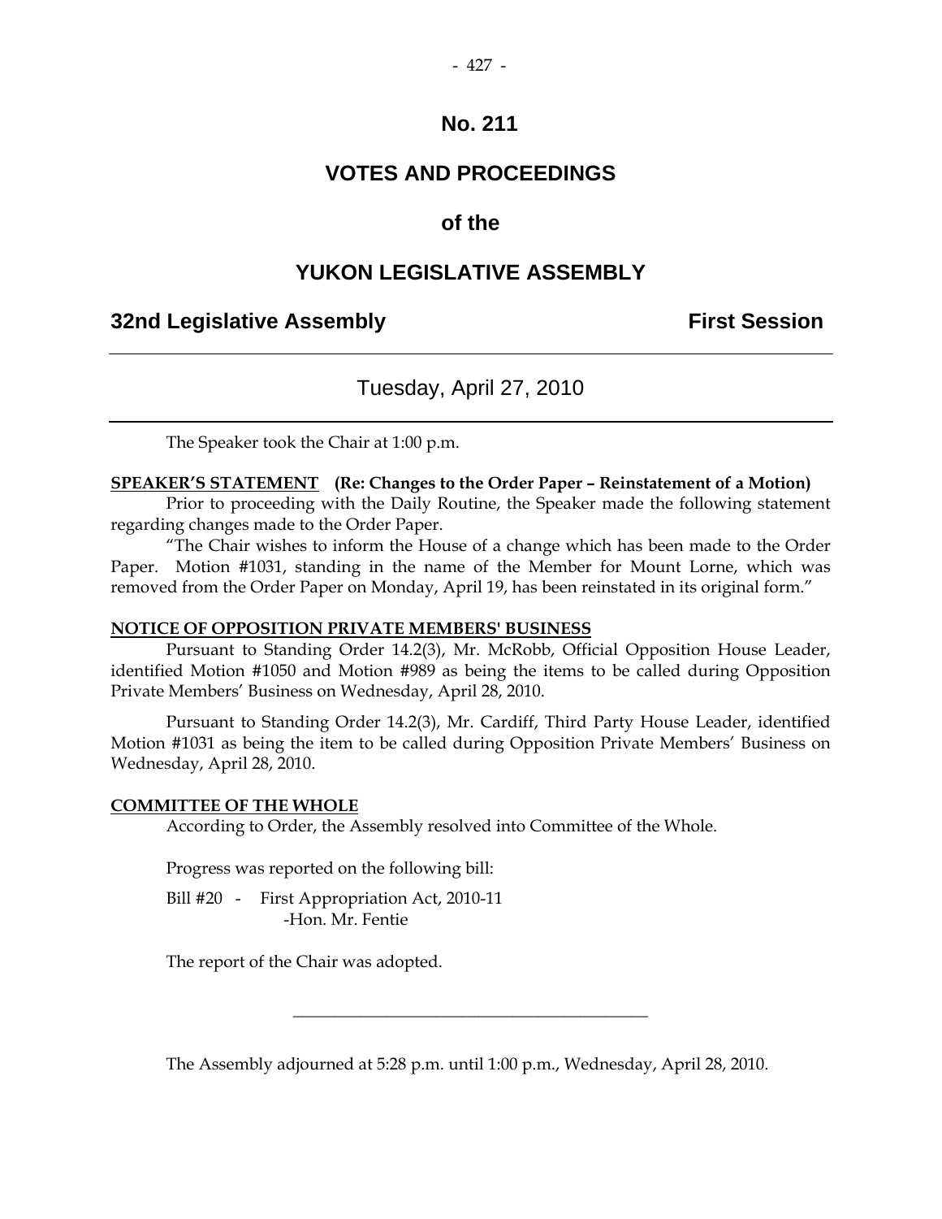# No. 211

# VOTES AND PROCEEDINGS

## of the

# YUKON LEGISLATIVE ASSEMBLY

**32nd Legislative Assembly** **First Session**

---

Tuesday, April 27, 2010

---

The Speaker took the Chair at 1:00 p.m.

**SPEAKER'S STATEMENT** **(Re: Changes to the Order Paper – Reinstatement of a Motion)**

Prior to proceeding with the Daily Routine, the Speaker made the following statement regarding changes made to the Order Paper.

"The Chair wishes to inform the House of a change which has been made to the Order Paper. Motion #1031, standing in the name of the Member for Mount Lorne, which was removed from the Order Paper on Monday, April 19, has been reinstated in its original form."

**NOTICE OF OPPOSITION PRIVATE MEMBERS' BUSINESS**

Pursuant to Standing Order 14.2(3), Mr. McRobb, Official Opposition House Leader, identified Motion #1050 and Motion #989 as being the items to be called during Opposition Private Members' Business on Wednesday, April 28, 2010.

Pursuant to Standing Order 14.2(3), Mr. Cardiff, Third Party House Leader, identified Motion #1031 as being the item to be called during Opposition Private Members' Business on Wednesday, April 28, 2010.

**COMMITTEE OF THE WHOLE**

According to Order, the Assembly resolved into Committee of the Whole.

Progress was reported on the following bill:

Bill #20 - First Appropriation Act, 2010-11
-Hon. Mr. Fentie

The report of the Chair was adopted.

---

The Assembly adjourned at 5:28 p.m. until 1:00 p.m., Wednesday, April 28, 2010.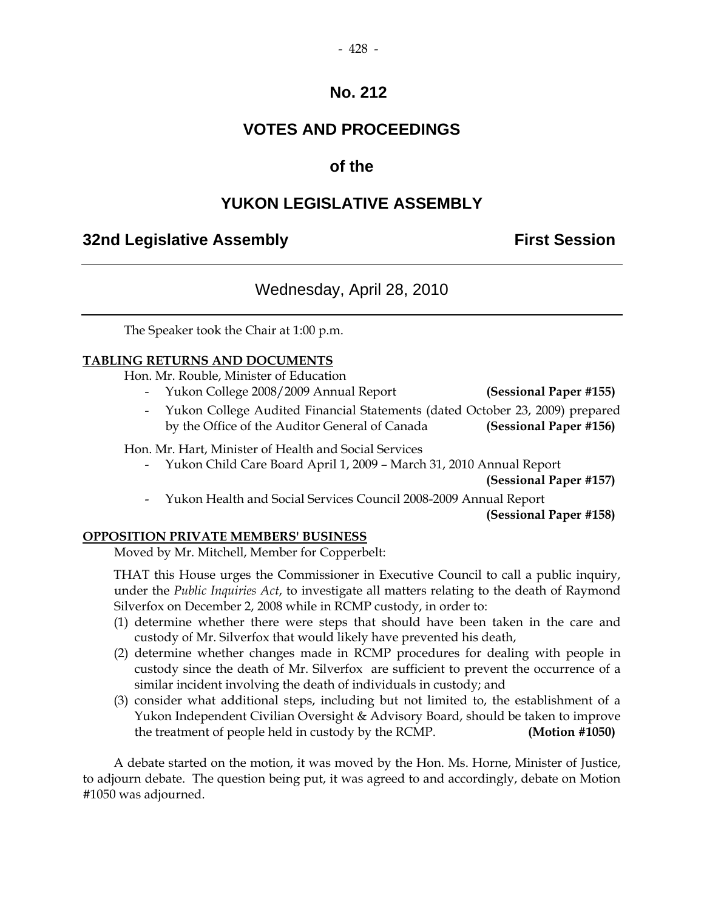# No. 212

# VOTES AND PROCEEDINGS

# of the

# YUKON LEGISLATIVE ASSEMBLY

## 32nd Legislative Assembly — First Session

---

### Wednesday, April 28, 2010

---

The Speaker took the Chair at 1:00 p.m.

**TABLING RETURNS AND DOCUMENTS**

Hon. Mr. Rouble, Minister of Education

- Yukon College 2008/2009 Annual Report **(Sessional Paper #155)**
- Yukon College Audited Financial Statements (dated October 23, 2009) prepared by the Office of the Auditor General of Canada **(Sessional Paper #156)**

Hon. Mr. Hart, Minister of Health and Social Services

- Yukon Child Care Board April 1, 2009 – March 31, 2010 Annual Report **(Sessional Paper #157)**
- Yukon Health and Social Services Council 2008-2009 Annual Report **(Sessional Paper #158)**

**OPPOSITION PRIVATE MEMBERS' BUSINESS**

Moved by Mr. Mitchell, Member for Copperbelt:

THAT this House urges the Commissioner in Executive Council to call a public inquiry, under the *Public Inquiries Act*, to investigate all matters relating to the death of Raymond Silverfox on December 2, 2008 while in RCMP custody, in order to:

(1) determine whether there were steps that should have been taken in the care and custody of Mr. Silverfox that would likely have prevented his death,
(2) determine whether changes made in RCMP procedures for dealing with people in custody since the death of Mr. Silverfox are sufficient to prevent the occurrence of a similar incident involving the death of individuals in custody; and
(3) consider what additional steps, including but not limited to, the establishment of a Yukon Independent Civilian Oversight & Advisory Board, should be taken to improve the treatment of people held in custody by the RCMP. **(Motion #1050)**

A debate started on the motion, it was moved by the Hon. Ms. Horne, Minister of Justice, to adjourn debate. The question being put, it was agreed to and accordingly, debate on Motion #1050 was adjourned.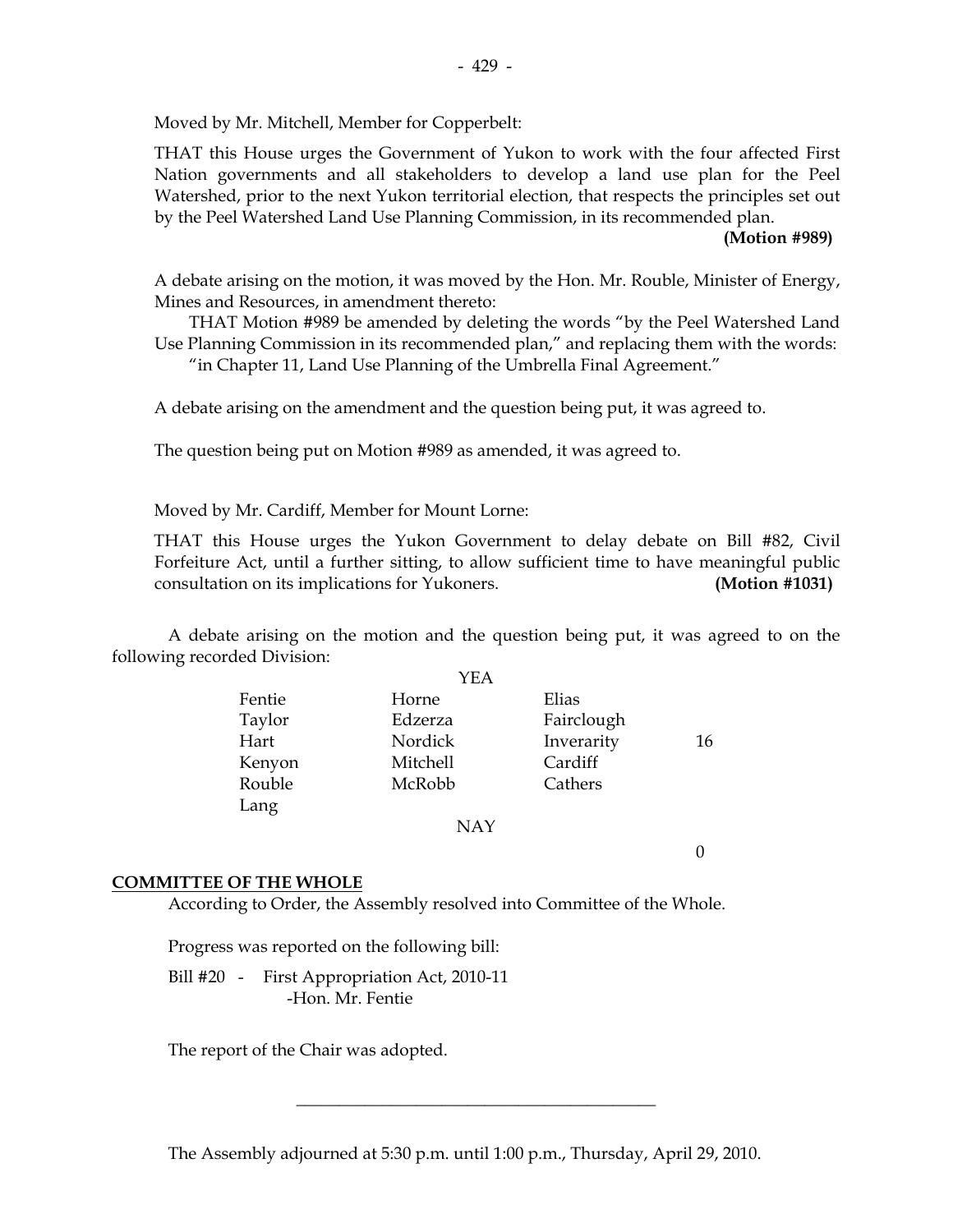Moved by Mr. Mitchell, Member for Copperbelt:

THAT this House urges the Government of Yukon to work with the four affected First Nation governments and all stakeholders to develop a land use plan for the Peel Watershed, prior to the next Yukon territorial election, that respects the principles set out by the Peel Watershed Land Use Planning Commission, in its recommended plan.

**(Motion #989)**

A debate arising on the motion, it was moved by the Hon. Mr. Rouble, Minister of Energy, Mines and Resources, in amendment thereto:

THAT Motion #989 be amended by deleting the words "by the Peel Watershed Land Use Planning Commission in its recommended plan," and replacing them with the words: "in Chapter 11, Land Use Planning of the Umbrella Final Agreement."

A debate arising on the amendment and the question being put, it was agreed to.

The question being put on Motion #989 as amended, it was agreed to.

Moved by Mr. Cardiff, Member for Mount Lorne:

THAT this House urges the Yukon Government to delay debate on Bill #82, Civil Forfeiture Act, until a further sitting, to allow sufficient time to have meaningful public consultation on its implications for Yukoners. **(Motion #1031)**

A debate arising on the motion and the question being put, it was agreed to on the following recorded Division:

YEA

| | | | |
|---|---|---|---|
| Fentie | Horne | Elias | |
| Taylor | Edzerza | Fairclough | |
| Hart | Nordick | Inverarity | 16 |
| Kenyon | Mitchell | Cardiff | |
| Rouble | McRobb | Cathers | |
| Lang | | | |

NAY

0

## COMMITTEE OF THE WHOLE

According to Order, the Assembly resolved into Committee of the Whole.

Progress was reported on the following bill:

Bill #20 - First Appropriation Act, 2010-11
-Hon. Mr. Fentie

The report of the Chair was adopted.

---

The Assembly adjourned at 5:30 p.m. until 1:00 p.m., Thursday, April 29, 2010.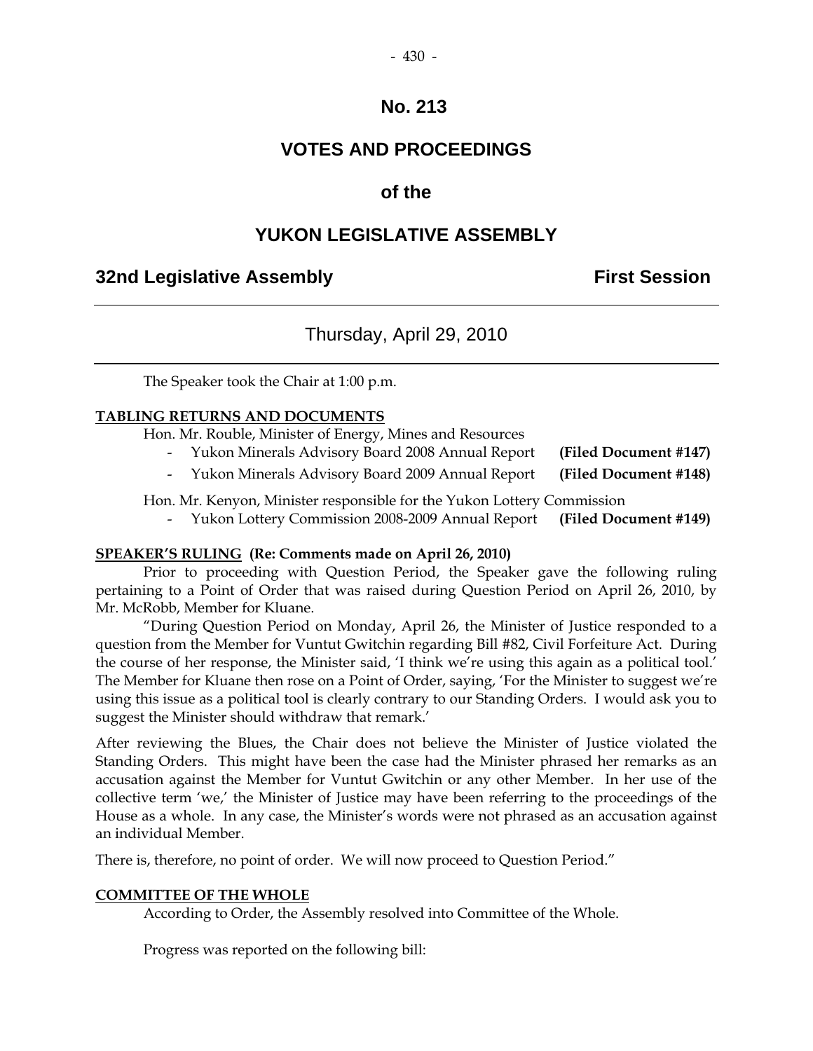# No. 213

## VOTES AND PROCEEDINGS

## of the

## YUKON LEGISLATIVE ASSEMBLY

### 32nd Legislative Assembly — First Session

---

Thursday, April 29, 2010

---

The Speaker took the Chair at 1:00 p.m.

**TABLING RETURNS AND DOCUMENTS**

Hon. Mr. Rouble, Minister of Energy, Mines and Resources

- Yukon Minerals Advisory Board 2008 Annual Report **(Filed Document #147)**
- Yukon Minerals Advisory Board 2009 Annual Report **(Filed Document #148)**

Hon. Mr. Kenyon, Minister responsible for the Yukon Lottery Commission

- Yukon Lottery Commission 2008-2009 Annual Report **(Filed Document #149)**

**SPEAKER'S RULING (Re: Comments made on April 26, 2010)**

Prior to proceeding with Question Period, the Speaker gave the following ruling pertaining to a Point of Order that was raised during Question Period on April 26, 2010, by Mr. McRobb, Member for Kluane.

"During Question Period on Monday, April 26, the Minister of Justice responded to a question from the Member for Vuntut Gwitchin regarding Bill #82, Civil Forfeiture Act. During the course of her response, the Minister said, 'I think we're using this again as a political tool.' The Member for Kluane then rose on a Point of Order, saying, 'For the Minister to suggest we're using this issue as a political tool is clearly contrary to our Standing Orders. I would ask you to suggest the Minister should withdraw that remark.'

After reviewing the Blues, the Chair does not believe the Minister of Justice violated the Standing Orders. This might have been the case had the Minister phrased her remarks as an accusation against the Member for Vuntut Gwitchin or any other Member. In her use of the collective term 'we,' the Minister of Justice may have been referring to the proceedings of the House as a whole. In any case, the Minister's words were not phrased as an accusation against an individual Member.

There is, therefore, no point of order. We will now proceed to Question Period."

**COMMITTEE OF THE WHOLE**

According to Order, the Assembly resolved into Committee of the Whole.

Progress was reported on the following bill: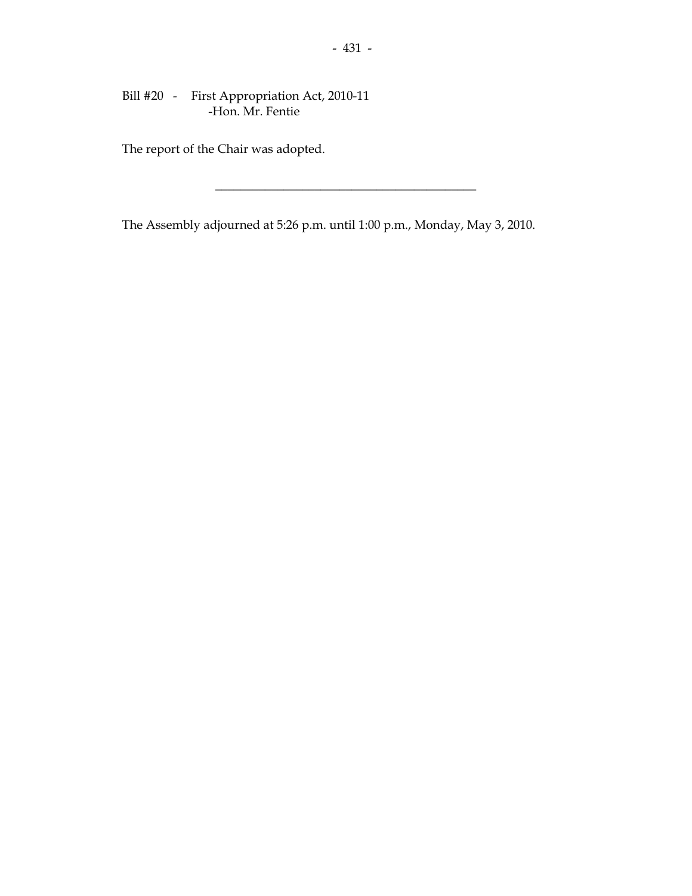Bill #20 - First Appropriation Act, 2010-11
-Hon. Mr. Fentie

The report of the Chair was adopted.

---

The Assembly adjourned at 5:26 p.m. until 1:00 p.m., Monday, May 3, 2010.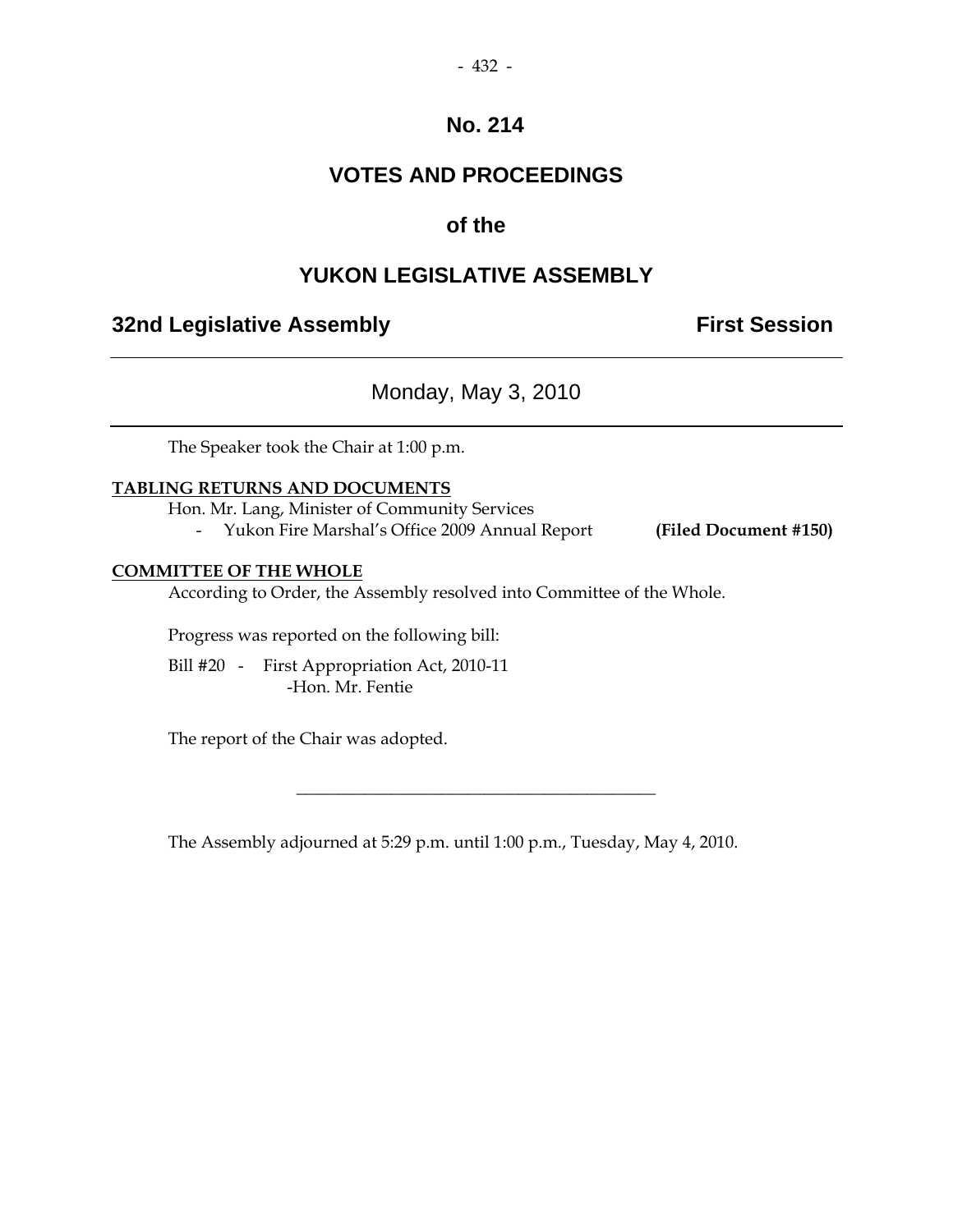# No. 214

## VOTES AND PROCEEDINGS

## of the

## YUKON LEGISLATIVE ASSEMBLY

**32nd Legislative Assembly** **First Session**

---

Monday, May 3, 2010

---

The Speaker took the Chair at 1:00 p.m.

**TABLING RETURNS AND DOCUMENTS**

Hon. Mr. Lang, Minister of Community Services

- Yukon Fire Marshal's Office 2009 Annual Report **(Filed Document #150)**

**COMMITTEE OF THE WHOLE**

According to Order, the Assembly resolved into Committee of the Whole.

Progress was reported on the following bill:

Bill #20 - First Appropriation Act, 2010-11
-Hon. Mr. Fentie

The report of the Chair was adopted.

---

The Assembly adjourned at 5:29 p.m. until 1:00 p.m., Tuesday, May 4, 2010.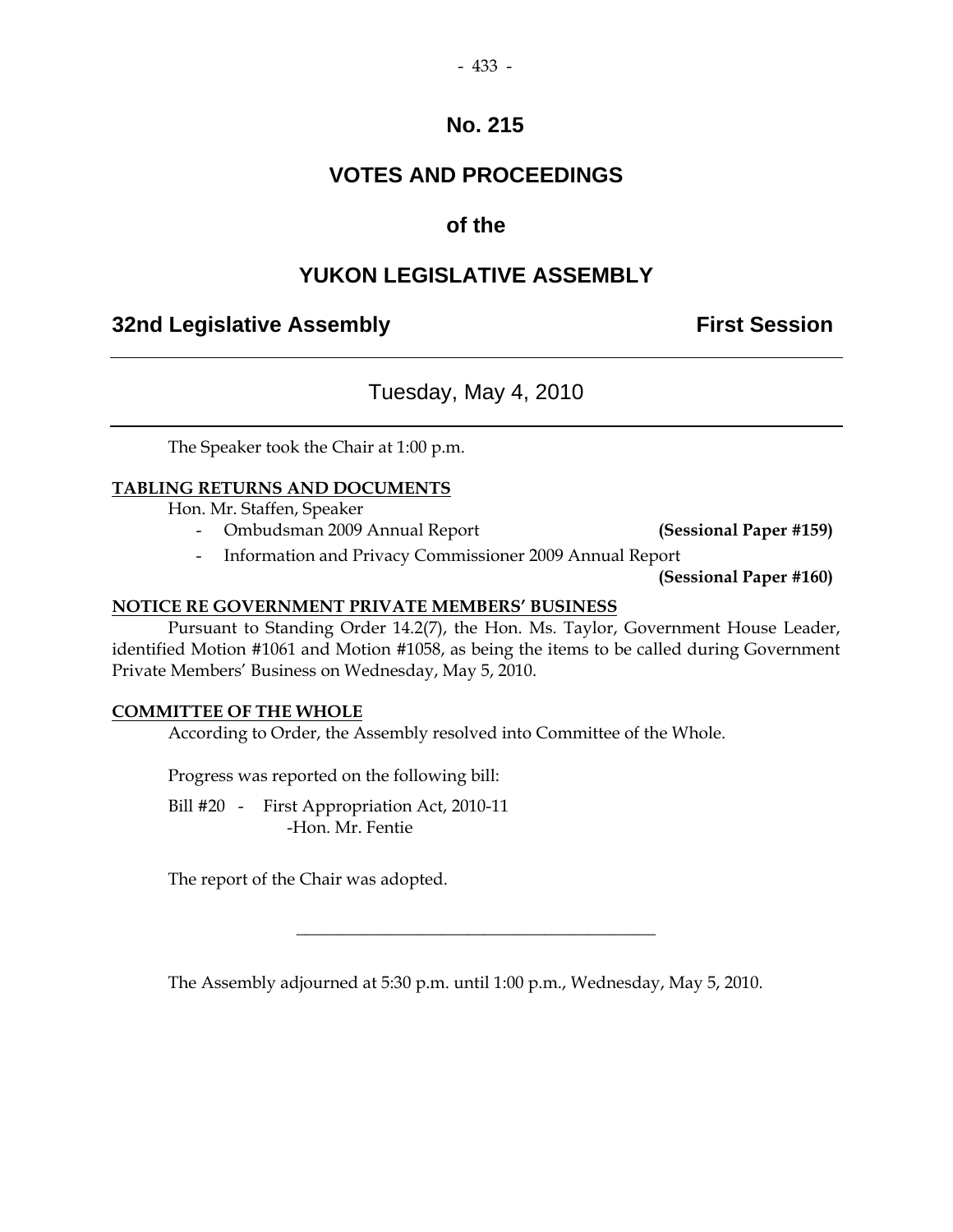# No. 215

# VOTES AND PROCEEDINGS

# of the

# YUKON LEGISLATIVE ASSEMBLY

**32nd Legislative Assembly** **First Session**

---

## Tuesday, May 4, 2010

---

The Speaker took the Chair at 1:00 p.m.

**TABLING RETURNS AND DOCUMENTS**

Hon. Mr. Staffen, Speaker

- Ombudsman 2009 Annual Report **(Sessional Paper #159)**
- Information and Privacy Commissioner 2009 Annual Report **(Sessional Paper #160)**

**NOTICE RE GOVERNMENT PRIVATE MEMBERS' BUSINESS**

Pursuant to Standing Order 14.2(7), the Hon. Ms. Taylor, Government House Leader, identified Motion #1061 and Motion #1058, as being the items to be called during Government Private Members' Business on Wednesday, May 5, 2010.

**COMMITTEE OF THE WHOLE**

According to Order, the Assembly resolved into Committee of the Whole.

Progress was reported on the following bill:

Bill #20 - First Appropriation Act, 2010-11
-Hon. Mr. Fentie

The report of the Chair was adopted.

---

The Assembly adjourned at 5:30 p.m. until 1:00 p.m., Wednesday, May 5, 2010.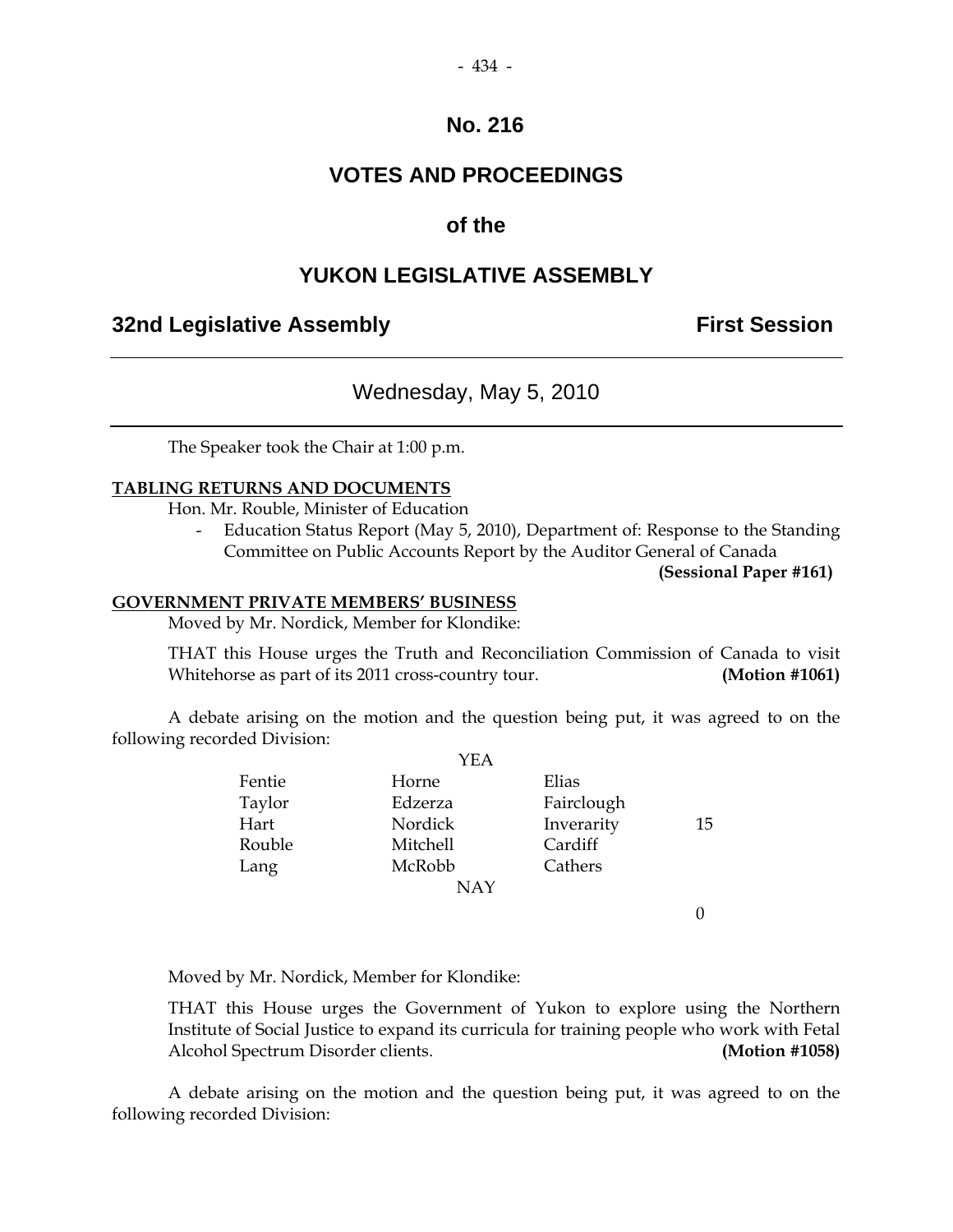# No. 216

# VOTES AND PROCEEDINGS

# of the

# YUKON LEGISLATIVE ASSEMBLY

**32nd Legislative Assembly** **First Session**

---

## Wednesday, May 5, 2010

---

The Speaker took the Chair at 1:00 p.m.

**TABLING RETURNS AND DOCUMENTS**

Hon. Mr. Rouble, Minister of Education

- Education Status Report (May 5, 2010), Department of: Response to the Standing Committee on Public Accounts Report by the Auditor General of Canada **(Sessional Paper #161)**

**GOVERNMENT PRIVATE MEMBERS' BUSINESS**

Moved by Mr. Nordick, Member for Klondike:

THAT this House urges the Truth and Reconciliation Commission of Canada to visit Whitehorse as part of its 2011 cross-country tour. **(Motion #1061)**

A debate arising on the motion and the question being put, it was agreed to on the following recorded Division:

| | YEA | | |
|---|---|---|---|
| Fentie | Horne | Elias | |
| Taylor | Edzerza | Fairclough | |
| Hart | Nordick | Inverarity | 15 |
| Rouble | Mitchell | Cardiff | |
| Lang | McRobb | Cathers | |
| | NAY | | |
| | | | 0 |

Moved by Mr. Nordick, Member for Klondike:

THAT this House urges the Government of Yukon to explore using the Northern Institute of Social Justice to expand its curricula for training people who work with Fetal Alcohol Spectrum Disorder clients. **(Motion #1058)**

A debate arising on the motion and the question being put, it was agreed to on the following recorded Division: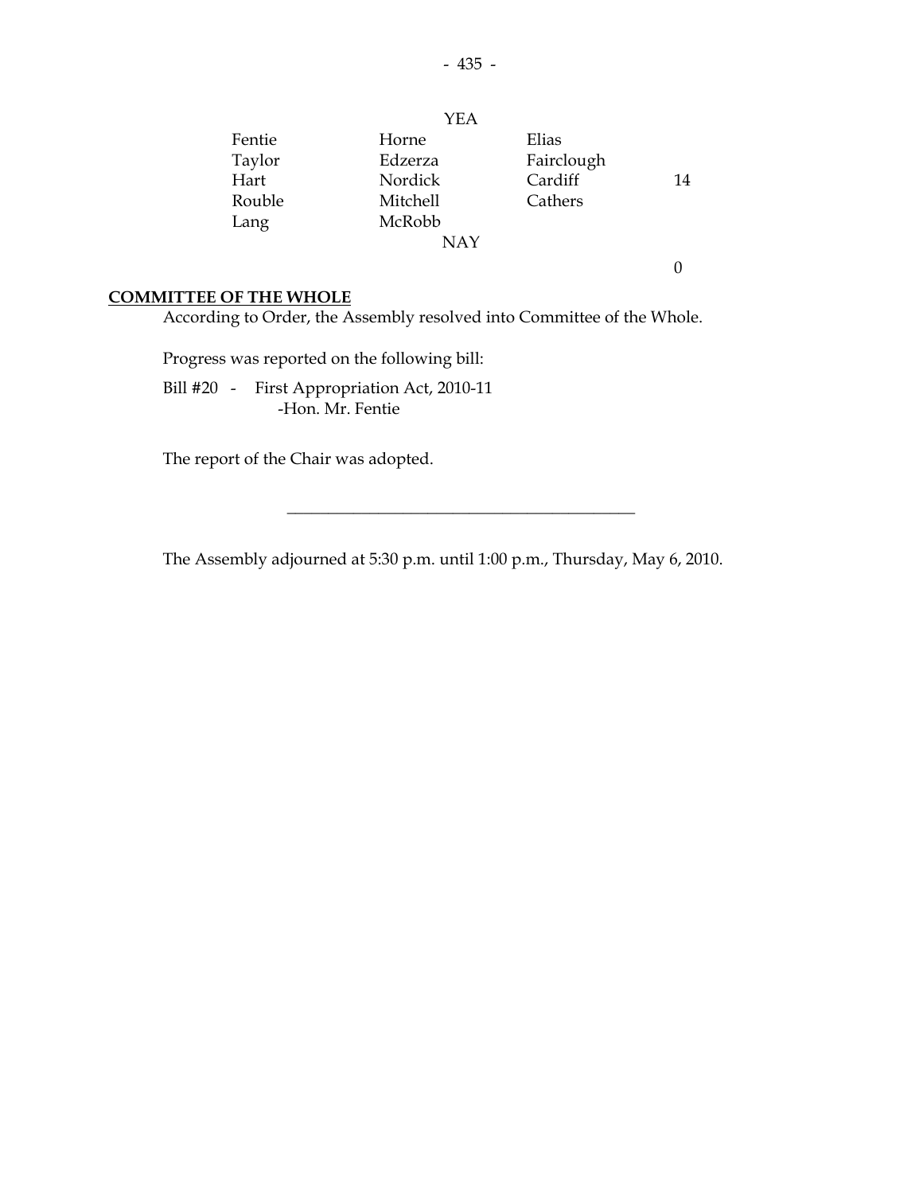YEA

| | | | |
|---|---|---|---|
| Fentie | Horne | Elias | |
| Taylor | Edzerza | Fairclough | |
| Hart | Nordick | Cardiff | 14 |
| Rouble | Mitchell | Cathers | |
| Lang | McRobb | | |

NAY

0

**COMMITTEE OF THE WHOLE**

According to Order, the Assembly resolved into Committee of the Whole.

Progress was reported on the following bill:

Bill #20 - First Appropriation Act, 2010-11
-Hon. Mr. Fentie

The report of the Chair was adopted.

---

The Assembly adjourned at 5:30 p.m. until 1:00 p.m., Thursday, May 6, 2010.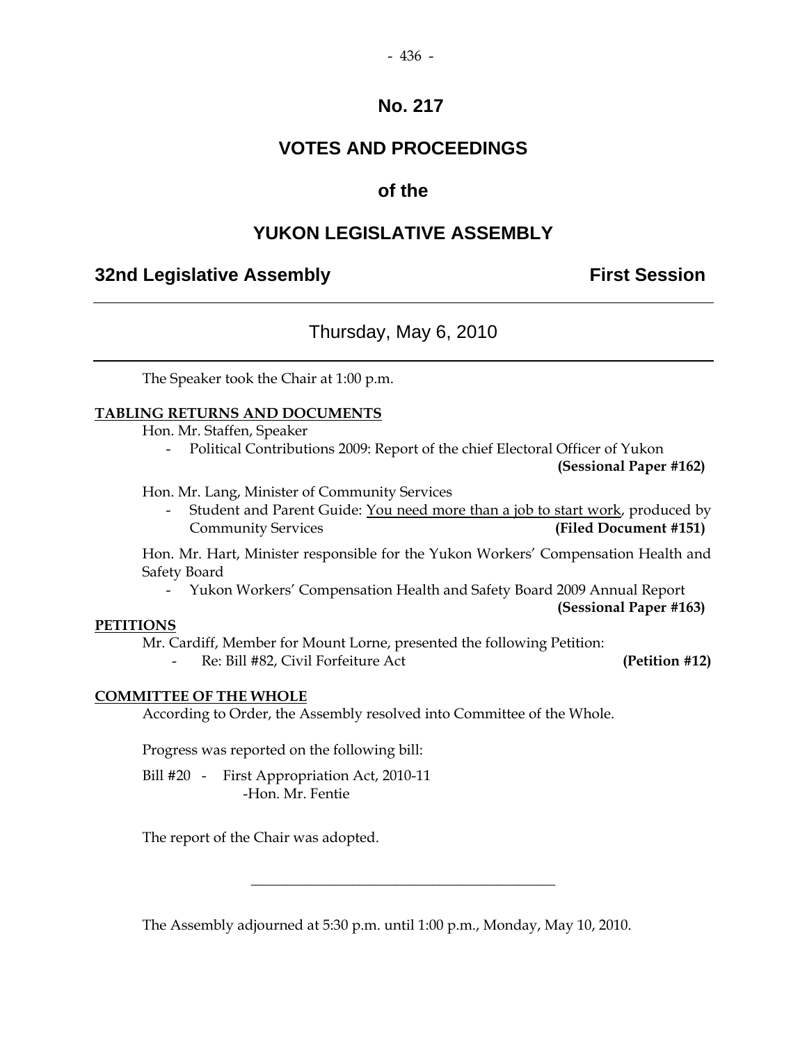# No. 217

## VOTES AND PROCEEDINGS

## of the

## YUKON LEGISLATIVE ASSEMBLY

**32nd Legislative Assembly** **First Session**

---

### Thursday, May 6, 2010

---

The Speaker took the Chair at 1:00 p.m.

**TABLING RETURNS AND DOCUMENTS**

Hon. Mr. Staffen, Speaker

- Political Contributions 2009: Report of the chief Electoral Officer of Yukon **(Sessional Paper #162)**

Hon. Mr. Lang, Minister of Community Services

- Student and Parent Guide: You need more than a job to start work, produced by Community Services **(Filed Document #151)**

Hon. Mr. Hart, Minister responsible for the Yukon Workers' Compensation Health and Safety Board

- Yukon Workers' Compensation Health and Safety Board 2009 Annual Report **(Sessional Paper #163)**

**PETITIONS**

Mr. Cardiff, Member for Mount Lorne, presented the following Petition:

- Re: Bill #82, Civil Forfeiture Act **(Petition #12)**

**COMMITTEE OF THE WHOLE**

According to Order, the Assembly resolved into Committee of the Whole.

Progress was reported on the following bill:

Bill #20 - First Appropriation Act, 2010-11
-Hon. Mr. Fentie

The report of the Chair was adopted.

---

The Assembly adjourned at 5:30 p.m. until 1:00 p.m., Monday, May 10, 2010.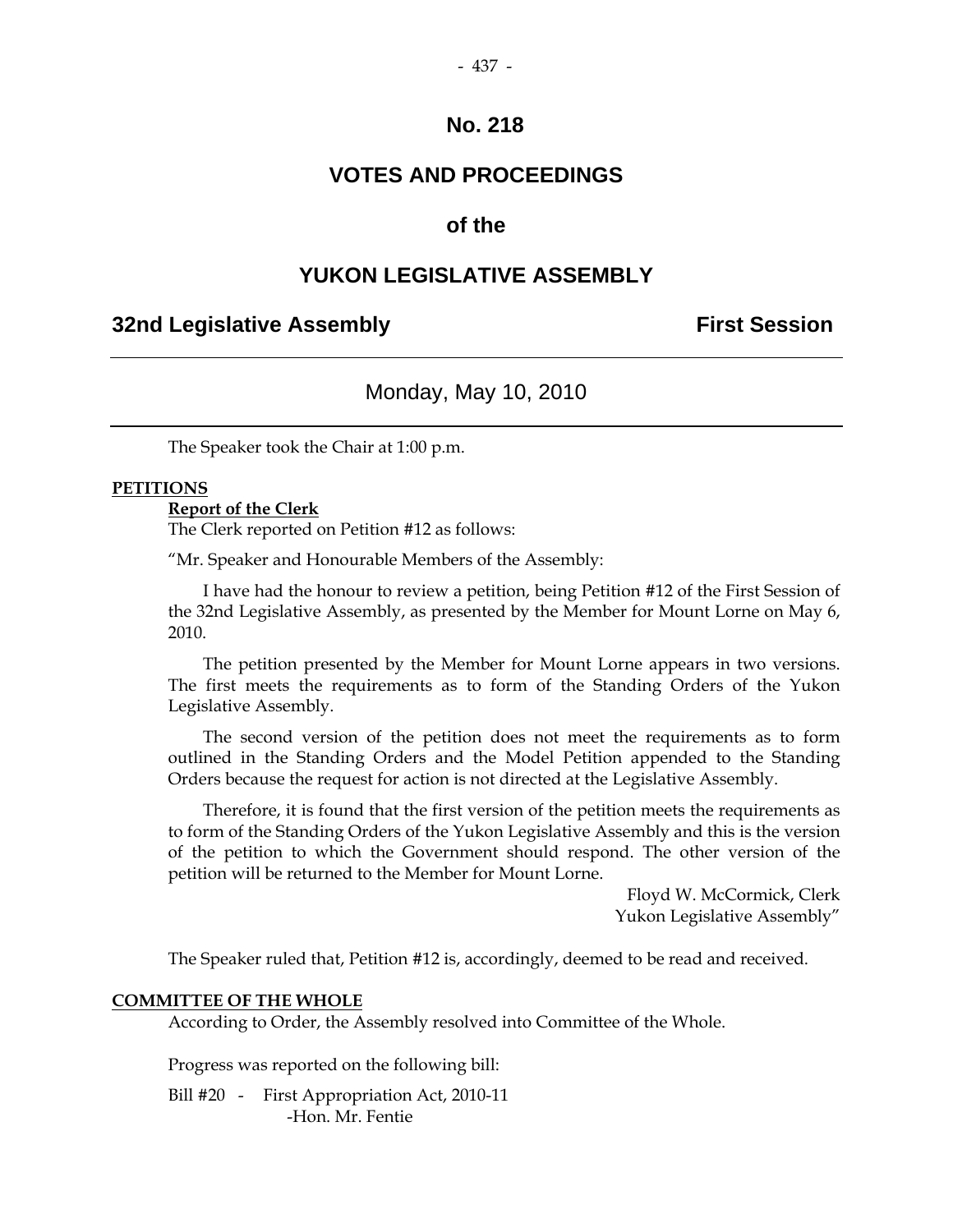# No. 218

## VOTES AND PROCEEDINGS

## of the

## YUKON LEGISLATIVE ASSEMBLY

**32nd Legislative Assembly** **First Session**

---

Monday, May 10, 2010

---

The Speaker took the Chair at 1:00 p.m.

**PETITIONS**

**Report of the Clerk**

The Clerk reported on Petition #12 as follows:

"Mr. Speaker and Honourable Members of the Assembly:

I have had the honour to review a petition, being Petition #12 of the First Session of the 32nd Legislative Assembly, as presented by the Member for Mount Lorne on May 6, 2010.

The petition presented by the Member for Mount Lorne appears in two versions. The first meets the requirements as to form of the Standing Orders of the Yukon Legislative Assembly.

The second version of the petition does not meet the requirements as to form outlined in the Standing Orders and the Model Petition appended to the Standing Orders because the request for action is not directed at the Legislative Assembly.

Therefore, it is found that the first version of the petition meets the requirements as to form of the Standing Orders of the Yukon Legislative Assembly and this is the version of the petition to which the Government should respond. The other version of the petition will be returned to the Member for Mount Lorne.

Floyd W. McCormick, Clerk
Yukon Legislative Assembly"

The Speaker ruled that, Petition #12 is, accordingly, deemed to be read and received.

**COMMITTEE OF THE WHOLE**

According to Order, the Assembly resolved into Committee of the Whole.

Progress was reported on the following bill:

Bill #20 - First Appropriation Act, 2010-11
-Hon. Mr. Fentie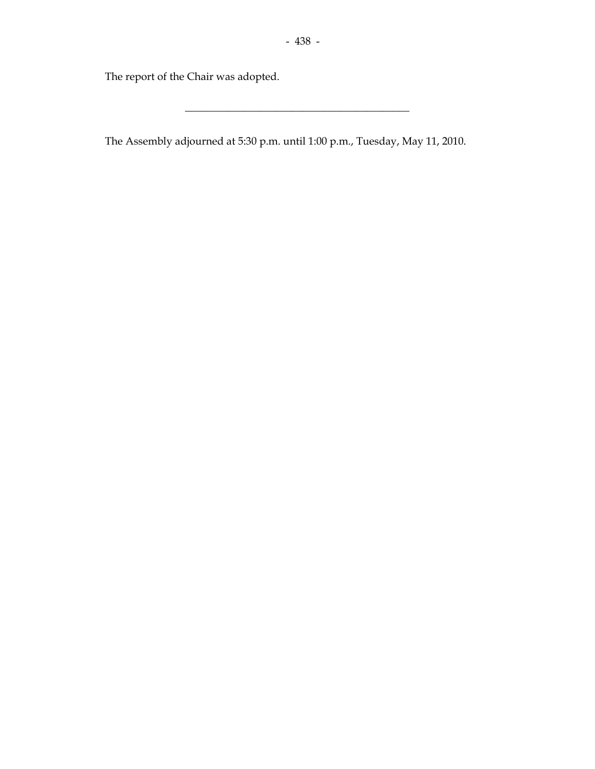The report of the Chair was adopted.

---

The Assembly adjourned at 5:30 p.m. until 1:00 p.m., Tuesday, May 11, 2010.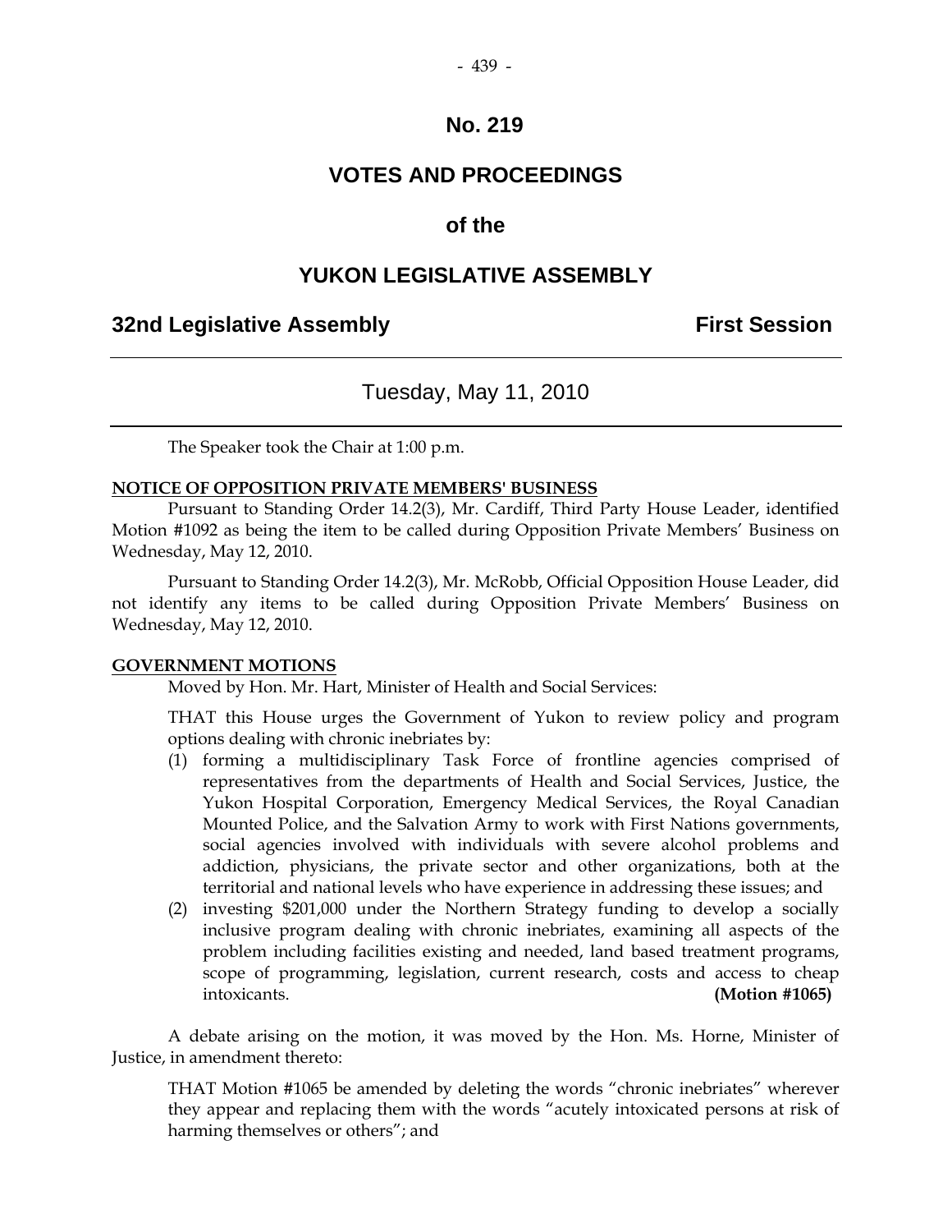# No. 219

## VOTES AND PROCEEDINGS

## of the

## YUKON LEGISLATIVE ASSEMBLY

**32nd Legislative Assembly** **First Session**

---

Tuesday, May 11, 2010

---

The Speaker took the Chair at 1:00 p.m.

**NOTICE OF OPPOSITION PRIVATE MEMBERS' BUSINESS**

Pursuant to Standing Order 14.2(3), Mr. Cardiff, Third Party House Leader, identified Motion #1092 as being the item to be called during Opposition Private Members' Business on Wednesday, May 12, 2010.

Pursuant to Standing Order 14.2(3), Mr. McRobb, Official Opposition House Leader, did not identify any items to be called during Opposition Private Members' Business on Wednesday, May 12, 2010.

**GOVERNMENT MOTIONS**

Moved by Hon. Mr. Hart, Minister of Health and Social Services:

THAT this House urges the Government of Yukon to review policy and program options dealing with chronic inebriates by:

(1) forming a multidisciplinary Task Force of frontline agencies comprised of representatives from the departments of Health and Social Services, Justice, the Yukon Hospital Corporation, Emergency Medical Services, the Royal Canadian Mounted Police, and the Salvation Army to work with First Nations governments, social agencies involved with individuals with severe alcohol problems and addiction, physicians, the private sector and other organizations, both at the territorial and national levels who have experience in addressing these issues; and

(2) investing $201,000 under the Northern Strategy funding to develop a socially inclusive program dealing with chronic inebriates, examining all aspects of the problem including facilities existing and needed, land based treatment programs, scope of programming, legislation, current research, costs and access to cheap intoxicants. **(Motion #1065)**

A debate arising on the motion, it was moved by the Hon. Ms. Horne, Minister of Justice, in amendment thereto:

THAT Motion #1065 be amended by deleting the words "chronic inebriates" wherever they appear and replacing them with the words "acutely intoxicated persons at risk of harming themselves or others"; and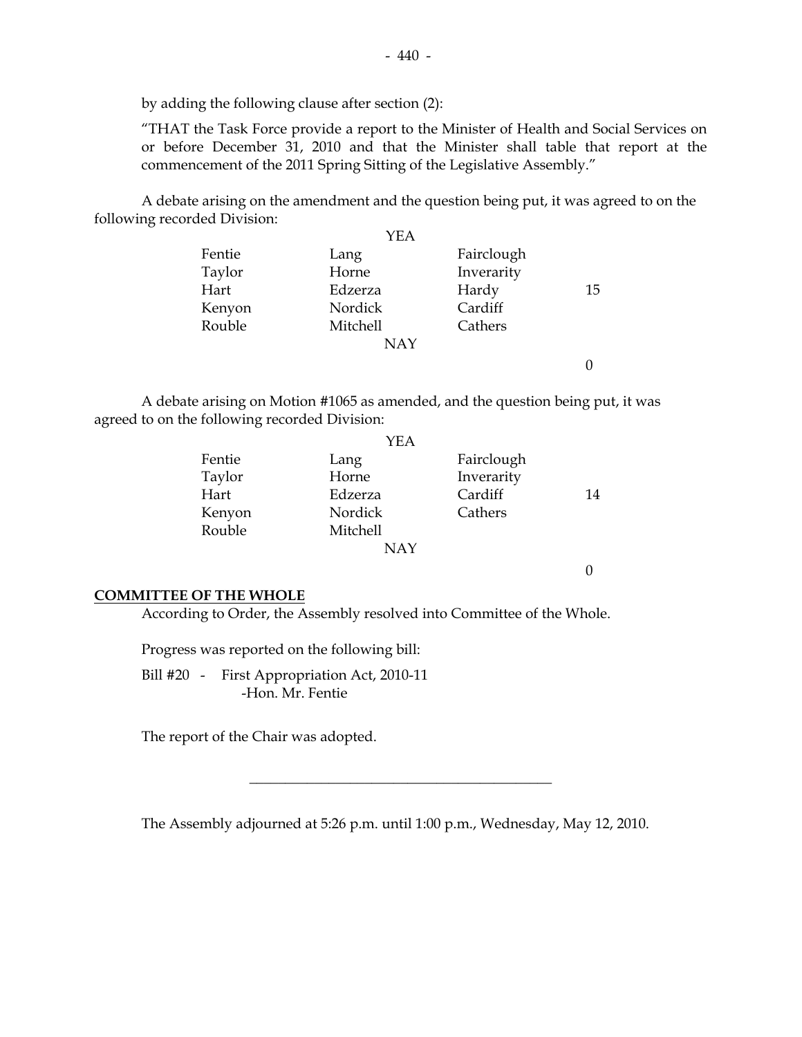by adding the following clause after section (2):

"THAT the Task Force provide a report to the Minister of Health and Social Services on or before December 31, 2010 and that the Minister shall table that report at the commencement of the 2011 Spring Sitting of the Legislative Assembly."

A debate arising on the amendment and the question being put, it was agreed to on the following recorded Division:

| | YEA | | |
|---|---|---|---|
| Fentie | Lang | Fairclough | |
| Taylor | Horne | Inverarity | |
| Hart | Edzerza | Hardy | 15 |
| Kenyon | Nordick | Cardiff | |
| Rouble | Mitchell | Cathers | |
| | NAY | | |
| | | | 0 |

A debate arising on Motion #1065 as amended, and the question being put, it was agreed to on the following recorded Division:

| | YEA | | |
|---|---|---|---|
| Fentie | Lang | Fairclough | |
| Taylor | Horne | Inverarity | |
| Hart | Edzerza | Cardiff | 14 |
| Kenyon | Nordick | Cathers | |
| Rouble | Mitchell | | |
| | NAY | | |
| | | | 0 |

## COMMITTEE OF THE WHOLE

According to Order, the Assembly resolved into Committee of the Whole.

Progress was reported on the following bill:

Bill #20 - First Appropriation Act, 2010-11
-Hon. Mr. Fentie

The report of the Chair was adopted.

---

The Assembly adjourned at 5:26 p.m. until 1:00 p.m., Wednesday, May 12, 2010.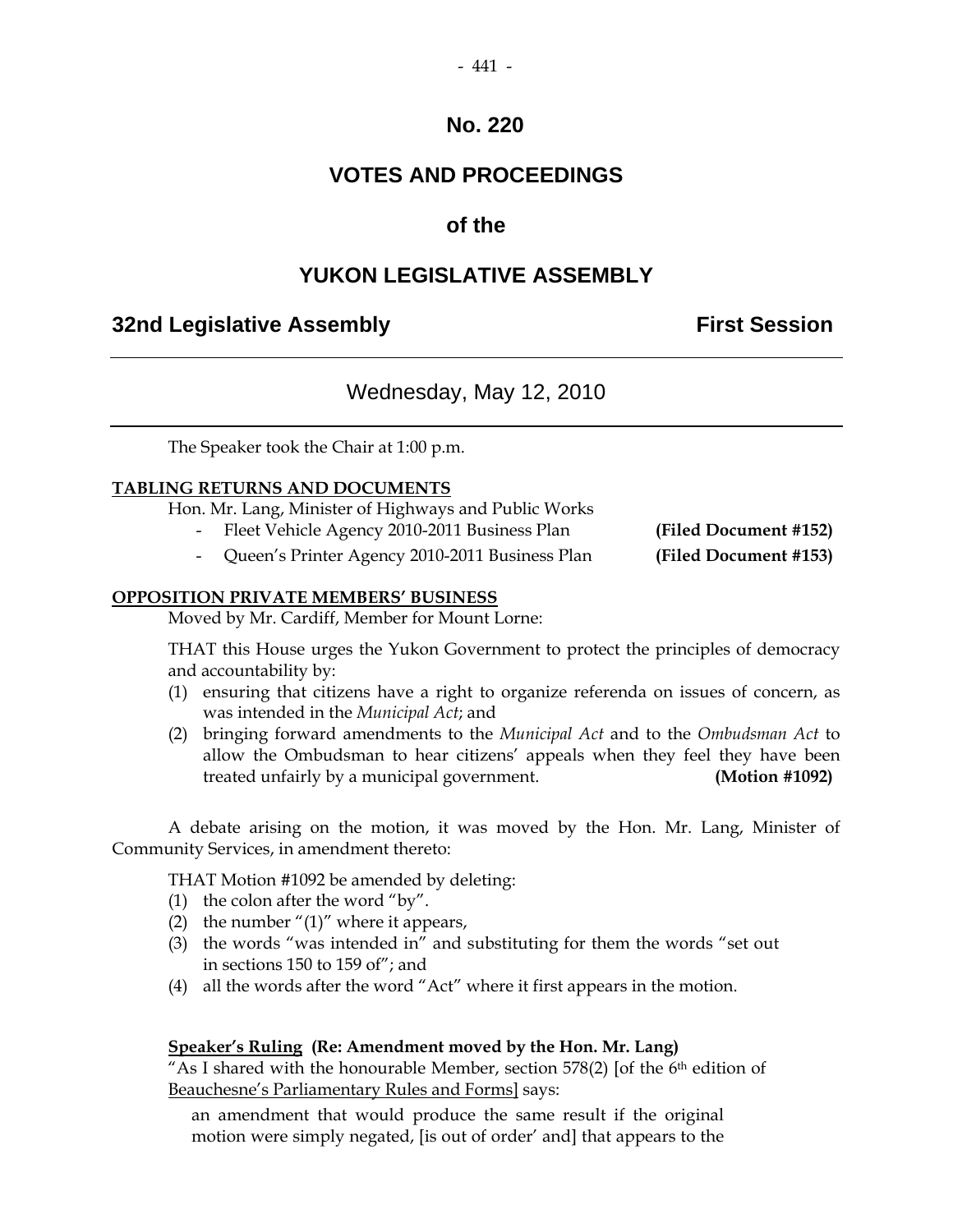# No. 220

## VOTES AND PROCEEDINGS

## of the

## YUKON LEGISLATIVE ASSEMBLY

**32nd Legislative Assembly** **First Session**

---

Wednesday, May 12, 2010

---

The Speaker took the Chair at 1:00 p.m.

**TABLING RETURNS AND DOCUMENTS**

Hon. Mr. Lang, Minister of Highways and Public Works

- Fleet Vehicle Agency 2010-2011 Business Plan **(Filed Document #152)**
- Queen's Printer Agency 2010-2011 Business Plan **(Filed Document #153)**

**OPPOSITION PRIVATE MEMBERS' BUSINESS**

Moved by Mr. Cardiff, Member for Mount Lorne:

THAT this House urges the Yukon Government to protect the principles of democracy and accountability by:

(1) ensuring that citizens have a right to organize referenda on issues of concern, as was intended in the *Municipal Act*; and

(2) bringing forward amendments to the *Municipal Act* and to the *Ombudsman Act* to allow the Ombudsman to hear citizens' appeals when they feel they have been treated unfairly by a municipal government. **(Motion #1092)**

A debate arising on the motion, it was moved by the Hon. Mr. Lang, Minister of Community Services, in amendment thereto:

THAT Motion #1092 be amended by deleting:

(1) the colon after the word "by".

(2) the number "(1)" where it appears,

(3) the words "was intended in" and substituting for them the words "set out in sections 150 to 159 of"; and

(4) all the words after the word "Act" where it first appears in the motion.

**Speaker's Ruling (Re: Amendment moved by the Hon. Mr. Lang)**

"As I shared with the honourable Member, section 578(2) [of the 6th edition of Beauchesne's Parliamentary Rules and Forms] says:

an amendment that would produce the same result if the original motion were simply negated, [is out of order' and] that appears to the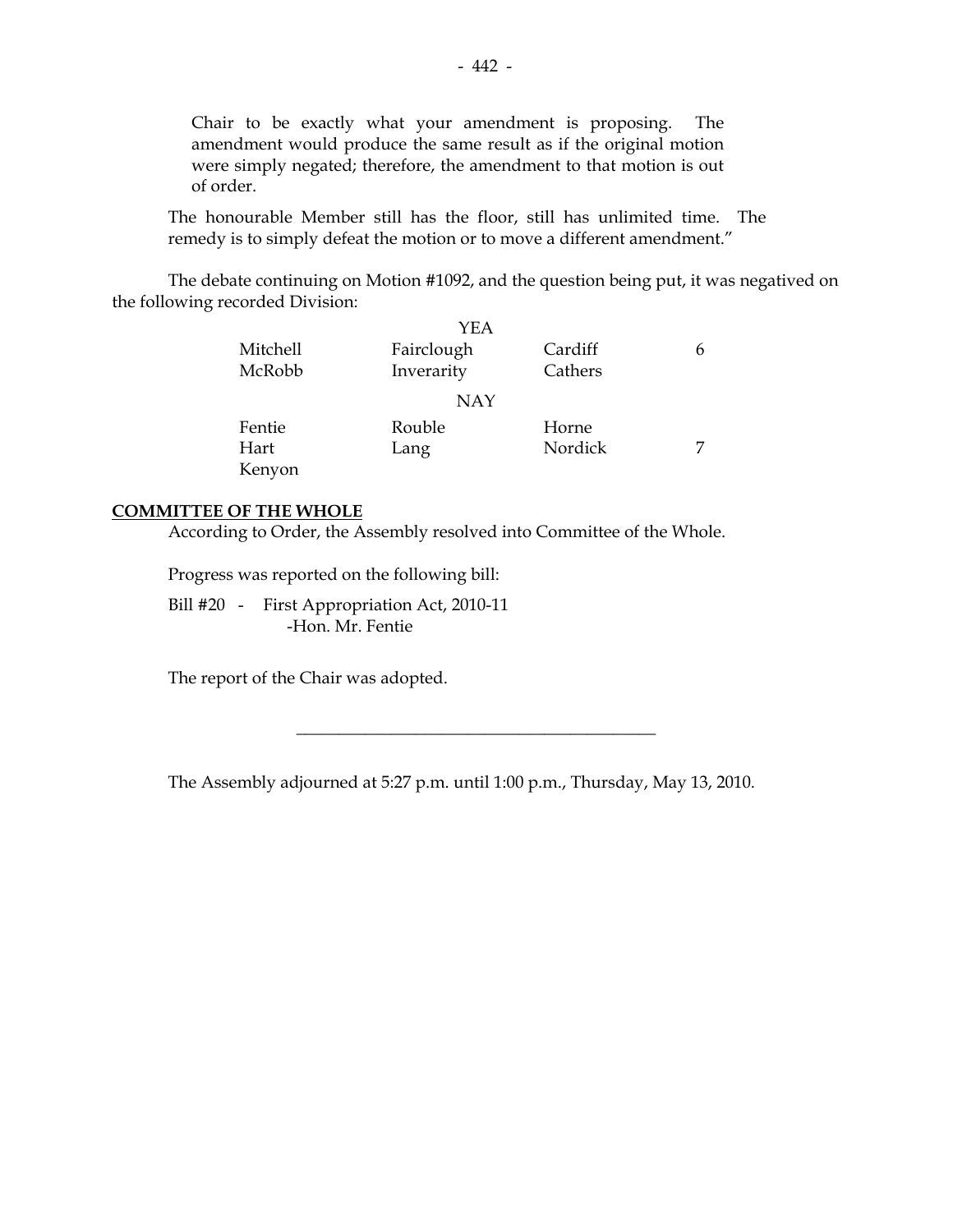Chair to be exactly what your amendment is proposing. The amendment would produce the same result as if the original motion were simply negated; therefore, the amendment to that motion is out of order.

The honourable Member still has the floor, still has unlimited time. The remedy is to simply defeat the motion or to move a different amendment."

The debate continuing on Motion #1092, and the question being put, it was negatived on the following recorded Division:

| | YEA | | |
|---|---|---|---|
| Mitchell | Fairclough | Cardiff | 6 |
| McRobb | Inverarity | Cathers | |
| | NAY | | |
| Fentie | Rouble | Horne | |
| Hart | Lang | Nordick | 7 |
| Kenyon | | | |

**COMMITTEE OF THE WHOLE**

According to Order, the Assembly resolved into Committee of the Whole.

Progress was reported on the following bill:

Bill #20 - First Appropriation Act, 2010-11
-Hon. Mr. Fentie

The report of the Chair was adopted.

---

The Assembly adjourned at 5:27 p.m. until 1:00 p.m., Thursday, May 13, 2010.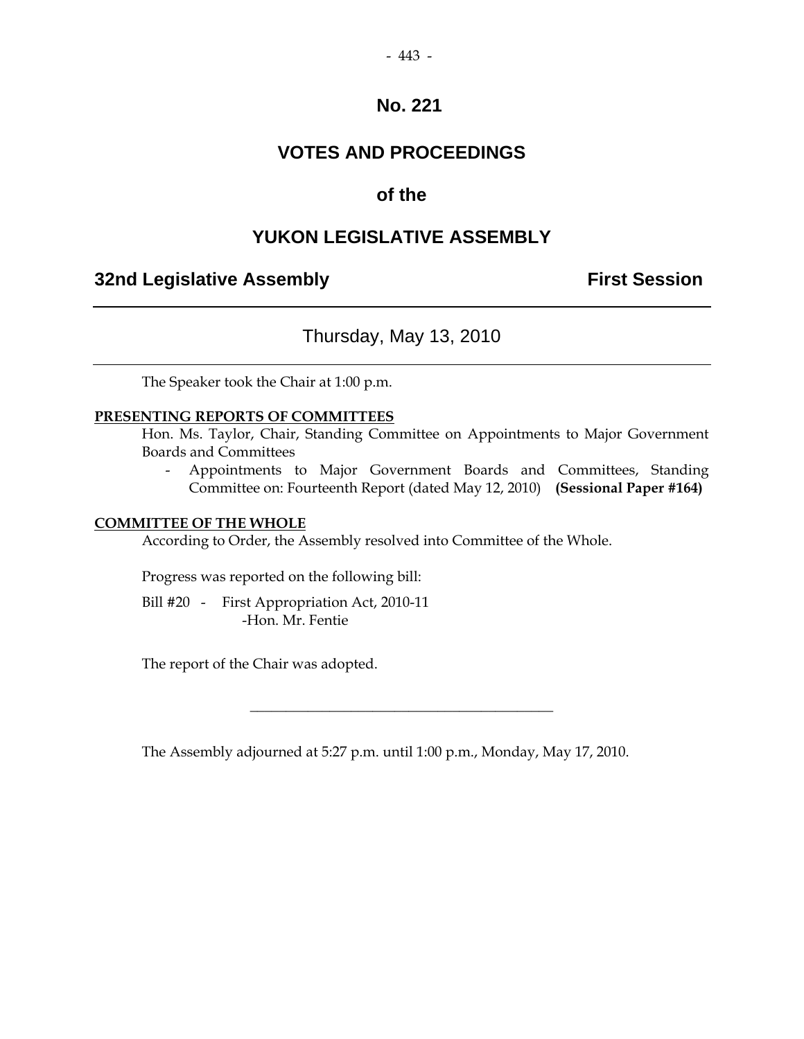# No. 221

# VOTES AND PROCEEDINGS

## of the

# YUKON LEGISLATIVE ASSEMBLY

**32nd Legislative Assembly** **First Session**

---

Thursday, May 13, 2010

---

The Speaker took the Chair at 1:00 p.m.

**PRESENTING REPORTS OF COMMITTEES**

Hon. Ms. Taylor, Chair, Standing Committee on Appointments to Major Government Boards and Committees

- Appointments to Major Government Boards and Committees, Standing Committee on: Fourteenth Report (dated May 12, 2010) **(Sessional Paper #164)**

**COMMITTEE OF THE WHOLE**

According to Order, the Assembly resolved into Committee of the Whole.

Progress was reported on the following bill:

Bill #20 - First Appropriation Act, 2010-11
-Hon. Mr. Fentie

The report of the Chair was adopted.

---

The Assembly adjourned at 5:27 p.m. until 1:00 p.m., Monday, May 17, 2010.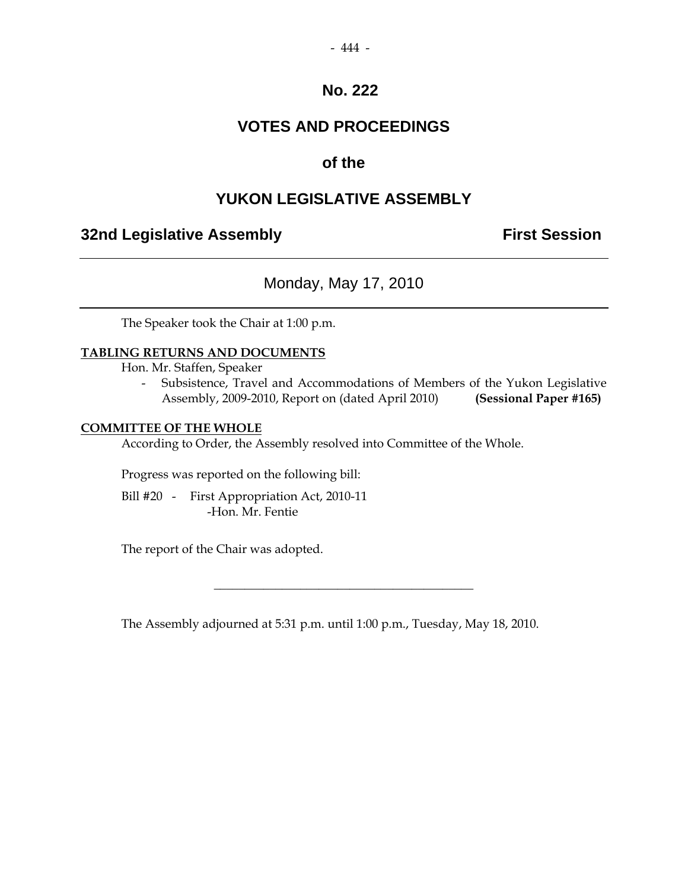# No. 222

## VOTES AND PROCEEDINGS

## of the

## YUKON LEGISLATIVE ASSEMBLY

**32nd Legislative Assembly** **First Session**

---

Monday, May 17, 2010

---

The Speaker took the Chair at 1:00 p.m.

**TABLING RETURNS AND DOCUMENTS**

Hon. Mr. Staffen, Speaker

- Subsistence, Travel and Accommodations of Members of the Yukon Legislative Assembly, 2009-2010, Report on (dated April 2010) **(Sessional Paper #165)**

**COMMITTEE OF THE WHOLE**

According to Order, the Assembly resolved into Committee of the Whole.

Progress was reported on the following bill:

Bill #20 - First Appropriation Act, 2010-11
-Hon. Mr. Fentie

The report of the Chair was adopted.

---

The Assembly adjourned at 5:31 p.m. until 1:00 p.m., Tuesday, May 18, 2010.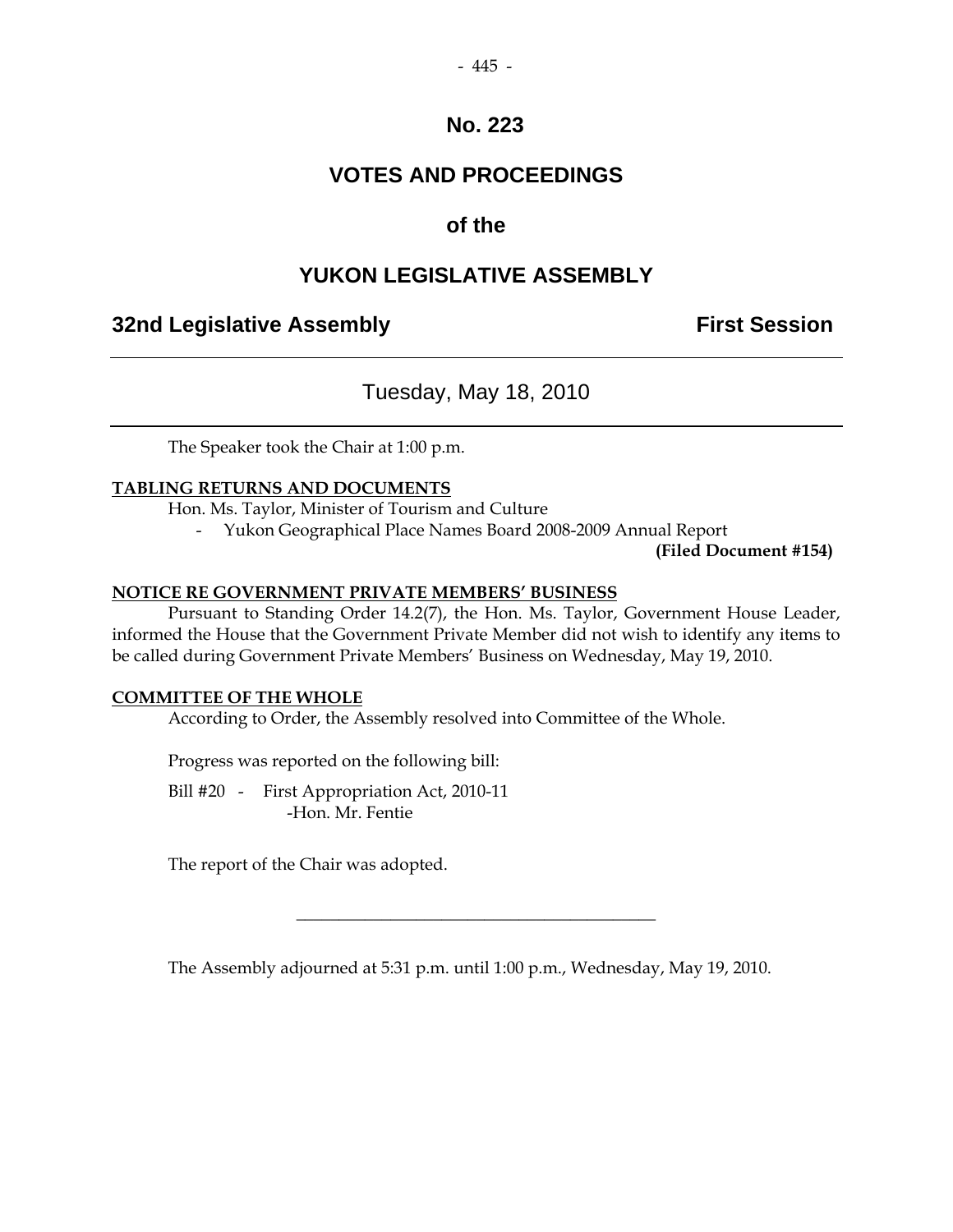# No. 223

# VOTES AND PROCEEDINGS

## of the

# YUKON LEGISLATIVE ASSEMBLY

**32nd Legislative Assembly** **First Session**

---

Tuesday, May 18, 2010

---

The Speaker took the Chair at 1:00 p.m.

**TABLING RETURNS AND DOCUMENTS**

Hon. Ms. Taylor, Minister of Tourism and Culture

- Yukon Geographical Place Names Board 2008-2009 Annual Report

**(Filed Document #154)**

**NOTICE RE GOVERNMENT PRIVATE MEMBERS' BUSINESS**

Pursuant to Standing Order 14.2(7), the Hon. Ms. Taylor, Government House Leader, informed the House that the Government Private Member did not wish to identify any items to be called during Government Private Members' Business on Wednesday, May 19, 2010.

**COMMITTEE OF THE WHOLE**

According to Order, the Assembly resolved into Committee of the Whole.

Progress was reported on the following bill:

Bill #20 - First Appropriation Act, 2010-11
-Hon. Mr. Fentie

The report of the Chair was adopted.

---

The Assembly adjourned at 5:31 p.m. until 1:00 p.m., Wednesday, May 19, 2010.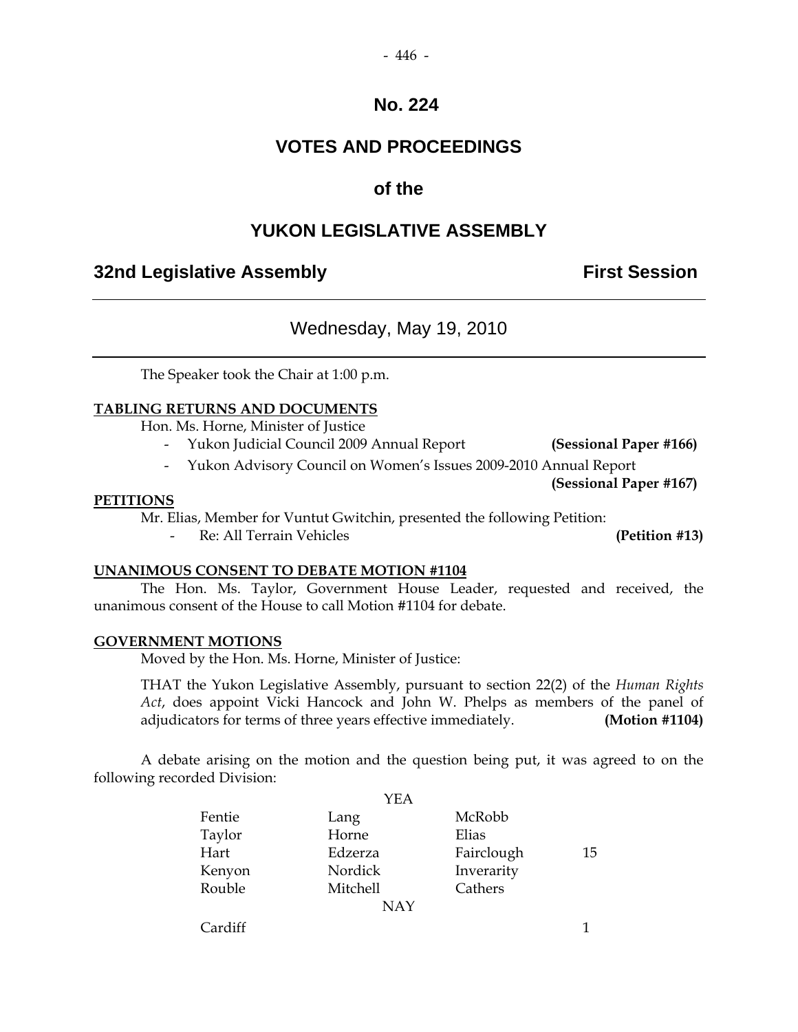# No. 224

# VOTES AND PROCEEDINGS

# of the

# YUKON LEGISLATIVE ASSEMBLY

## 32nd Legislative Assembly — First Session

---

### Wednesday, May 19, 2010

---

The Speaker took the Chair at 1:00 p.m.

**TABLING RETURNS AND DOCUMENTS**

Hon. Ms. Horne, Minister of Justice

- Yukon Judicial Council 2009 Annual Report **(Sessional Paper #166)**
- Yukon Advisory Council on Women's Issues 2009-2010 Annual Report **(Sessional Paper #167)**

**PETITIONS**

Mr. Elias, Member for Vuntut Gwitchin, presented the following Petition:

- Re: All Terrain Vehicles **(Petition #13)**

**UNANIMOUS CONSENT TO DEBATE MOTION #1104**

The Hon. Ms. Taylor, Government House Leader, requested and received, the unanimous consent of the House to call Motion #1104 for debate.

**GOVERNMENT MOTIONS**

Moved by the Hon. Ms. Horne, Minister of Justice:

THAT the Yukon Legislative Assembly, pursuant to section 22(2) of the *Human Rights Act*, does appoint Vicki Hancock and John W. Phelps as members of the panel of adjudicators for terms of three years effective immediately. **(Motion #1104)**

A debate arising on the motion and the question being put, it was agreed to on the following recorded Division:

YEA

| | | | |
|---|---|---|---|
| Fentie | Lang | McRobb | |
| Taylor | Horne | Elias | |
| Hart | Edzerza | Fairclough | 15 |
| Kenyon | Nordick | Inverarity | |
| Rouble | Mitchell | Cathers | |

NAY

| | | | |
|---|---|---|---|
| Cardiff | | | 1 |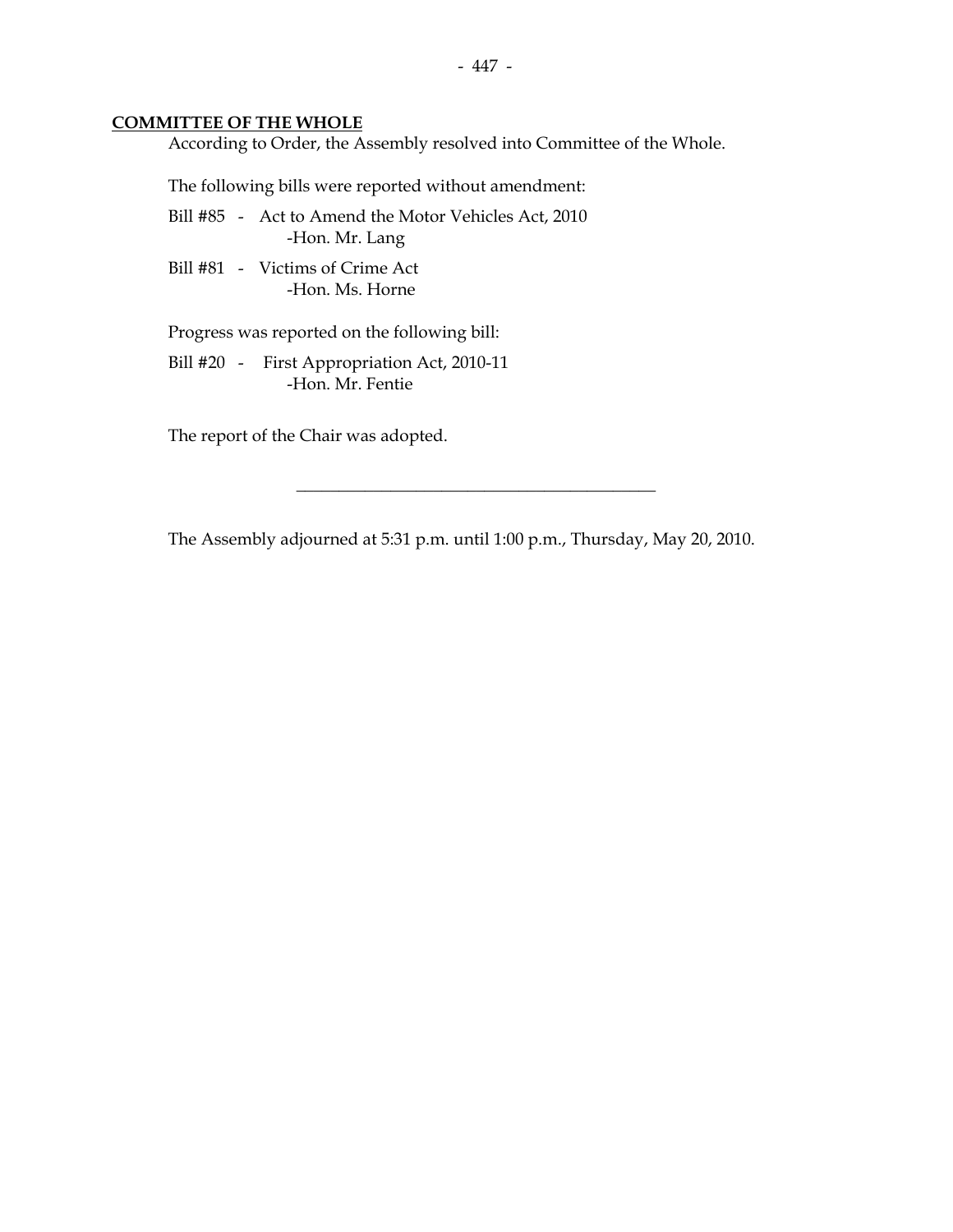**COMMITTEE OF THE WHOLE**

According to Order, the Assembly resolved into Committee of the Whole.

The following bills were reported without amendment:

Bill #85 - Act to Amend the Motor Vehicles Act, 2010
-Hon. Mr. Lang

Bill #81 - Victims of Crime Act
-Hon. Ms. Horne

Progress was reported on the following bill:

Bill #20 - First Appropriation Act, 2010-11
-Hon. Mr. Fentie

The report of the Chair was adopted.

---

The Assembly adjourned at 5:31 p.m. until 1:00 p.m., Thursday, May 20, 2010.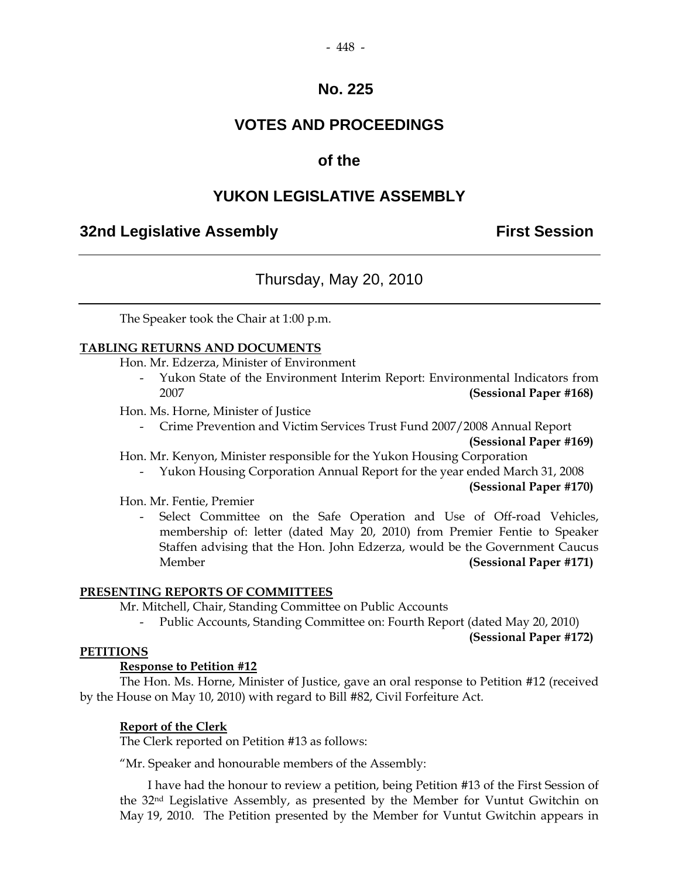# No. 225

## VOTES AND PROCEEDINGS

## of the

## YUKON LEGISLATIVE ASSEMBLY

**32nd Legislative Assembly** **First Session**

---

Thursday, May 20, 2010

---

The Speaker took the Chair at 1:00 p.m.

**TABLING RETURNS AND DOCUMENTS**

Hon. Mr. Edzerza, Minister of Environment

- Yukon State of the Environment Interim Report: Environmental Indicators from 2007 **(Sessional Paper #168)**

Hon. Ms. Horne, Minister of Justice

- Crime Prevention and Victim Services Trust Fund 2007/2008 Annual Report **(Sessional Paper #169)**

Hon. Mr. Kenyon, Minister responsible for the Yukon Housing Corporation

- Yukon Housing Corporation Annual Report for the year ended March 31, 2008 **(Sessional Paper #170)**

Hon. Mr. Fentie, Premier

- Select Committee on the Safe Operation and Use of Off-road Vehicles, membership of: letter (dated May 20, 2010) from Premier Fentie to Speaker Staffen advising that the Hon. John Edzerza, would be the Government Caucus Member **(Sessional Paper #171)**

**PRESENTING REPORTS OF COMMITTEES**

Mr. Mitchell, Chair, Standing Committee on Public Accounts

- Public Accounts, Standing Committee on: Fourth Report (dated May 20, 2010) **(Sessional Paper #172)**

**PETITIONS**

**Response to Petition #12**

The Hon. Ms. Horne, Minister of Justice, gave an oral response to Petition #12 (received by the House on May 10, 2010) with regard to Bill #82, Civil Forfeiture Act.

**Report of the Clerk**

The Clerk reported on Petition #13 as follows:

"Mr. Speaker and honourable members of the Assembly:

I have had the honour to review a petition, being Petition #13 of the First Session of the 32nd Legislative Assembly, as presented by the Member for Vuntut Gwitchin on May 19, 2010. The Petition presented by the Member for Vuntut Gwitchin appears in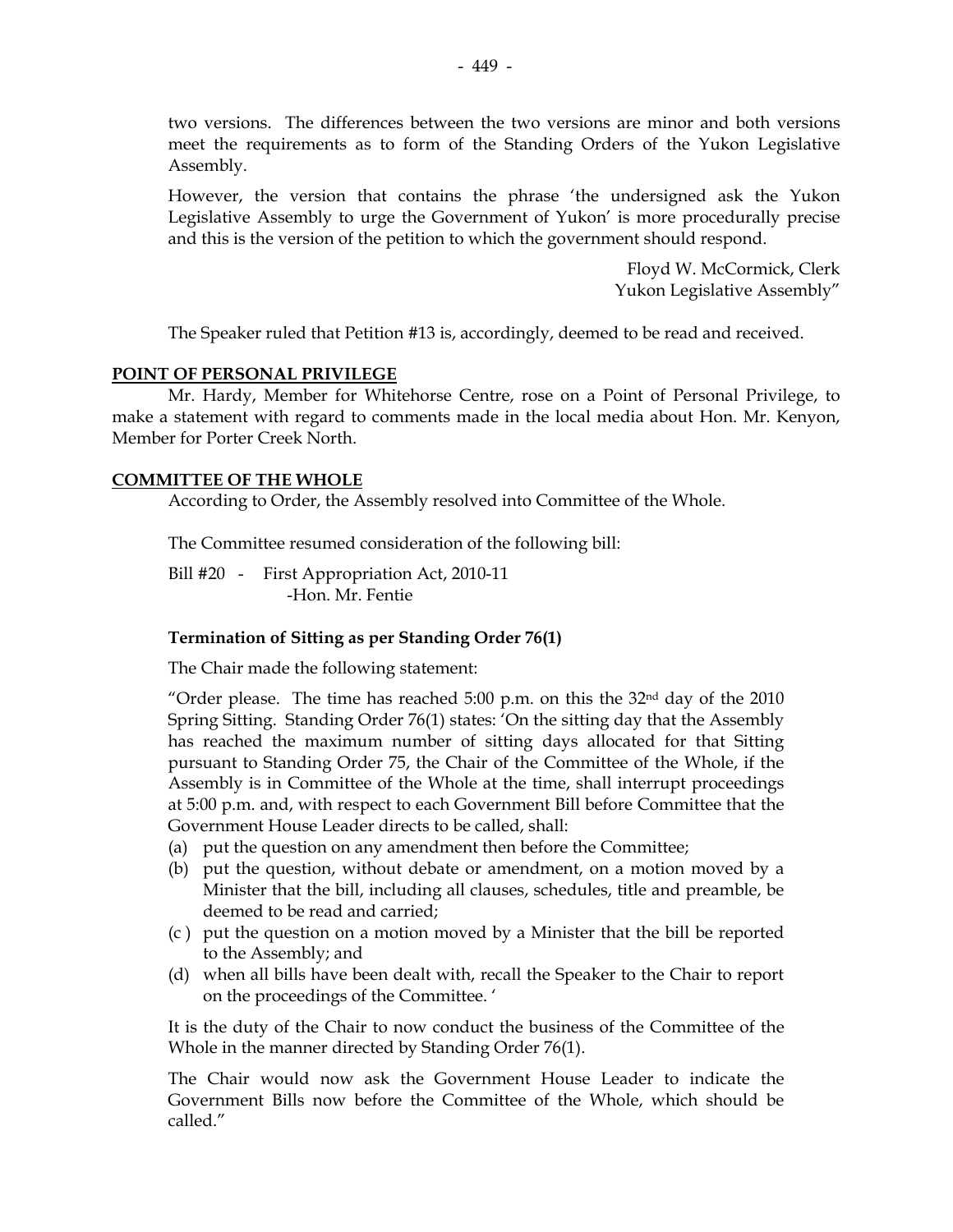two versions. The differences between the two versions are minor and both versions meet the requirements as to form of the Standing Orders of the Yukon Legislative Assembly.

However, the version that contains the phrase 'the undersigned ask the Yukon Legislative Assembly to urge the Government of Yukon' is more procedurally precise and this is the version of the petition to which the government should respond.

Floyd W. McCormick, Clerk
Yukon Legislative Assembly"

The Speaker ruled that Petition #13 is, accordingly, deemed to be read and received.

## POINT OF PERSONAL PRIVILEGE

Mr. Hardy, Member for Whitehorse Centre, rose on a Point of Personal Privilege, to make a statement with regard to comments made in the local media about Hon. Mr. Kenyon, Member for Porter Creek North.

## COMMITTEE OF THE WHOLE

According to Order, the Assembly resolved into Committee of the Whole.

The Committee resumed consideration of the following bill:

Bill #20 - First Appropriation Act, 2010-11
-Hon. Mr. Fentie

### Termination of Sitting as per Standing Order 76(1)

The Chair made the following statement:

"Order please. The time has reached 5:00 p.m. on this the 32nd day of the 2010 Spring Sitting. Standing Order 76(1) states: 'On the sitting day that the Assembly has reached the maximum number of sitting days allocated for that Sitting pursuant to Standing Order 75, the Chair of the Committee of the Whole, if the Assembly is in Committee of the Whole at the time, shall interrupt proceedings at 5:00 p.m. and, with respect to each Government Bill before Committee that the Government House Leader directs to be called, shall:

(a) put the question on any amendment then before the Committee;
(b) put the question, without debate or amendment, on a motion moved by a Minister that the bill, including all clauses, schedules, title and preamble, be deemed to be read and carried;
(c ) put the question on a motion moved by a Minister that the bill be reported to the Assembly; and
(d) when all bills have been dealt with, recall the Speaker to the Chair to report on the proceedings of the Committee. '

It is the duty of the Chair to now conduct the business of the Committee of the Whole in the manner directed by Standing Order 76(1).

The Chair would now ask the Government House Leader to indicate the Government Bills now before the Committee of the Whole, which should be called."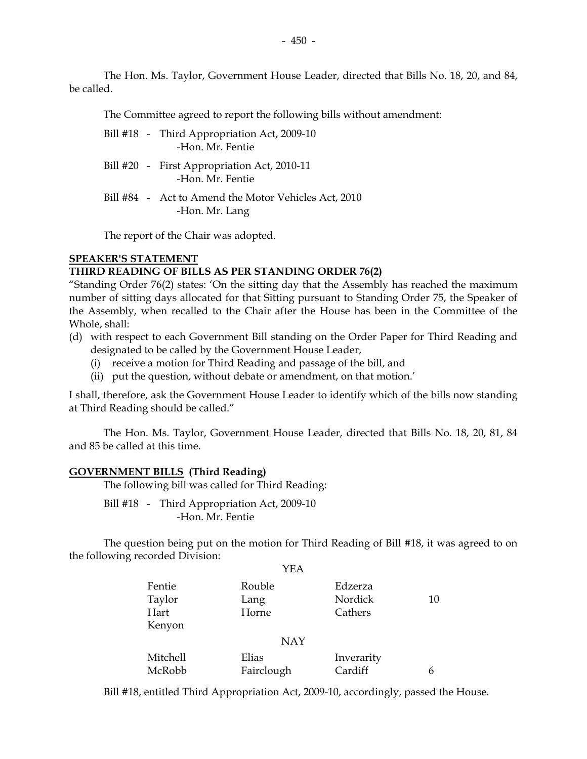The Hon. Ms. Taylor, Government House Leader, directed that Bills No. 18, 20, and 84, be called.

The Committee agreed to report the following bills without amendment:

Bill #18 - Third Appropriation Act, 2009-10
-Hon. Mr. Fentie

Bill #20 - First Appropriation Act, 2010-11
-Hon. Mr. Fentie

Bill #84 - Act to Amend the Motor Vehicles Act, 2010
-Hon. Mr. Lang

The report of the Chair was adopted.

**SPEAKER'S STATEMENT**
**THIRD READING OF BILLS AS PER STANDING ORDER 76(2)**

"Standing Order 76(2) states: 'On the sitting day that the Assembly has reached the maximum number of sitting days allocated for that Sitting pursuant to Standing Order 75, the Speaker of the Assembly, when recalled to the Chair after the House has been in the Committee of the Whole, shall:

(d) with respect to each Government Bill standing on the Order Paper for Third Reading and designated to be called by the Government House Leader,
  (i) receive a motion for Third Reading and passage of the bill, and
  (ii) put the question, without debate or amendment, on that motion.'

I shall, therefore, ask the Government House Leader to identify which of the bills now standing at Third Reading should be called."

The Hon. Ms. Taylor, Government House Leader, directed that Bills No. 18, 20, 81, 84 and 85 be called at this time.

**GOVERNMENT BILLS (Third Reading)**

The following bill was called for Third Reading:

Bill #18 - Third Appropriation Act, 2009-10
-Hon. Mr. Fentie

The question being put on the motion for Third Reading of Bill #18, it was agreed to on the following recorded Division:

YEA

| | | | |
|---|---|---|---|
| Fentie | Rouble | Edzerza | |
| Taylor | Lang | Nordick | 10 |
| Hart | Horne | Cathers | |
| Kenyon | | | |

NAY

| | | | |
|---|---|---|---|
| Mitchell | Elias | Inverarity | |
| McRobb | Fairclough | Cardiff | 6 |

Bill #18, entitled Third Appropriation Act, 2009-10, accordingly, passed the House.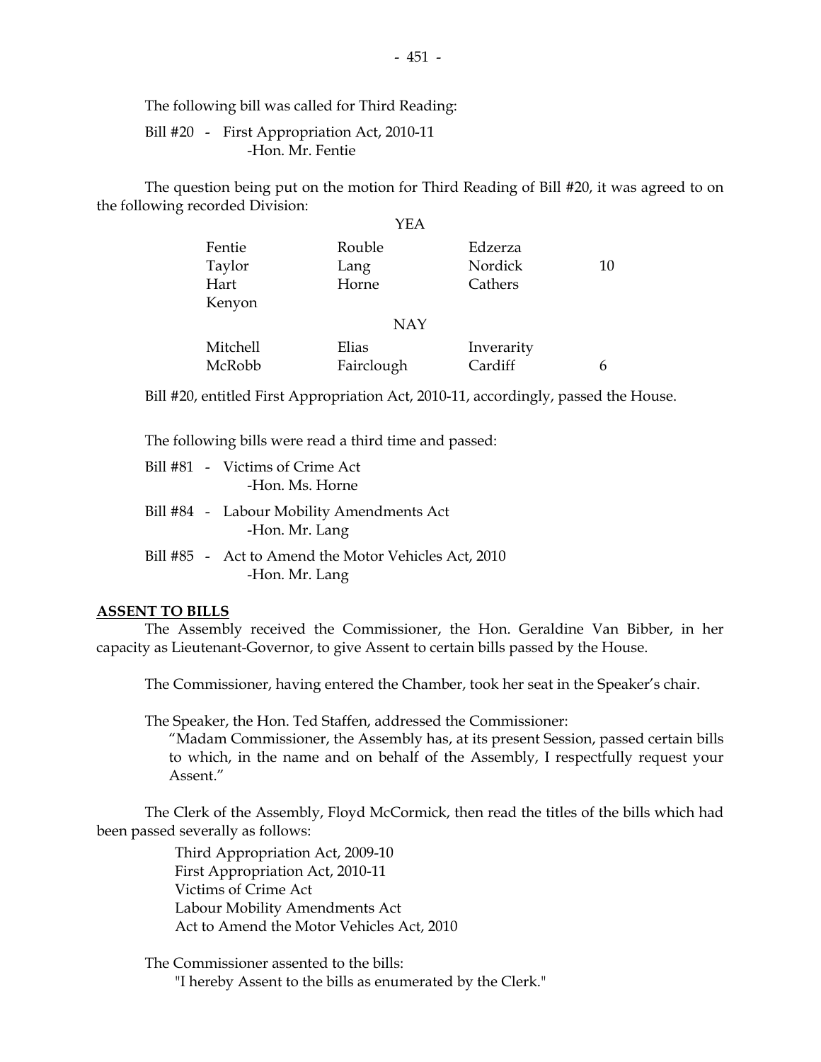The following bill was called for Third Reading:

Bill #20 - First Appropriation Act, 2010-11
-Hon. Mr. Fentie

The question being put on the motion for Third Reading of Bill #20, it was agreed to on the following recorded Division:

| | YEA | | |
|---|---|---|---|
| Fentie | Rouble | Edzerza | |
| Taylor | Lang | Nordick | 10 |
| Hart | Horne | Cathers | |
| Kenyon | | | |
| | **NAY** | | |
| Mitchell | Elias | Inverarity | |
| McRobb | Fairclough | Cardiff | 6 |

Bill #20, entitled First Appropriation Act, 2010-11, accordingly, passed the House.

The following bills were read a third time and passed:

Bill #81 - Victims of Crime Act
-Hon. Ms. Horne

Bill #84 - Labour Mobility Amendments Act
-Hon. Mr. Lang

Bill #85 - Act to Amend the Motor Vehicles Act, 2010
-Hon. Mr. Lang

## ASSENT TO BILLS

The Assembly received the Commissioner, the Hon. Geraldine Van Bibber, in her capacity as Lieutenant-Governor, to give Assent to certain bills passed by the House.

The Commissioner, having entered the Chamber, took her seat in the Speaker's chair.

The Speaker, the Hon. Ted Staffen, addressed the Commissioner:

"Madam Commissioner, the Assembly has, at its present Session, passed certain bills to which, in the name and on behalf of the Assembly, I respectfully request your Assent."

The Clerk of the Assembly, Floyd McCormick, then read the titles of the bills which had been passed severally as follows:

Third Appropriation Act, 2009-10
First Appropriation Act, 2010-11
Victims of Crime Act
Labour Mobility Amendments Act
Act to Amend the Motor Vehicles Act, 2010

The Commissioner assented to the bills:

"I hereby Assent to the bills as enumerated by the Clerk."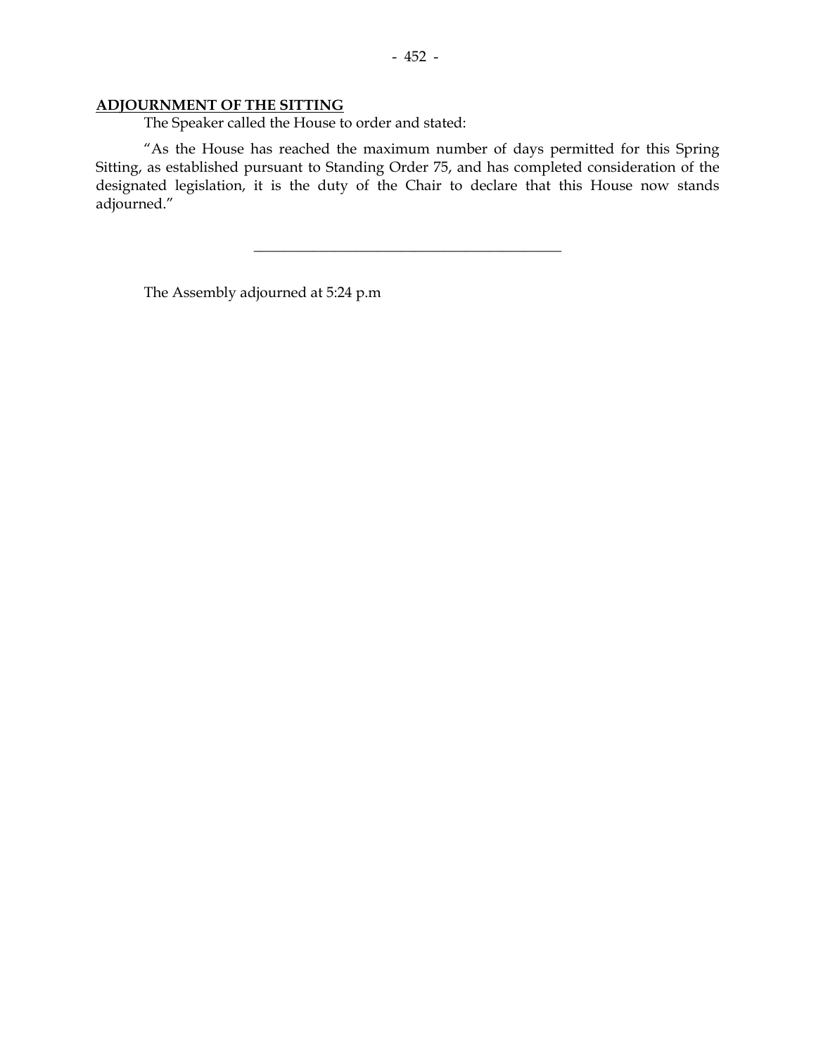**ADJOURNMENT OF THE SITTING**

The Speaker called the House to order and stated:

"As the House has reached the maximum number of days permitted for this Spring Sitting, as established pursuant to Standing Order 75, and has completed consideration of the designated legislation, it is the duty of the Chair to declare that this House now stands adjourned."

---

The Assembly adjourned at 5:24 p.m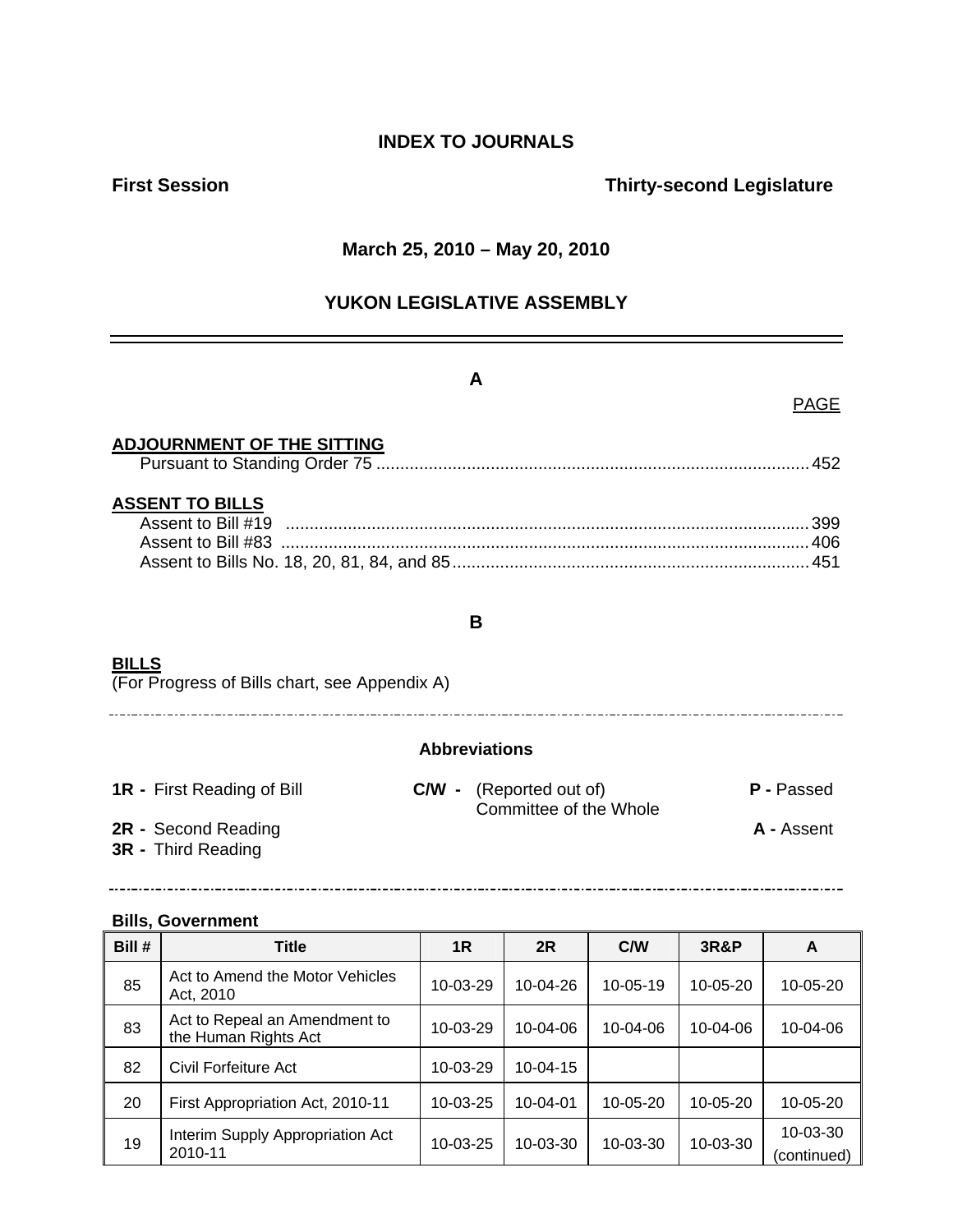# INDEX TO JOURNALS

**First Session** **Thirty-second Legislature**

**March 25, 2010 – May 20, 2010**

## YUKON LEGISLATIVE ASSEMBLY

---

### A

PAGE

**ADJOURNMENT OF THE SITTING**

Pursuant to Standing Order 75 .......................................................................................... 452

**ASSENT TO BILLS**

Assent to Bill #19 ............................................................................................................ 399
Assent to Bill #83 ............................................................................................................ 406
Assent to Bills No. 18, 20, 81, 84, and 85 .......................................................................... 451

### B

**BILLS**
(For Progress of Bills chart, see Appendix A)

---

**Abbreviations**

**1R -** First Reading of Bill
**2R -** Second Reading
**3R -** Third Reading
**C/W -** (Reported out of) Committee of the Whole
**P -** Passed
**A -** Assent

---

**Bills, Government**

| Bill # | Title | 1R | 2R | C/W | 3R&P | A |
|---|---|---|---|---|---|---|
| 85 | Act to Amend the Motor Vehicles Act, 2010 | 10-03-29 | 10-04-26 | 10-05-19 | 10-05-20 | 10-05-20 |
| 83 | Act to Repeal an Amendment to the Human Rights Act | 10-03-29 | 10-04-06 | 10-04-06 | 10-04-06 | 10-04-06 |
| 82 | Civil Forfeiture Act | 10-03-29 | 10-04-15 | | | |
| 20 | First Appropriation Act, 2010-11 | 10-03-25 | 10-04-01 | 10-05-20 | 10-05-20 | 10-05-20 |
| 19 | Interim Supply Appropriation Act 2010-11 | 10-03-25 | 10-03-30 | 10-03-30 | 10-03-30 | 10-03-30 (continued) |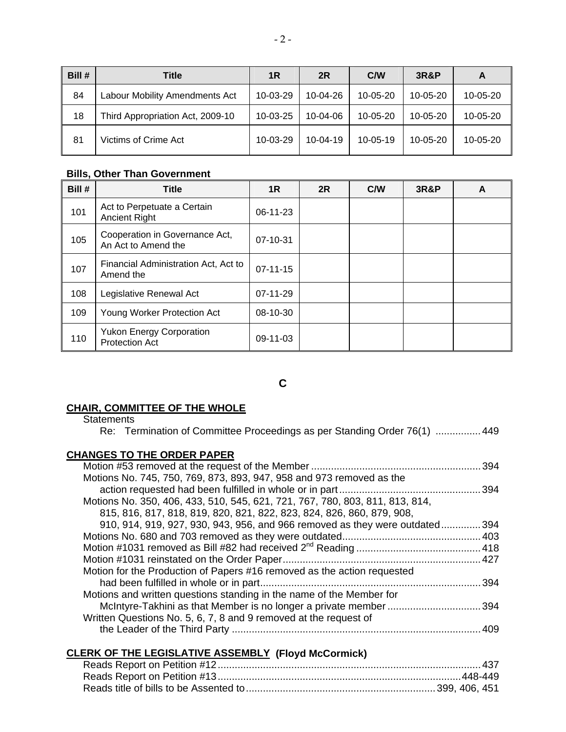| Bill # | Title | 1R | 2R | C/W | 3R&P | A |
|---|---|---|---|---|---|---|
| 84 | Labour Mobility Amendments Act | 10-03-29 | 10-04-26 | 10-05-20 | 10-05-20 | 10-05-20 |
| 18 | Third Appropriation Act, 2009-10 | 10-03-25 | 10-04-06 | 10-05-20 | 10-05-20 | 10-05-20 |
| 81 | Victims of Crime Act | 10-03-29 | 10-04-19 | 10-05-19 | 10-05-20 | 10-05-20 |

**Bills, Other Than Government**

| Bill # | Title | 1R | 2R | C/W | 3R&P | A |
|---|---|---|---|---|---|---|
| 101 | Act to Perpetuate a Certain Ancient Right | 06-11-23 | | | | |
| 105 | Cooperation in Governance Act, An Act to Amend the | 07-10-31 | | | | |
| 107 | Financial Administration Act, Act to Amend the | 07-11-15 | | | | |
| 108 | Legislative Renewal Act | 07-11-29 | | | | |
| 109 | Young Worker Protection Act | 08-10-30 | | | | |
| 110 | Yukon Energy Corporation Protection Act | 09-11-03 | | | | |

## C

**CHAIR, COMMITTEE OF THE WHOLE**

Statements
- Re: Termination of Committee Proceedings as per Standing Order 76(1) ................ 449

**CHANGES TO THE ORDER PAPER**

Motion #53 removed at the request of the Member ............................................................ 394
Motions No. 745, 750, 769, 873, 893, 947, 958 and 973 removed as the action requested had been fulfilled in whole or in part .................................................. 394
Motions No. 350, 406, 433, 510, 545, 621, 721, 767, 780, 803, 811, 813, 814, 815, 816, 817, 818, 819, 820, 821, 822, 823, 824, 826, 860, 879, 908, 910, 914, 919, 927, 930, 943, 956, and 966 removed as they were outdated .............. 394
Motions No. 680 and 703 removed as they were outdated................................................. 403
Motion #1031 removed as Bill #82 had received 2nd Reading ............................................ 418
Motion #1031 reinstated on the Order Paper...................................................................... 427
Motion for the Production of Papers #16 removed as the action requested had been fulfilled in whole or in part.............................................................................. 394
Motions and written questions standing in the name of the Member for McIntyre-Takhini as that Member is no longer a private member ................................. 394
Written Questions No. 5, 6, 7, 8 and 9 removed at the request of the Leader of the Third Party ....................................................................................... 409

**CLERK OF THE LEGISLATIVE ASSEMBLY (Floyd McCormick)**

Reads Report on Petition #12............................................................................................ 437
Reads Report on Petition #13.....................................................................................448-449
Reads title of bills to be Assented to.................................................................. 399, 406, 451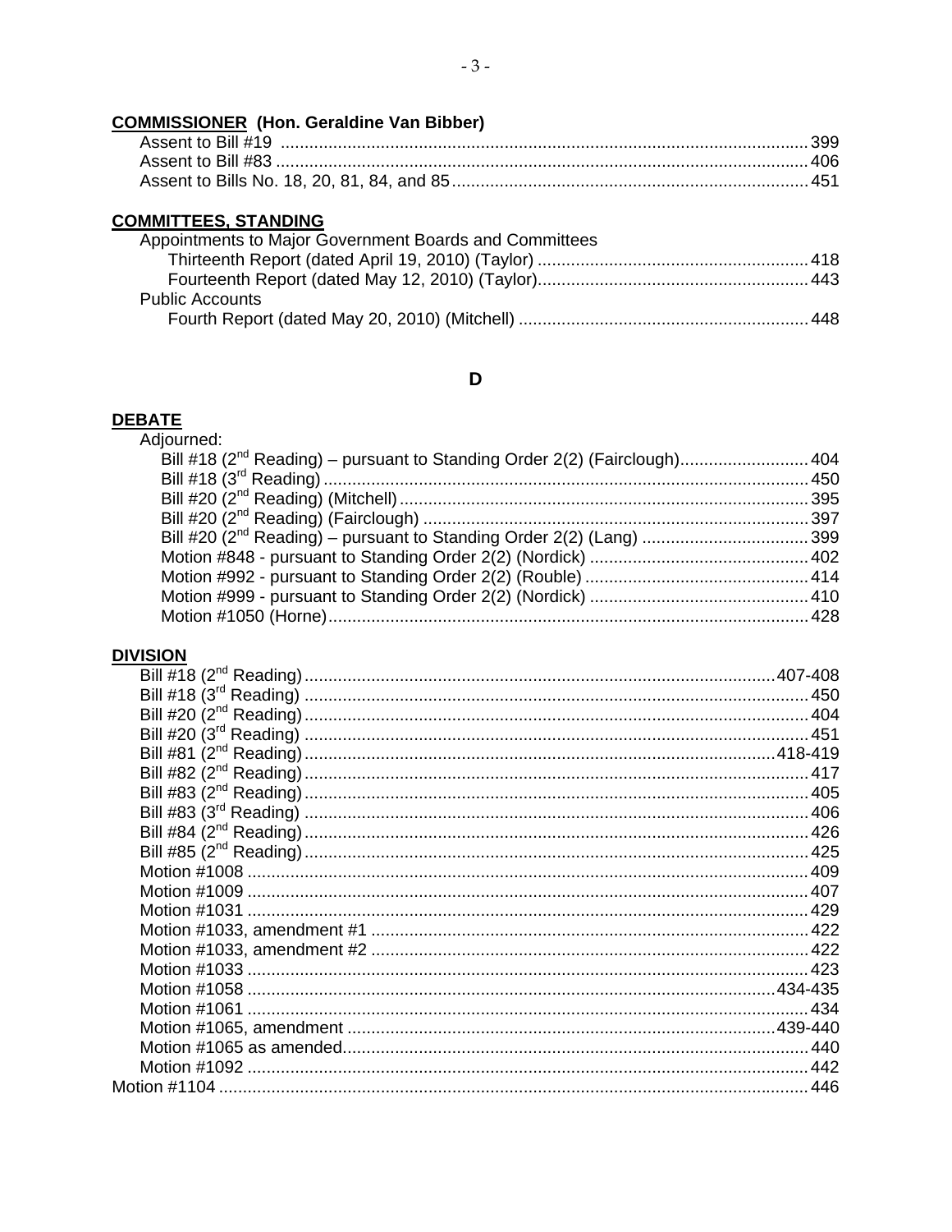**COMMISSIONER (Hon. Geraldine Van Bibber)**

Assent to Bill #19 .......... 399
Assent to Bill #83 .......... 406
Assent to Bills No. 18, 20, 81, 84, and 85 .......... 451

**COMMITTEES, STANDING**

Appointments to Major Government Boards and Committees
- Thirteenth Report (dated April 19, 2010) (Taylor) .......... 418
- Fourteenth Report (dated May 12, 2010) (Taylor) .......... 443

Public Accounts
- Fourth Report (dated May 20, 2010) (Mitchell) .......... 448

## D

**DEBATE**

Adjourned:
- Bill #18 (2nd Reading) – pursuant to Standing Order 2(2) (Fairclough) .......... 404
- Bill #18 (3rd Reading) .......... 450
- Bill #20 (2nd Reading) (Mitchell) .......... 395
- Bill #20 (2nd Reading) (Fairclough) .......... 397
- Bill #20 (2nd Reading) – pursuant to Standing Order 2(2) (Lang) .......... 399
- Motion #848 - pursuant to Standing Order 2(2) (Nordick) .......... 402
- Motion #992 - pursuant to Standing Order 2(2) (Rouble) .......... 414
- Motion #999 - pursuant to Standing Order 2(2) (Nordick) .......... 410
- Motion #1050 (Horne) .......... 428

**DIVISION**

Bill #18 (2nd Reading) .......... 407-408
Bill #18 (3rd Reading) .......... 450
Bill #20 (2nd Reading) .......... 404
Bill #20 (3rd Reading) .......... 451
Bill #81 (2nd Reading) .......... 418-419
Bill #82 (2nd Reading) .......... 417
Bill #83 (2nd Reading) .......... 405
Bill #83 (3rd Reading) .......... 406
Bill #84 (2nd Reading) .......... 426
Bill #85 (2nd Reading) .......... 425
Motion #1008 .......... 409
Motion #1009 .......... 407
Motion #1031 .......... 429
Motion #1033, amendment #1 .......... 422
Motion #1033, amendment #2 .......... 422
Motion #1033 .......... 423
Motion #1058 .......... 434-435
Motion #1061 .......... 434
Motion #1065, amendment .......... 439-440
Motion #1065 as amended .......... 440
Motion #1092 .......... 442
Motion #1104 .......... 446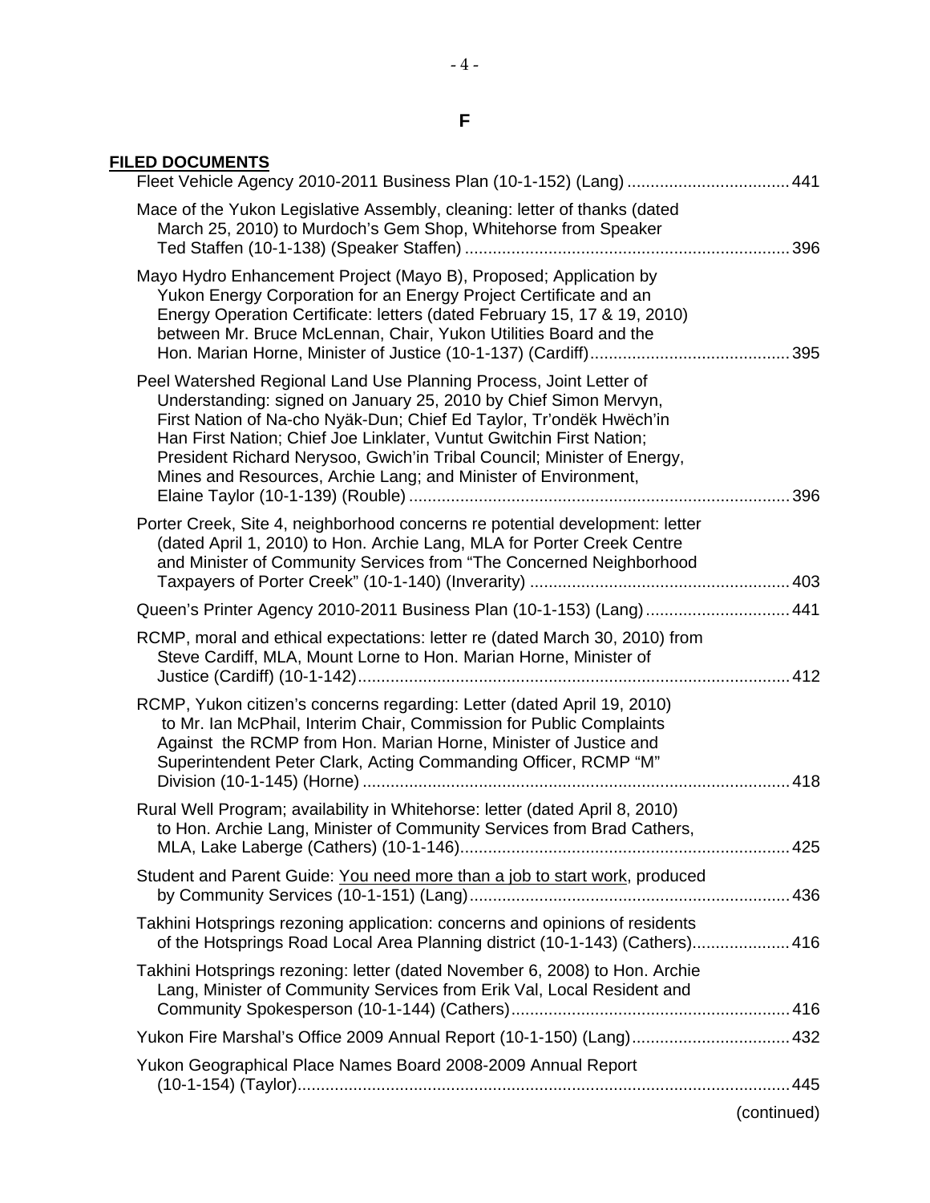# F

**FILED DOCUMENTS**

Fleet Vehicle Agency 2010-2011 Business Plan (10-1-152) (Lang) .................................. 441

Mace of the Yukon Legislative Assembly, cleaning: letter of thanks (dated March 25, 2010) to Murdoch's Gem Shop, Whitehorse from Speaker Ted Staffen (10-1-138) (Speaker Staffen) .................................................................... 396

Mayo Hydro Enhancement Project (Mayo B), Proposed; Application by Yukon Energy Corporation for an Energy Project Certificate and an Energy Operation Certificate: letters (dated February 15, 17 & 19, 2010) between Mr. Bruce McLennan, Chair, Yukon Utilities Board and the Hon. Marian Horne, Minister of Justice (10-1-137) (Cardiff) .......................................... 395

Peel Watershed Regional Land Use Planning Process, Joint Letter of Understanding: signed on January 25, 2010 by Chief Simon Mervyn, First Nation of Na-cho Nyäk-Dun; Chief Ed Taylor, Tr'ondëk Hwëch'in Han First Nation; Chief Joe Linklater, Vuntut Gwitchin First Nation; President Richard Nerysoo, Gwich'in Tribal Council; Minister of Energy, Mines and Resources, Archie Lang; and Minister of Environment, Elaine Taylor (10-1-139) (Rouble) ................................................................................ 396

Porter Creek, Site 4, neighborhood concerns re potential development: letter (dated April 1, 2010) to Hon. Archie Lang, MLA for Porter Creek Centre and Minister of Community Services from "The Concerned Neighborhood Taxpayers of Porter Creek" (10-1-140) (Inverarity) ....................................................... 403

Queen's Printer Agency 2010-2011 Business Plan (10-1-153) (Lang) .............................. 441

RCMP, moral and ethical expectations: letter re (dated March 30, 2010) from Steve Cardiff, MLA, Mount Lorne to Hon. Marian Horne, Minister of Justice (Cardiff) (10-1-142) ............................................................................................ 412

RCMP, Yukon citizen's concerns regarding: Letter (dated April 19, 2010) to Mr. Ian McPhail, Interim Chair, Commission for Public Complaints Against the RCMP from Hon. Marian Horne, Minister of Justice and Superintendent Peter Clark, Acting Commanding Officer, RCMP "M" Division (10-1-145) (Horne) ........................................................................................... 418

Rural Well Program; availability in Whitehorse: letter (dated April 8, 2010) to Hon. Archie Lang, Minister of Community Services from Brad Cathers, MLA, Lake Laberge (Cathers) (10-1-146) ..................................................................... 425

Student and Parent Guide: <u>You need more than a job to start work</u>, produced by Community Services (10-1-151) (Lang) .................................................................... 436

Takhini Hotsprings rezoning application: concerns and opinions of residents of the Hotsprings Road Local Area Planning district (10-1-143) (Cathers) .................... 416

Takhini Hotsprings rezoning: letter (dated November 6, 2008) to Hon. Archie Lang, Minister of Community Services from Erik Val, Local Resident and Community Spokesperson (10-1-144) (Cathers) ........................................................... 416

Yukon Fire Marshal's Office 2009 Annual Report (10-1-150) (Lang) ................................. 432

Yukon Geographical Place Names Board 2008-2009 Annual Report (10-1-154) (Taylor) ......................................................................................................... 445

(continued)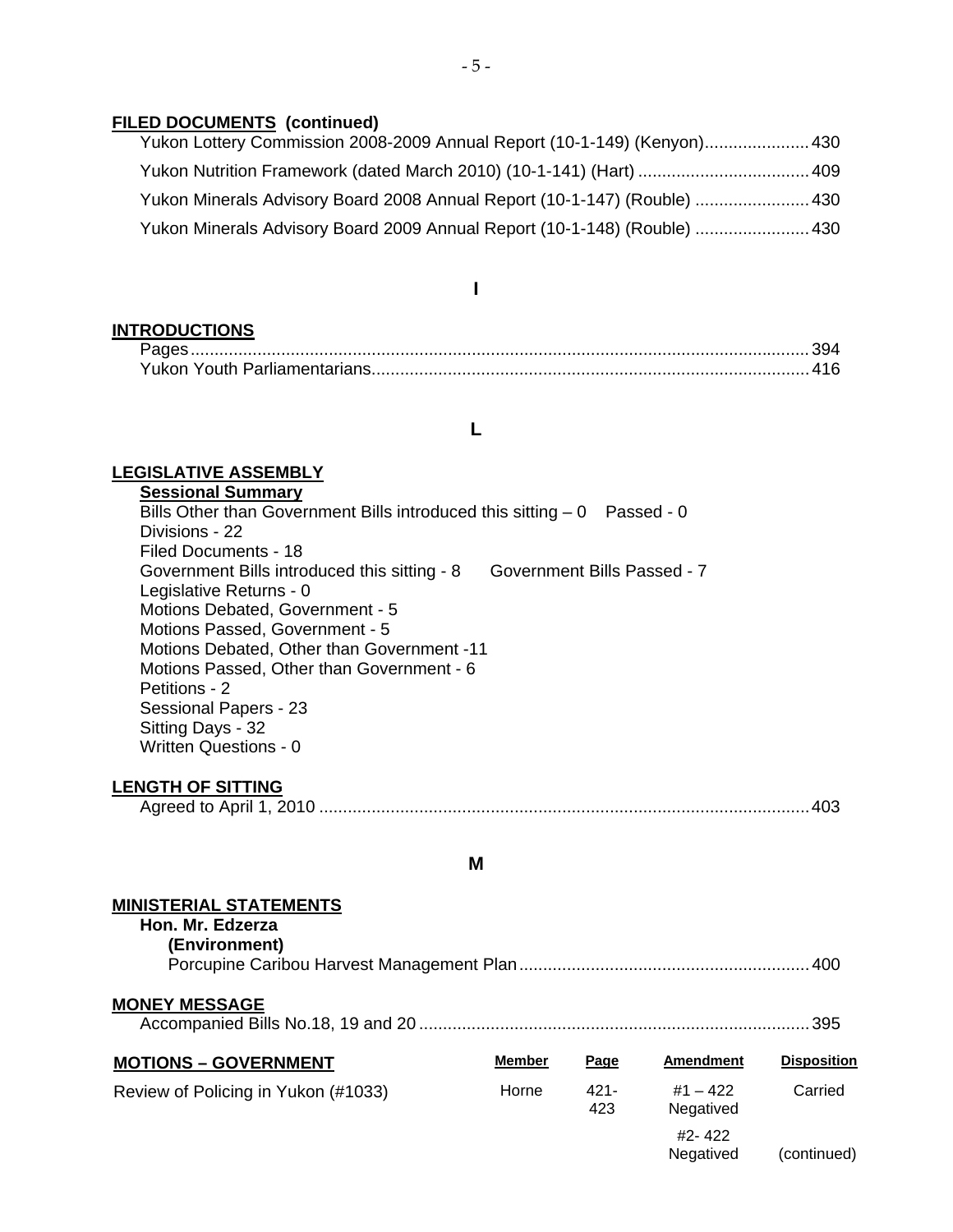**FILED DOCUMENTS (continued)**

Yukon Lottery Commission 2008-2009 Annual Report (10-1-149) (Kenyon)...................... 430

Yukon Nutrition Framework (dated March 2010) (10-1-141) (Hart) .................................... 409

Yukon Minerals Advisory Board 2008 Annual Report (10-1-147) (Rouble) ........................ 430

Yukon Minerals Advisory Board 2009 Annual Report (10-1-148) (Rouble) ........................ 430

## I

**INTRODUCTIONS**

Pages................................................................................................................................ 394

Yukon Youth Parliamentarians.......................................................................................... 416

## L

**LEGISLATIVE ASSEMBLY**

**Sessional Summary**

Bills Other than Government Bills introduced this sitting – 0 Passed - 0
Divisions - 22
Filed Documents - 18
Government Bills introduced this sitting - 8 Government Bills Passed - 7
Legislative Returns - 0
Motions Debated, Government - 5
Motions Passed, Government - 5
Motions Debated, Other than Government -11
Motions Passed, Other than Government - 6
Petitions - 2
Sessional Papers - 23
Sitting Days - 32
Written Questions - 0

**LENGTH OF SITTING**

Agreed to April 1, 2010 ...................................................................................................... 403

## M

**MINISTERIAL STATEMENTS**

**Hon. Mr. Edzerza**

**(Environment)**

Porcupine Caribou Harvest Management Plan............................................................ 400

**MONEY MESSAGE**

Accompanied Bills No.18, 19 and 20 ................................................................................ 395

| **MOTIONS – GOVERNMENT** | Member | Page | Amendment | Disposition |
|---|---|---|---|---|
| Review of Policing in Yukon (#1033) | Horne | 421-423 | #1 – 422 Negatived | Carried |
| | | | #2- 422 Negatived | (continued) |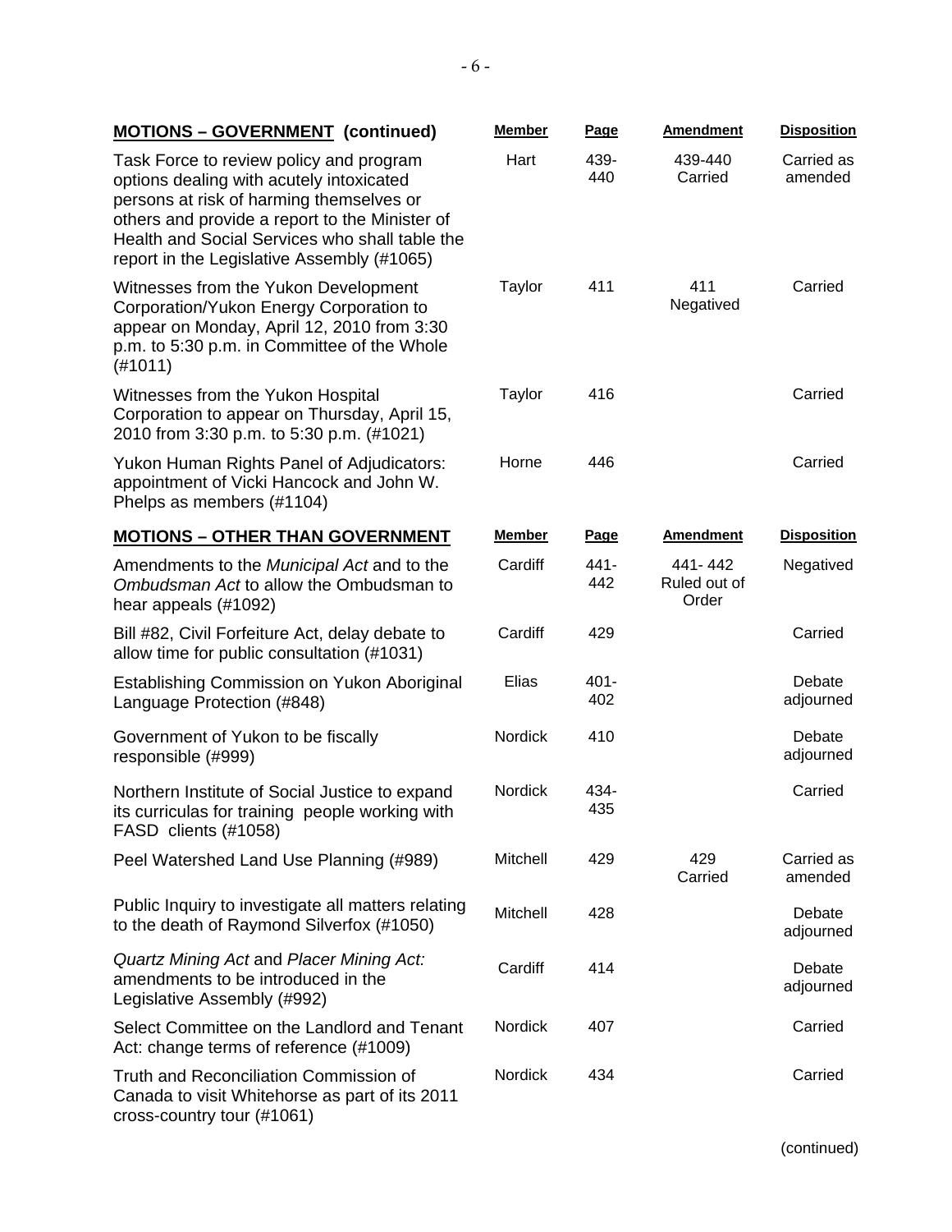| MOTIONS – GOVERNMENT (continued) | Member | Page | Amendment | Disposition |
|---|---|---|---|---|
| Task Force to review policy and program options dealing with acutely intoxicated persons at risk of harming themselves or others and provide a report to the Minister of Health and Social Services who shall table the report in the Legislative Assembly (#1065) | Hart | 439-440 | 439-440 Carried | Carried as amended |
| Witnesses from the Yukon Development Corporation/Yukon Energy Corporation to appear on Monday, April 12, 2010 from 3:30 p.m. to 5:30 p.m. in Committee of the Whole (#1011) | Taylor | 411 | 411 Negatived | Carried |
| Witnesses from the Yukon Hospital Corporation to appear on Thursday, April 15, 2010 from 3:30 p.m. to 5:30 p.m. (#1021) | Taylor | 416 | | Carried |
| Yukon Human Rights Panel of Adjudicators: appointment of Vicki Hancock and John W. Phelps as members (#1104) | Horne | 446 | | Carried |

| MOTIONS – OTHER THAN GOVERNMENT | Member | Page | Amendment | Disposition |
|---|---|---|---|---|
| Amendments to the *Municipal Act* and to the *Ombudsman Act* to allow the Ombudsman to hear appeals (#1092) | Cardiff | 441-442 | 441- 442 Ruled out of Order | Negatived |
| Bill #82, Civil Forfeiture Act, delay debate to allow time for public consultation (#1031) | Cardiff | 429 | | Carried |
| Establishing Commission on Yukon Aboriginal Language Protection (#848) | Elias | 401-402 | | Debate adjourned |
| Government of Yukon to be fiscally responsible (#999) | Nordick | 410 | | Debate adjourned |
| Northern Institute of Social Justice to expand its curriculas for training people working with FASD clients (#1058) | Nordick | 434-435 | | Carried |
| Peel Watershed Land Use Planning (#989) | Mitchell | 429 | 429 Carried | Carried as amended |
| Public Inquiry to investigate all matters relating to the death of Raymond Silverfox (#1050) | Mitchell | 428 | | Debate adjourned |
| *Quartz Mining Act* and *Placer Mining Act:* amendments to be introduced in the Legislative Assembly (#992) | Cardiff | 414 | | Debate adjourned |
| Select Committee on the Landlord and Tenant Act: change terms of reference (#1009) | Nordick | 407 | | Carried |
| Truth and Reconciliation Commission of Canada to visit Whitehorse as part of its 2011 cross-country tour (#1061) | Nordick | 434 | | Carried |

(continued)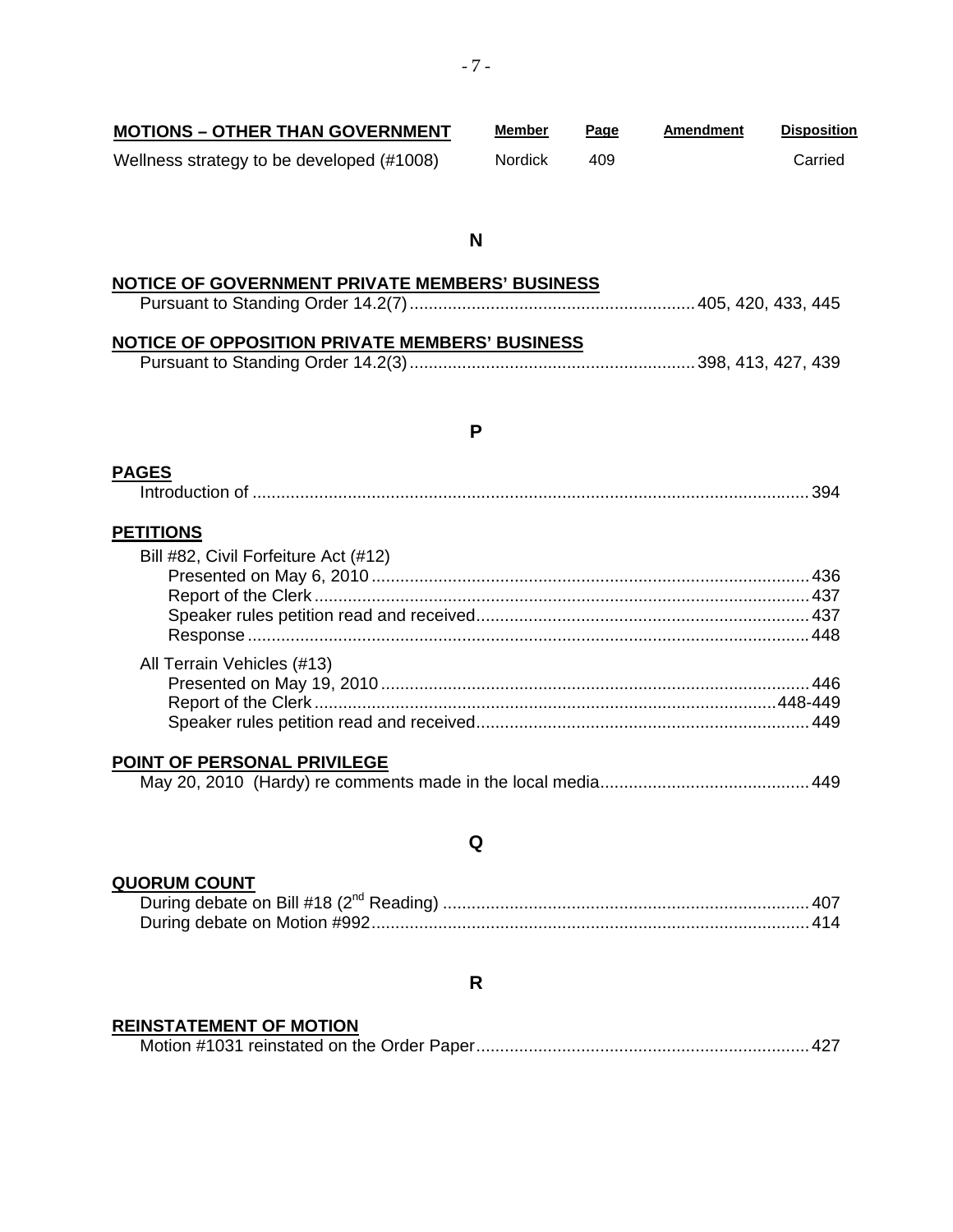| MOTIONS – OTHER THAN GOVERNMENT | Member | Page | Amendment | Disposition |
|---|---|---|---|---|
| Wellness strategy to be developed (#1008) | Nordick | 409 | | Carried |

## N

**NOTICE OF GOVERNMENT PRIVATE MEMBERS' BUSINESS**

Pursuant to Standing Order 14.2(7) ........ 405, 420, 433, 445

**NOTICE OF OPPOSITION PRIVATE MEMBERS' BUSINESS**

Pursuant to Standing Order 14.2(3) ........ 398, 413, 427, 439

## P

**PAGES**

Introduction of ........ 394

**PETITIONS**

Bill #82, Civil Forfeiture Act (#12)
- Presented on May 6, 2010 ........ 436
- Report of the Clerk ........ 437
- Speaker rules petition read and received ........ 437
- Response ........ 448

All Terrain Vehicles (#13)
- Presented on May 19, 2010 ........ 446
- Report of the Clerk ........ 448-449
- Speaker rules petition read and received ........ 449

**POINT OF PERSONAL PRIVILEGE**

May 20, 2010 (Hardy) re comments made in the local media ........ 449

## Q

**QUORUM COUNT**

During debate on Bill #18 (2nd Reading) ........ 407
During debate on Motion #992 ........ 414

## R

**REINSTATEMENT OF MOTION**

Motion #1031 reinstated on the Order Paper ........ 427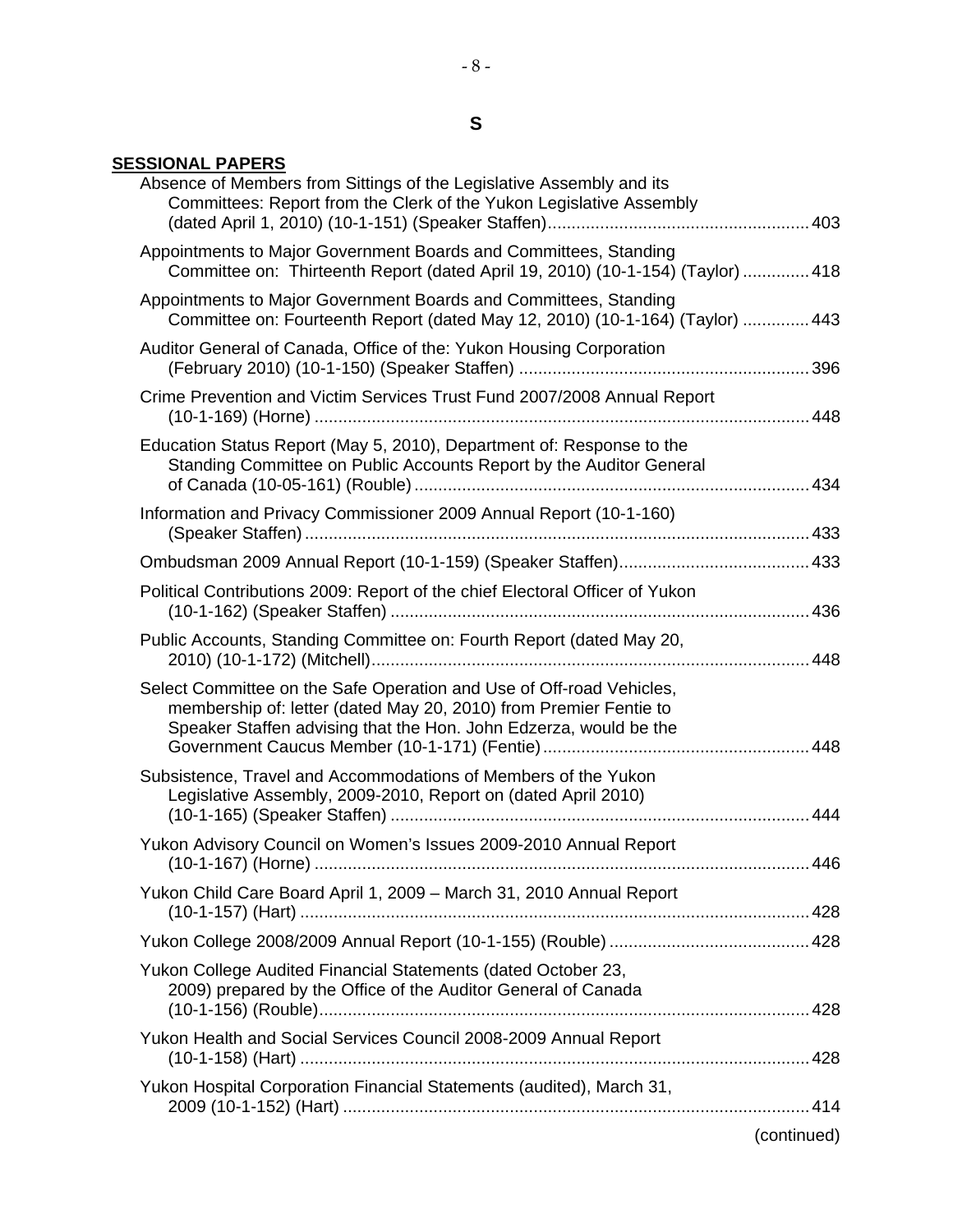# S

## SESSIONAL PAPERS

Absence of Members from Sittings of the Legislative Assembly and its Committees: Report from the Clerk of the Yukon Legislative Assembly (dated April 1, 2010) (10-1-151) (Speaker Staffen) ....... 403

Appointments to Major Government Boards and Committees, Standing Committee on: Thirteenth Report (dated April 19, 2010) (10-1-154) (Taylor) ....... 418

Appointments to Major Government Boards and Committees, Standing Committee on: Fourteenth Report (dated May 12, 2010) (10-1-164) (Taylor) ....... 443

Auditor General of Canada, Office of the: Yukon Housing Corporation (February 2010) (10-1-150) (Speaker Staffen) ....... 396

Crime Prevention and Victim Services Trust Fund 2007/2008 Annual Report (10-1-169) (Horne) ....... 448

Education Status Report (May 5, 2010), Department of: Response to the Standing Committee on Public Accounts Report by the Auditor General of Canada (10-05-161) (Rouble) ....... 434

Information and Privacy Commissioner 2009 Annual Report (10-1-160) (Speaker Staffen) ....... 433

Ombudsman 2009 Annual Report (10-1-159) (Speaker Staffen) ....... 433

Political Contributions 2009: Report of the chief Electoral Officer of Yukon (10-1-162) (Speaker Staffen) ....... 436

Public Accounts, Standing Committee on: Fourth Report (dated May 20, 2010) (10-1-172) (Mitchell) ....... 448

Select Committee on the Safe Operation and Use of Off-road Vehicles, membership of: letter (dated May 20, 2010) from Premier Fentie to Speaker Staffen advising that the Hon. John Edzerza, would be the Government Caucus Member (10-1-171) (Fentie) ....... 448

Subsistence, Travel and Accommodations of Members of the Yukon Legislative Assembly, 2009-2010, Report on (dated April 2010) (10-1-165) (Speaker Staffen) ....... 444

Yukon Advisory Council on Women's Issues 2009-2010 Annual Report (10-1-167) (Horne) ....... 446

Yukon Child Care Board April 1, 2009 – March 31, 2010 Annual Report (10-1-157) (Hart) ....... 428

Yukon College 2008/2009 Annual Report (10-1-155) (Rouble) ....... 428

Yukon College Audited Financial Statements (dated October 23, 2009) prepared by the Office of the Auditor General of Canada (10-1-156) (Rouble) ....... 428

Yukon Health and Social Services Council 2008-2009 Annual Report (10-1-158) (Hart) ....... 428

Yukon Hospital Corporation Financial Statements (audited), March 31, 2009 (10-1-152) (Hart) ....... 414

(continued)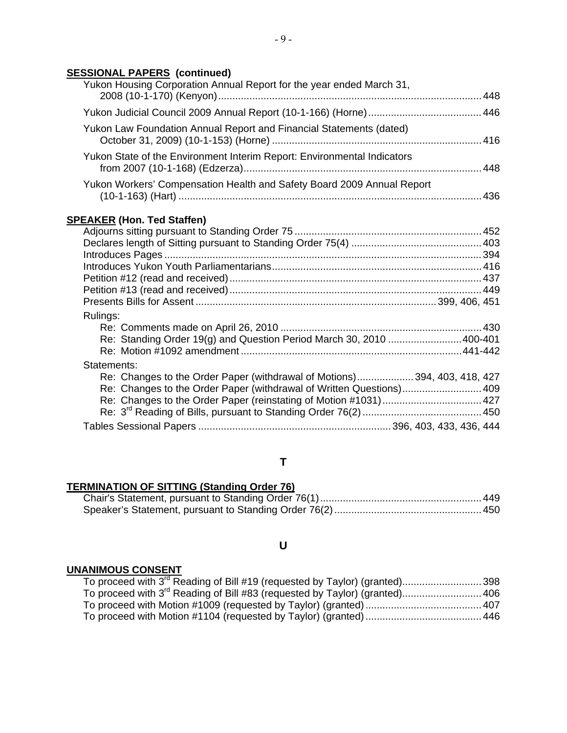**SESSIONAL PAPERS (continued)**

Yukon Housing Corporation Annual Report for the year ended March 31, 2008 (10-1-170) (Kenyon) ........ 448

Yukon Judicial Council 2009 Annual Report (10-1-166) (Horne) ........ 446

Yukon Law Foundation Annual Report and Financial Statements (dated) October 31, 2009) (10-1-153) (Horne) ........ 416

Yukon State of the Environment Interim Report: Environmental Indicators from 2007 (10-1-168) (Edzerza) ........ 448

Yukon Workers' Compensation Health and Safety Board 2009 Annual Report (10-1-163) (Hart) ........ 436

**SPEAKER (Hon. Ted Staffen)**

Adjourns sitting pursuant to Standing Order 75 ........ 452
Declares length of Sitting pursuant to Standing Order 75(4) ........ 403
Introduces Pages ........ 394
Introduces Yukon Youth Parliamentarians ........ 416
Petition #12 (read and received) ........ 437
Petition #13 (read and received) ........ 449
Presents Bills for Assent ........ 399, 406, 451

Rulings:
- Re: Comments made on April 26, 2010 ........ 430
- Re: Standing Order 19(g) and Question Period March 30, 2010 ........ 400-401
- Re: Motion #1092 amendment ........ 441-442

Statements:
- Re: Changes to the Order Paper (withdrawal of Motions) ........ 394, 403, 418, 427
- Re: Changes to the Order Paper (withdrawal of Written Questions) ........ 409
- Re: Changes to the Order Paper (reinstating of Motion #1031) ........ 427
- Re: 3rd Reading of Bills, pursuant to Standing Order 76(2) ........ 450

Tables Sessional Papers ........ 396, 403, 433, 436, 444

## T

**TERMINATION OF SITTING (Standing Order 76)**

Chair's Statement, pursuant to Standing Order 76(1) ........ 449
Speaker's Statement, pursuant to Standing Order 76(2) ........ 450

## U

**UNANIMOUS CONSENT**

To proceed with 3rd Reading of Bill #19 (requested by Taylor) (granted) ........ 398
To proceed with 3rd Reading of Bill #83 (requested by Taylor) (granted) ........ 406
To proceed with Motion #1009 (requested by Taylor) (granted) ........ 407
To proceed with Motion #1104 (requested by Taylor) (granted) ........ 446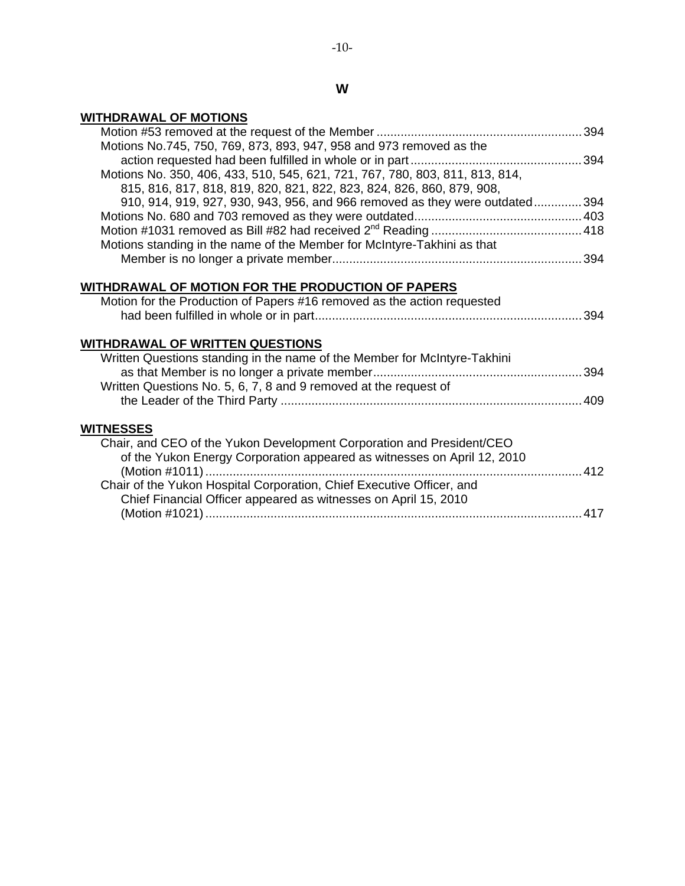# W

## WITHDRAWAL OF MOTIONS

Motion #53 removed at the request of the Member ............................................................ 394

Motions No.745, 750, 769, 873, 893, 947, 958 and 973 removed as the action requested had been fulfilled in whole or in part .................................................. 394

Motions No. 350, 406, 433, 510, 545, 621, 721, 767, 780, 803, 811, 813, 814, 815, 816, 817, 818, 819, 820, 821, 822, 823, 824, 826, 860, 879, 908, 910, 914, 919, 927, 930, 943, 956, and 966 removed as they were outdated .............. 394

Motions No. 680 and 703 removed as they were outdated................................................. 403

Motion #1031 removed as Bill #82 had received 2nd Reading ............................................ 418

Motions standing in the name of the Member for McIntyre-Takhini as that Member is no longer a private member......................................................................... 394

## WITHDRAWAL OF MOTION FOR THE PRODUCTION OF PAPERS

Motion for the Production of Papers #16 removed as the action requested had been fulfilled in whole or in part............................................................................. 394

## WITHDRAWAL OF WRITTEN QUESTIONS

Written Questions standing in the name of the Member for McIntyre-Takhini as that Member is no longer a private member............................................................ 394

Written Questions No. 5, 6, 7, 8 and 9 removed at the request of the Leader of the Third Party ........................................................................................ 409

## WITNESSES

Chair, and CEO of the Yukon Development Corporation and President/CEO of the Yukon Energy Corporation appeared as witnesses on April 12, 2010 (Motion #1011) .............................................................................................................. 412

Chair of the Yukon Hospital Corporation, Chief Executive Officer, and Chief Financial Officer appeared as witnesses on April 15, 2010 (Motion #1021) .............................................................................................................. 417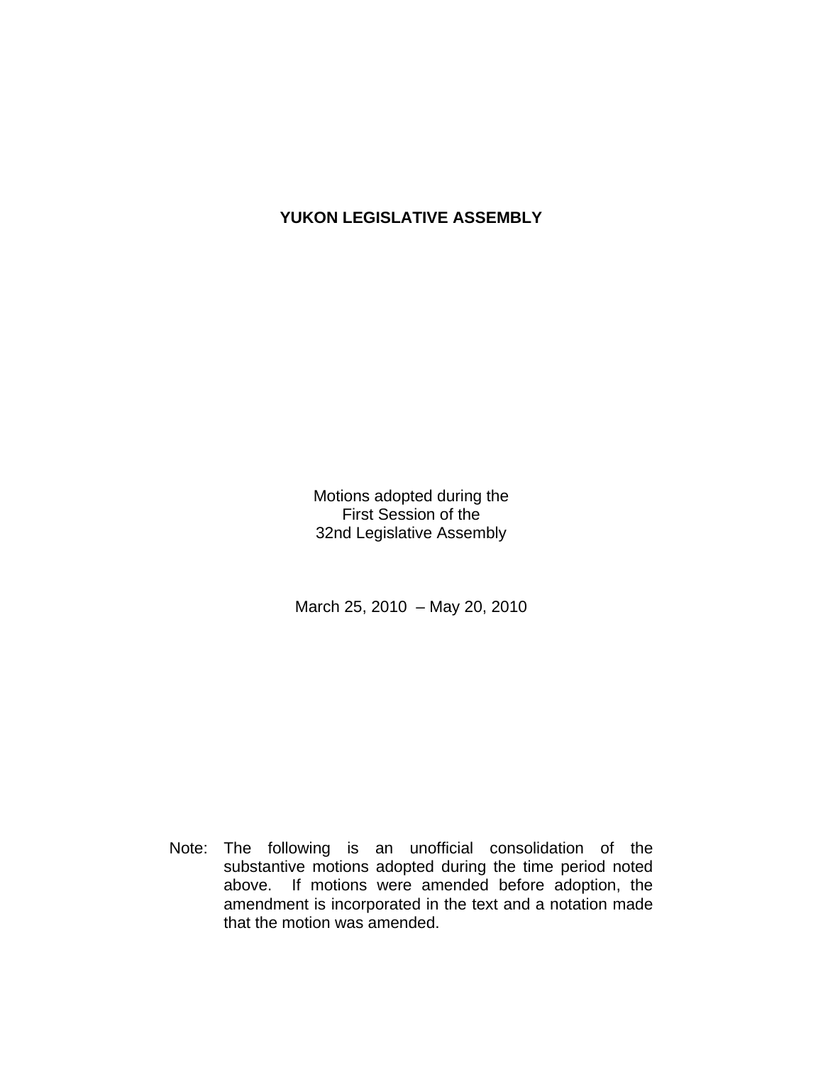# YUKON LEGISLATIVE ASSEMBLY

Motions adopted during the
First Session of the
32nd Legislative Assembly

March 25, 2010 – May 20, 2010

Note: The following is an unofficial consolidation of the substantive motions adopted during the time period noted above. If motions were amended before adoption, the amendment is incorporated in the text and a notation made that the motion was amended.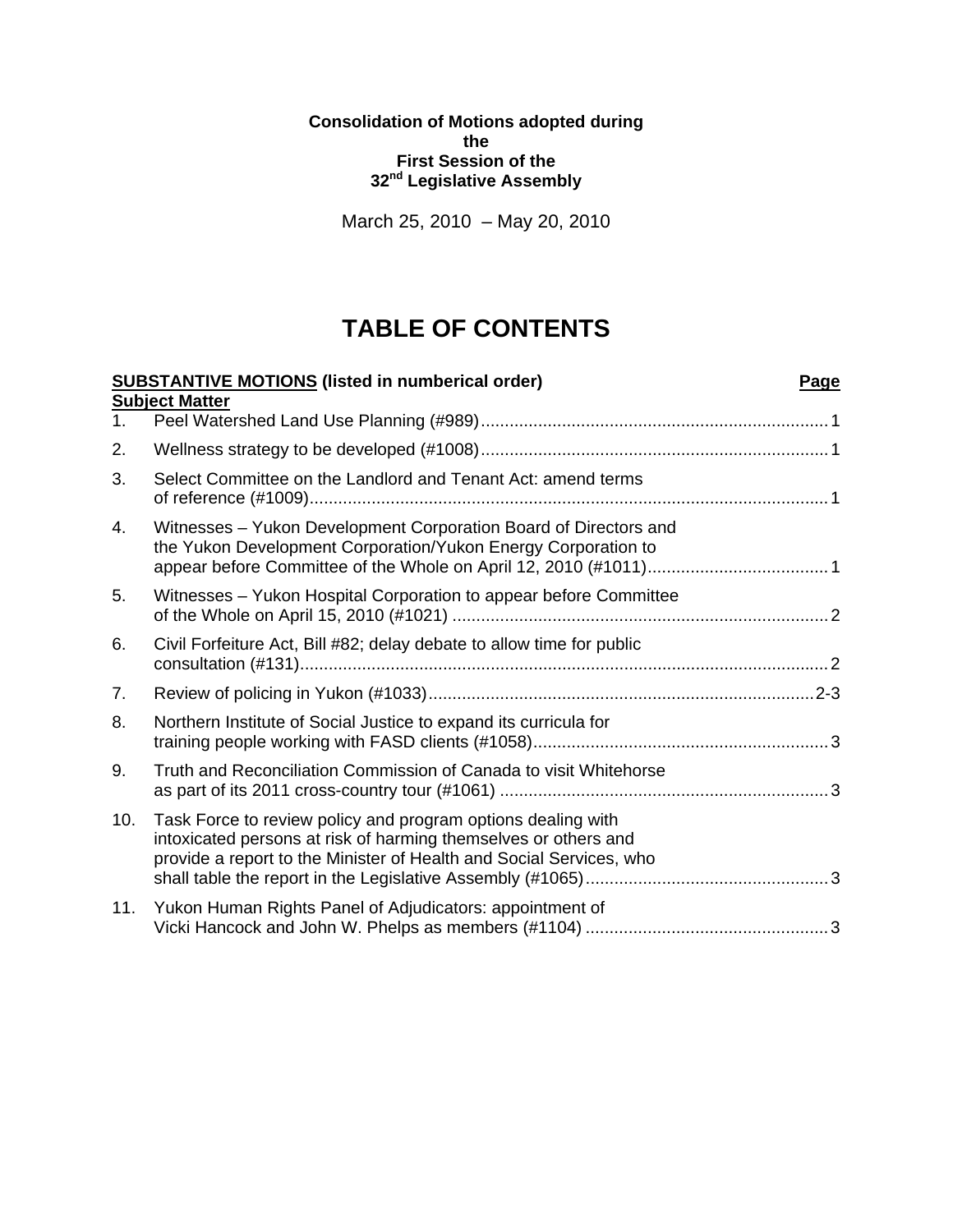**Consolidation of Motions adopted during the First Session of the 32nd Legislative Assembly**

March 25, 2010 – May 20, 2010

# TABLE OF CONTENTS

| **SUBSTANTIVE MOTIONS** (listed in numberical order) <br> **Subject Matter** | | **Page** |
|---|---|---|
| 1. | Peel Watershed Land Use Planning (#989) | 1 |
| 2. | Wellness strategy to be developed (#1008) | 1 |
| 3. | Select Committee on the Landlord and Tenant Act: amend terms of reference (#1009) | 1 |
| 4. | Witnesses – Yukon Development Corporation Board of Directors and the Yukon Development Corporation/Yukon Energy Corporation to appear before Committee of the Whole on April 12, 2010 (#1011) | 1 |
| 5. | Witnesses – Yukon Hospital Corporation to appear before Committee of the Whole on April 15, 2010 (#1021) | 2 |
| 6. | Civil Forfeiture Act, Bill #82; delay debate to allow time for public consultation (#131) | 2 |
| 7. | Review of policing in Yukon (#1033) | 2-3 |
| 8. | Northern Institute of Social Justice to expand its curricula for training people working with FASD clients (#1058) | 3 |
| 9. | Truth and Reconciliation Commission of Canada to visit Whitehorse as part of its 2011 cross-country tour (#1061) | 3 |
| 10. | Task Force to review policy and program options dealing with intoxicated persons at risk of harming themselves or others and provide a report to the Minister of Health and Social Services, who shall table the report in the Legislative Assembly (#1065) | 3 |
| 11. | Yukon Human Rights Panel of Adjudicators: appointment of Vicki Hancock and John W. Phelps as members (#1104) | 3 |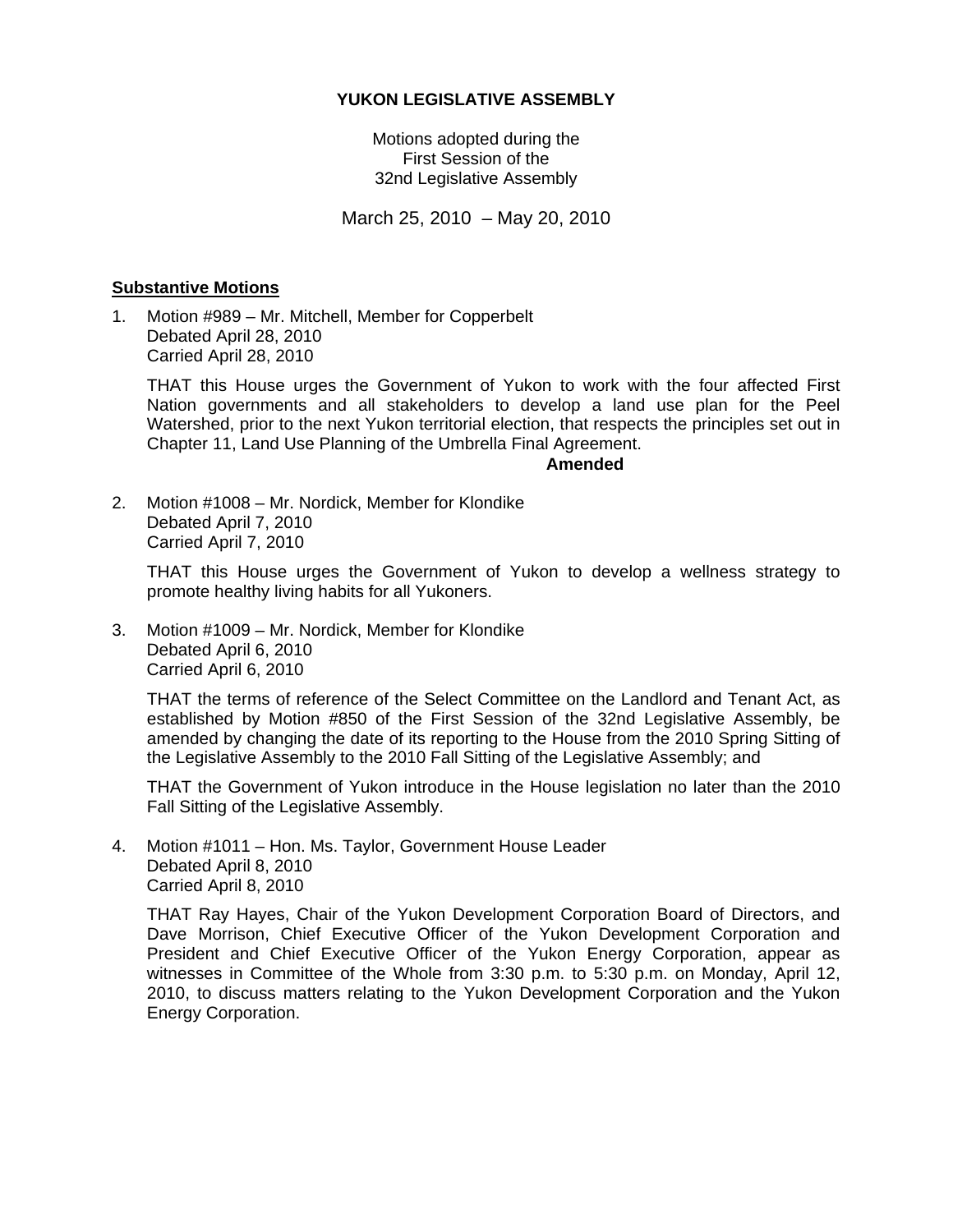**YUKON LEGISLATIVE ASSEMBLY**

Motions adopted during the
First Session of the
32nd Legislative Assembly

March 25, 2010 – May 20, 2010

**Substantive Motions**

1. Motion #989 – Mr. Mitchell, Member for Copperbelt
   Debated April 28, 2010
   Carried April 28, 2010

   THAT this House urges the Government of Yukon to work with the four affected First Nation governments and all stakeholders to develop a land use plan for the Peel Watershed, prior to the next Yukon territorial election, that respects the principles set out in Chapter 11, Land Use Planning of the Umbrella Final Agreement.

   **Amended**

2. Motion #1008 – Mr. Nordick, Member for Klondike
   Debated April 7, 2010
   Carried April 7, 2010

   THAT this House urges the Government of Yukon to develop a wellness strategy to promote healthy living habits for all Yukoners.

3. Motion #1009 – Mr. Nordick, Member for Klondike
   Debated April 6, 2010
   Carried April 6, 2010

   THAT the terms of reference of the Select Committee on the Landlord and Tenant Act, as established by Motion #850 of the First Session of the 32nd Legislative Assembly, be amended by changing the date of its reporting to the House from the 2010 Spring Sitting of the Legislative Assembly to the 2010 Fall Sitting of the Legislative Assembly; and

   THAT the Government of Yukon introduce in the House legislation no later than the 2010 Fall Sitting of the Legislative Assembly.

4. Motion #1011 – Hon. Ms. Taylor, Government House Leader
   Debated April 8, 2010
   Carried April 8, 2010

   THAT Ray Hayes, Chair of the Yukon Development Corporation Board of Directors, and Dave Morrison, Chief Executive Officer of the Yukon Development Corporation and President and Chief Executive Officer of the Yukon Energy Corporation, appear as witnesses in Committee of the Whole from 3:30 p.m. to 5:30 p.m. on Monday, April 12, 2010, to discuss matters relating to the Yukon Development Corporation and the Yukon Energy Corporation.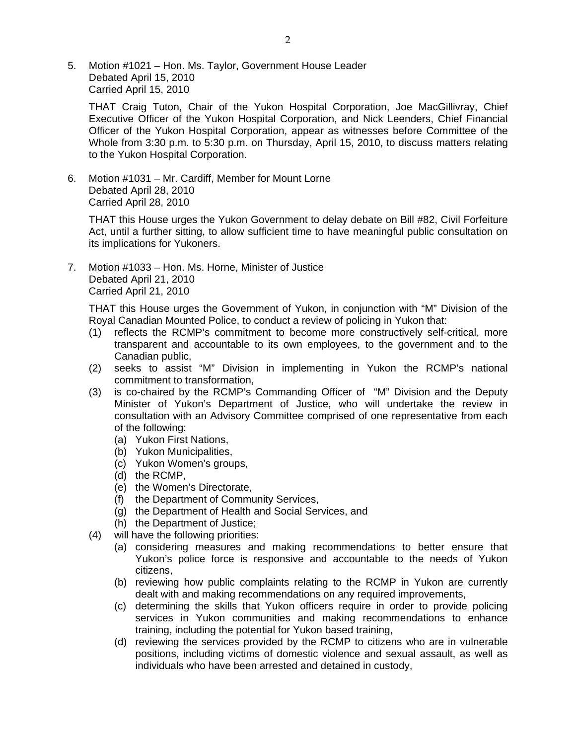5. Motion #1021 – Hon. Ms. Taylor, Government House Leader
   Debated April 15, 2010
   Carried April 15, 2010

   THAT Craig Tuton, Chair of the Yukon Hospital Corporation, Joe MacGillivray, Chief Executive Officer of the Yukon Hospital Corporation, and Nick Leenders, Chief Financial Officer of the Yukon Hospital Corporation, appear as witnesses before Committee of the Whole from 3:30 p.m. to 5:30 p.m. on Thursday, April 15, 2010, to discuss matters relating to the Yukon Hospital Corporation.

6. Motion #1031 – Mr. Cardiff, Member for Mount Lorne
   Debated April 28, 2010
   Carried April 28, 2010

   THAT this House urges the Yukon Government to delay debate on Bill #82, Civil Forfeiture Act, until a further sitting, to allow sufficient time to have meaningful public consultation on its implications for Yukoners.

7. Motion #1033 – Hon. Ms. Horne, Minister of Justice
   Debated April 21, 2010
   Carried April 21, 2010

   THAT this House urges the Government of Yukon, in conjunction with "M" Division of the Royal Canadian Mounted Police, to conduct a review of policing in Yukon that:

   (1) reflects the RCMP's commitment to become more constructively self-critical, more transparent and accountable to its own employees, to the government and to the Canadian public,
   (2) seeks to assist "M" Division in implementing in Yukon the RCMP's national commitment to transformation,
   (3) is co-chaired by the RCMP's Commanding Officer of "M" Division and the Deputy Minister of Yukon's Department of Justice, who will undertake the review in consultation with an Advisory Committee comprised of one representative from each of the following:
       (a) Yukon First Nations,
       (b) Yukon Municipalities,
       (c) Yukon Women's groups,
       (d) the RCMP,
       (e) the Women's Directorate,
       (f) the Department of Community Services,
       (g) the Department of Health and Social Services, and
       (h) the Department of Justice;
   (4) will have the following priorities:
       (a) considering measures and making recommendations to better ensure that Yukon's police force is responsive and accountable to the needs of Yukon citizens,
       (b) reviewing how public complaints relating to the RCMP in Yukon are currently dealt with and making recommendations on any required improvements,
       (c) determining the skills that Yukon officers require in order to provide policing services in Yukon communities and making recommendations to enhance training, including the potential for Yukon based training,
       (d) reviewing the services provided by the RCMP to citizens who are in vulnerable positions, including victims of domestic violence and sexual assault, as well as individuals who have been arrested and detained in custody,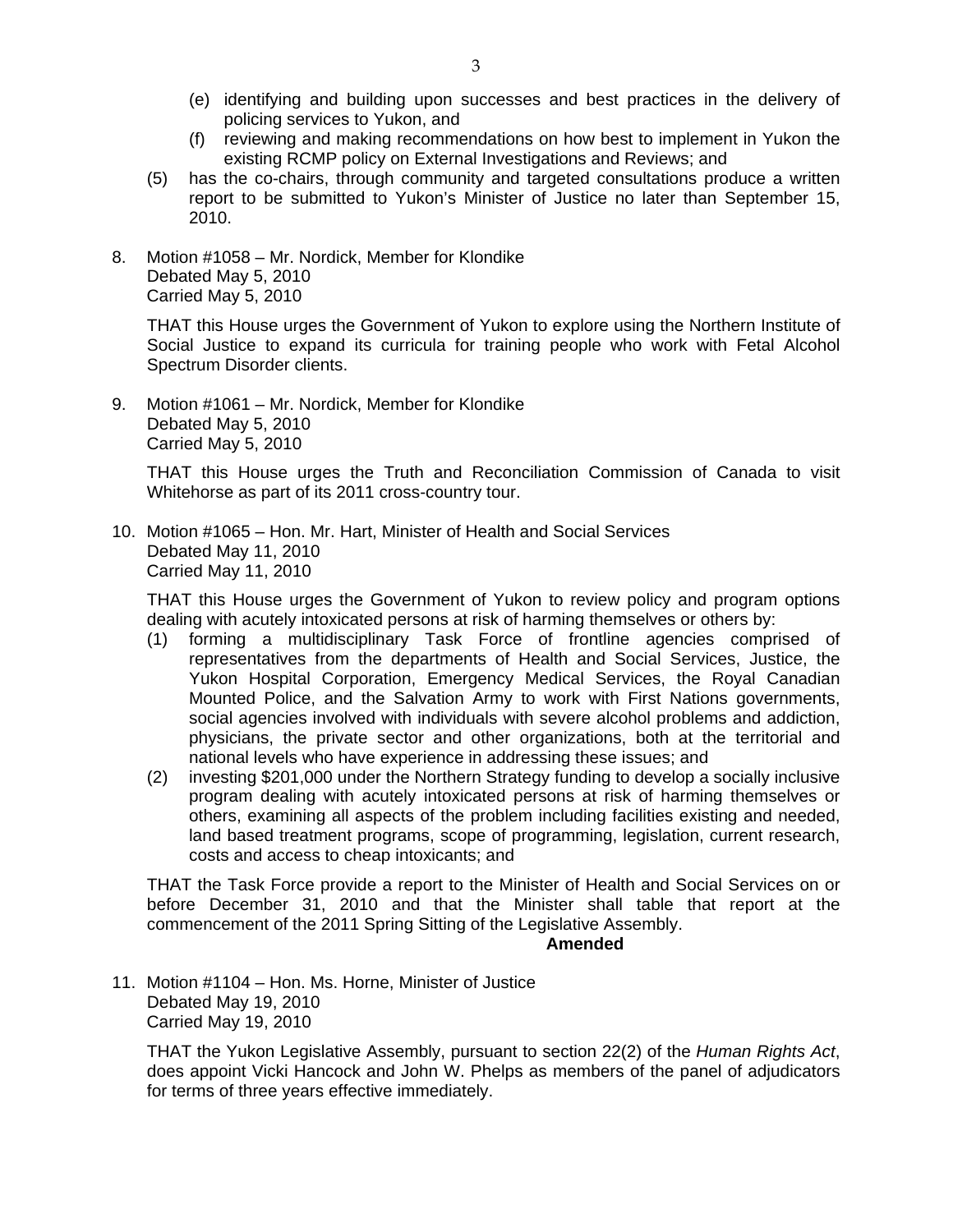(e) identifying and building upon successes and best practices in the delivery of policing services to Yukon, and
   (f) reviewing and making recommendations on how best to implement in Yukon the existing RCMP policy on External Investigations and Reviews; and

(5) has the co-chairs, through community and targeted consultations produce a written report to be submitted to Yukon's Minister of Justice no later than September 15, 2010.

8. Motion #1058 – Mr. Nordick, Member for Klondike
   Debated May 5, 2010
   Carried May 5, 2010

   THAT this House urges the Government of Yukon to explore using the Northern Institute of Social Justice to expand its curricula for training people who work with Fetal Alcohol Spectrum Disorder clients.

9. Motion #1061 – Mr. Nordick, Member for Klondike
   Debated May 5, 2010
   Carried May 5, 2010

   THAT this House urges the Truth and Reconciliation Commission of Canada to visit Whitehorse as part of its 2011 cross-country tour.

10. Motion #1065 – Hon. Mr. Hart, Minister of Health and Social Services
    Debated May 11, 2010
    Carried May 11, 2010

    THAT this House urges the Government of Yukon to review policy and program options dealing with acutely intoxicated persons at risk of harming themselves or others by:

    (1) forming a multidisciplinary Task Force of frontline agencies comprised of representatives from the departments of Health and Social Services, Justice, the Yukon Hospital Corporation, Emergency Medical Services, the Royal Canadian Mounted Police, and the Salvation Army to work with First Nations governments, social agencies involved with individuals with severe alcohol problems and addiction, physicians, the private sector and other organizations, both at the territorial and national levels who have experience in addressing these issues; and
    (2) investing $201,000 under the Northern Strategy funding to develop a socially inclusive program dealing with acutely intoxicated persons at risk of harming themselves or others, examining all aspects of the problem including facilities existing and needed, land based treatment programs, scope of programming, legislation, current research, costs and access to cheap intoxicants; and

    THAT the Task Force provide a report to the Minister of Health and Social Services on or before December 31, 2010 and that the Minister shall table that report at the commencement of the 2011 Spring Sitting of the Legislative Assembly.

    **Amended**

11. Motion #1104 – Hon. Ms. Horne, Minister of Justice
    Debated May 19, 2010
    Carried May 19, 2010

    THAT the Yukon Legislative Assembly, pursuant to section 22(2) of the *Human Rights Act*, does appoint Vicki Hancock and John W. Phelps as members of the panel of adjudicators for terms of three years effective immediately.